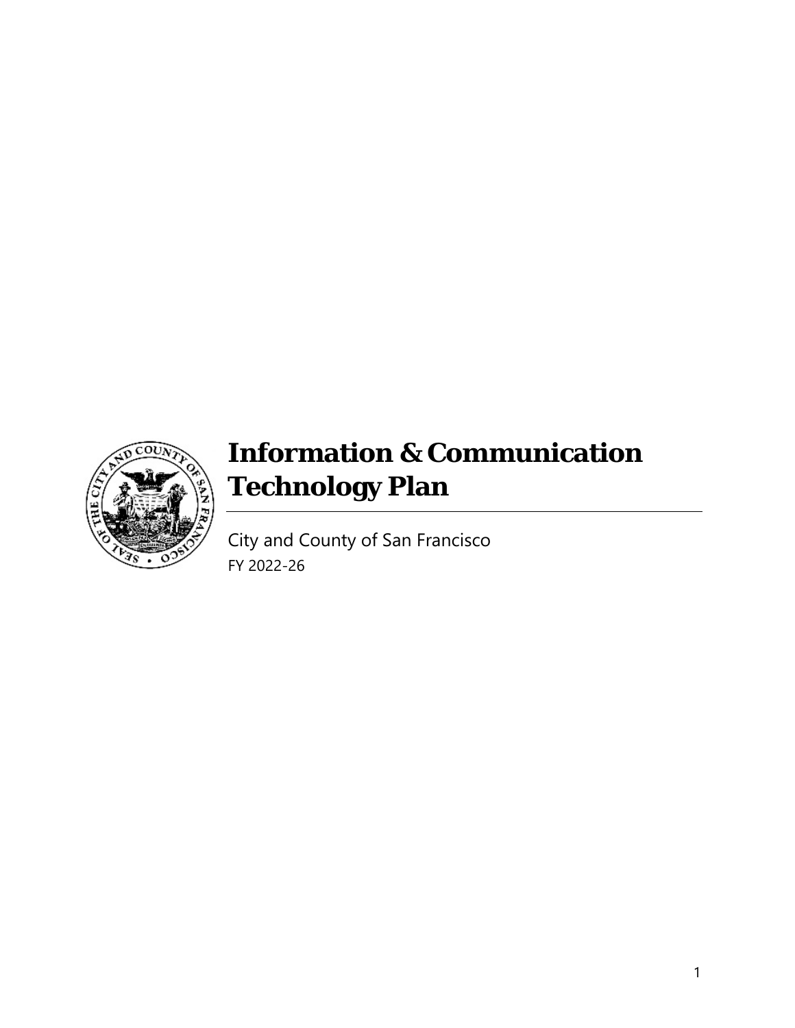# Information & Communication Technology Plan

City and County of San Francisco

FY 2022-26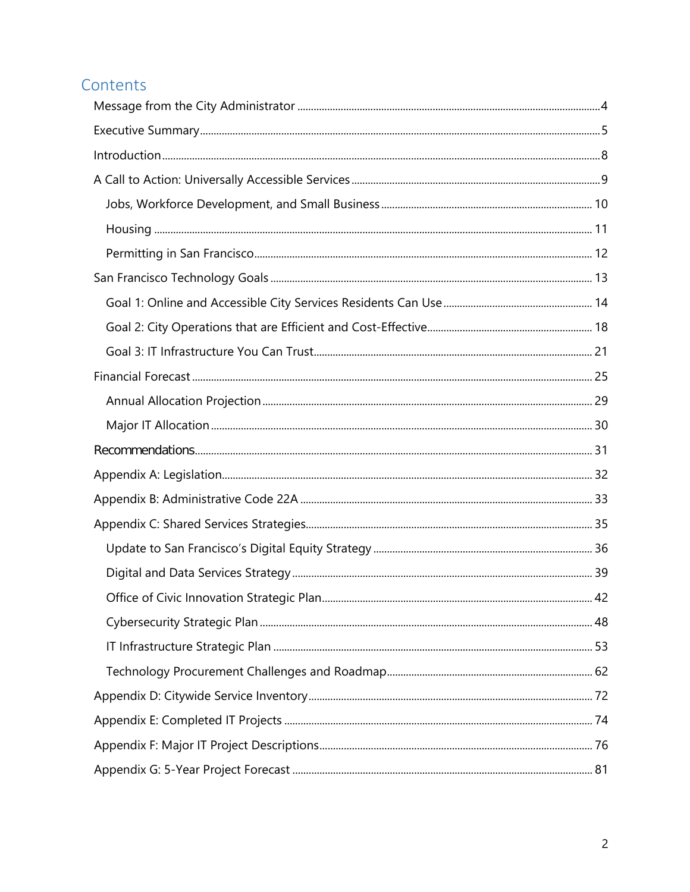## Contents

- Message from the City Administrator ..... 4
- Executive Summary ..... 5
- Introduction ..... 8
- A Call to Action: Universally Accessible Services ..... 9
  - Jobs, Workforce Development, and Small Business ..... 10
  - Housing ..... 11
  - Permitting in San Francisco ..... 12
- San Francisco Technology Goals ..... 13
  - Goal 1: Online and Accessible City Services Residents Can Use ..... 14
  - Goal 2: City Operations that are Efficient and Cost-Effective ..... 18
  - Goal 3: IT Infrastructure You Can Trust ..... 21
- Financial Forecast ..... 25
  - Annual Allocation Projection ..... 29
  - Major IT Allocation ..... 30
- Recommendations ..... 31
- Appendix A: Legislation ..... 32
- Appendix B: Administrative Code 22A ..... 33
- Appendix C: Shared Services Strategies ..... 35
  - Update to San Francisco's Digital Equity Strategy ..... 36
  - Digital and Data Services Strategy ..... 39
  - Office of Civic Innovation Strategic Plan ..... 42
  - Cybersecurity Strategic Plan ..... 48
  - IT Infrastructure Strategic Plan ..... 53
  - Technology Procurement Challenges and Roadmap ..... 62
- Appendix D: Citywide Service Inventory ..... 72
- Appendix E: Completed IT Projects ..... 74
- Appendix F: Major IT Project Descriptions ..... 76
- Appendix G: 5-Year Project Forecast ..... 81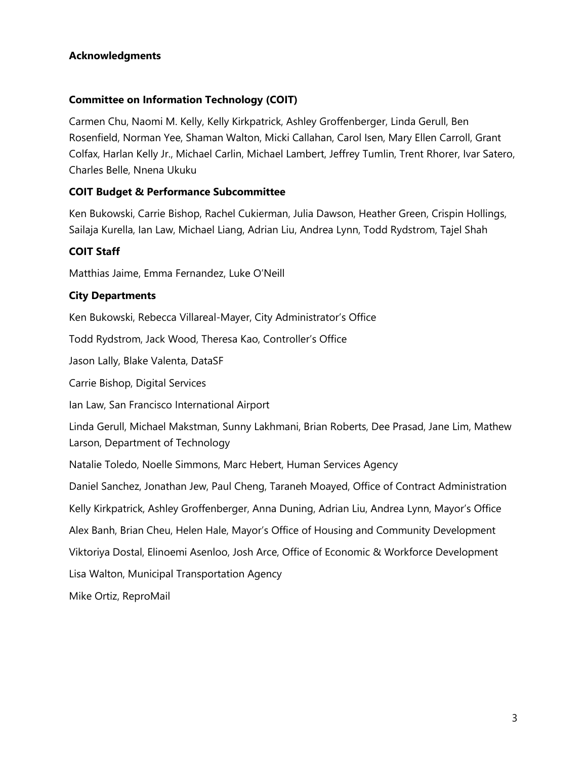## Acknowledgments

### Committee on Information Technology (COIT)

Carmen Chu, Naomi M. Kelly, Kelly Kirkpatrick, Ashley Groffenberger, Linda Gerull, Ben Rosenfield, Norman Yee, Shaman Walton, Micki Callahan, Carol Isen, Mary Ellen Carroll, Grant Colfax, Harlan Kelly Jr., Michael Carlin, Michael Lambert, Jeffrey Tumlin, Trent Rhorer, Ivar Satero, Charles Belle, Nnena Ukuku

### COIT Budget & Performance Subcommittee

Ken Bukowski, Carrie Bishop, Rachel Cukierman, Julia Dawson, Heather Green, Crispin Hollings, Sailaja Kurella, Ian Law, Michael Liang, Adrian Liu, Andrea Lynn, Todd Rydstrom, Tajel Shah

### COIT Staff

Matthias Jaime, Emma Fernandez, Luke O'Neill

### City Departments

Ken Bukowski, Rebecca Villareal-Mayer, City Administrator's Office

Todd Rydstrom, Jack Wood, Theresa Kao, Controller's Office

Jason Lally, Blake Valenta, DataSF

Carrie Bishop, Digital Services

Ian Law, San Francisco International Airport

Linda Gerull, Michael Makstman, Sunny Lakhmani, Brian Roberts, Dee Prasad, Jane Lim, Mathew Larson, Department of Technology

Natalie Toledo, Noelle Simmons, Marc Hebert, Human Services Agency

Daniel Sanchez, Jonathan Jew, Paul Cheng, Taraneh Moayed, Office of Contract Administration

Kelly Kirkpatrick, Ashley Groffenberger, Anna Duning, Adrian Liu, Andrea Lynn, Mayor's Office

Alex Banh, Brian Cheu, Helen Hale, Mayor's Office of Housing and Community Development

Viktoriya Dostal, Elinoemi Asenloo, Josh Arce, Office of Economic & Workforce Development

Lisa Walton, Municipal Transportation Agency

Mike Ortiz, ReproMail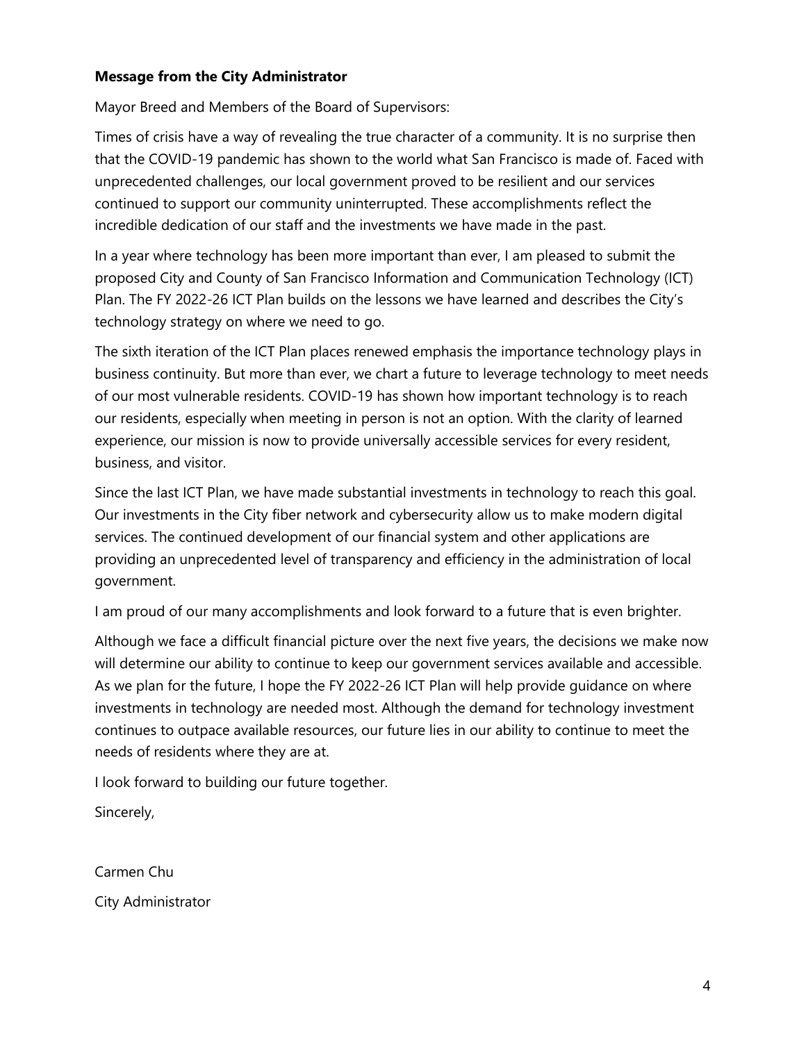**Message from the City Administrator**

Mayor Breed and Members of the Board of Supervisors:

Times of crisis have a way of revealing the true character of a community. It is no surprise then that the COVID-19 pandemic has shown to the world what San Francisco is made of. Faced with unprecedented challenges, our local government proved to be resilient and our services continued to support our community uninterrupted. These accomplishments reflect the incredible dedication of our staff and the investments we have made in the past.

In a year where technology has been more important than ever, I am pleased to submit the proposed City and County of San Francisco Information and Communication Technology (ICT) Plan. The FY 2022-26 ICT Plan builds on the lessons we have learned and describes the City's technology strategy on where we need to go.

The sixth iteration of the ICT Plan places renewed emphasis the importance technology plays in business continuity. But more than ever, we chart a future to leverage technology to meet needs of our most vulnerable residents. COVID-19 has shown how important technology is to reach our residents, especially when meeting in person is not an option. With the clarity of learned experience, our mission is now to provide universally accessible services for every resident, business, and visitor.

Since the last ICT Plan, we have made substantial investments in technology to reach this goal. Our investments in the City fiber network and cybersecurity allow us to make modern digital services. The continued development of our financial system and other applications are providing an unprecedented level of transparency and efficiency in the administration of local government.

I am proud of our many accomplishments and look forward to a future that is even brighter.

Although we face a difficult financial picture over the next five years, the decisions we make now will determine our ability to continue to keep our government services available and accessible. As we plan for the future, I hope the FY 2022-26 ICT Plan will help provide guidance on where investments in technology are needed most. Although the demand for technology investment continues to outpace available resources, our future lies in our ability to continue to meet the needs of residents where they are at.

I look forward to building our future together.

Sincerely,

Carmen Chu

City Administrator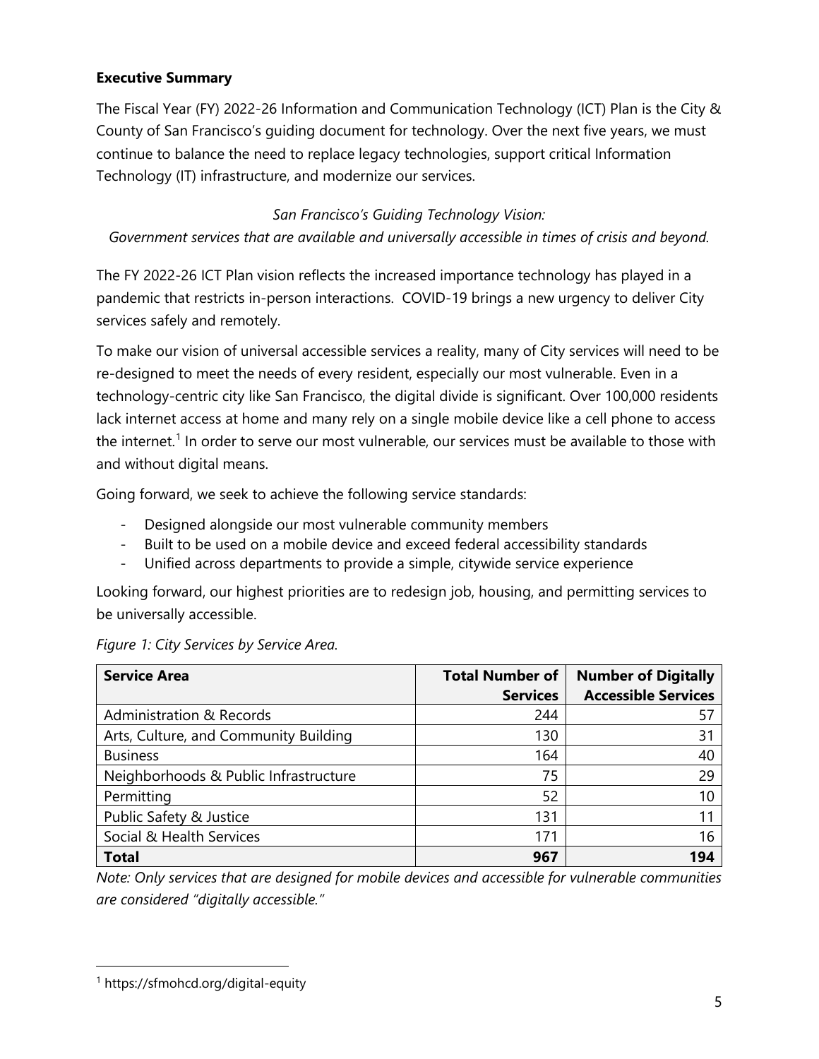**Executive Summary**

The Fiscal Year (FY) 2022-26 Information and Communication Technology (ICT) Plan is the City & County of San Francisco's guiding document for technology. Over the next five years, we must continue to balance the need to replace legacy technologies, support critical Information Technology (IT) infrastructure, and modernize our services.

*San Francisco's Guiding Technology Vision:*
*Government services that are available and universally accessible in times of crisis and beyond.*

The FY 2022-26 ICT Plan vision reflects the increased importance technology has played in a pandemic that restricts in-person interactions. COVID-19 brings a new urgency to deliver City services safely and remotely.

To make our vision of universal accessible services a reality, many of City services will need to be re-designed to meet the needs of every resident, especially our most vulnerable. Even in a technology-centric city like San Francisco, the digital divide is significant. Over 100,000 residents lack internet access at home and many rely on a single mobile device like a cell phone to access the internet.[1] In order to serve our most vulnerable, our services must be available to those with and without digital means.

Going forward, we seek to achieve the following service standards:

- Designed alongside our most vulnerable community members
- Built to be used on a mobile device and exceed federal accessibility standards
- Unified across departments to provide a simple, citywide service experience

Looking forward, our highest priorities are to redesign job, housing, and permitting services to be universally accessible.

*Figure 1: City Services by Service Area.*

| Service Area | Total Number of Services | Number of Digitally Accessible Services |
|---|---:|---:|
| Administration & Records | 244 | 57 |
| Arts, Culture, and Community Building | 130 | 31 |
| Business | 164 | 40 |
| Neighborhoods & Public Infrastructure | 75 | 29 |
| Permitting | 52 | 10 |
| Public Safety & Justice | 131 | 11 |
| Social & Health Services | 171 | 16 |
| **Total** | **967** | **194** |

*Note: Only services that are designed for mobile devices and accessible for vulnerable communities are considered "digitally accessible."*

[1] https://sfmohcd.org/digital-equity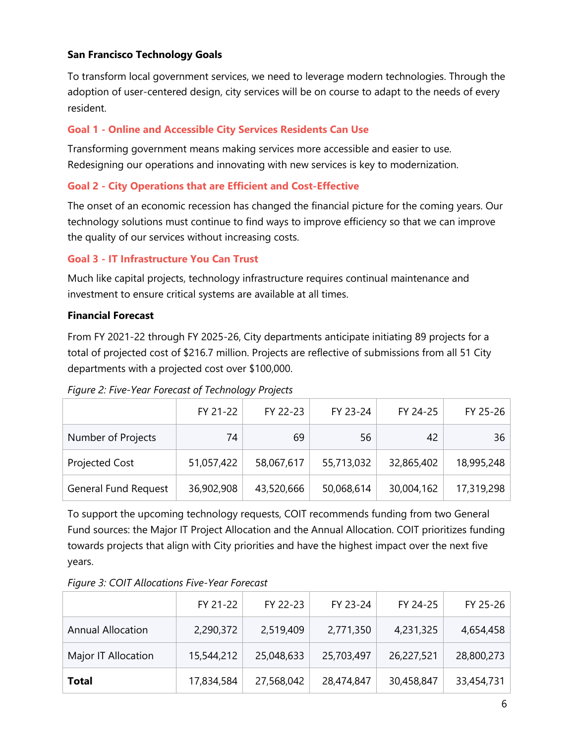**San Francisco Technology Goals**

To transform local government services, we need to leverage modern technologies. Through the adoption of user-centered design, city services will be on course to adapt to the needs of every resident.

### Goal 1 - Online and Accessible City Services Residents Can Use

Transforming government means making services more accessible and easier to use. Redesigning our operations and innovating with new services is key to modernization.

### Goal 2 - City Operations that are Efficient and Cost-Effective

The onset of an economic recession has changed the financial picture for the coming years. Our technology solutions must continue to find ways to improve efficiency so that we can improve the quality of our services without increasing costs.

### Goal 3 - IT Infrastructure You Can Trust

Much like capital projects, technology infrastructure requires continual maintenance and investment to ensure critical systems are available at all times.

**Financial Forecast**

From FY 2021-22 through FY 2025-26, City departments anticipate initiating 89 projects for a total of projected cost of $216.7 million. Projects are reflective of submissions from all 51 City departments with a projected cost over $100,000.

*Figure 2: Five-Year Forecast of Technology Projects*

| | FY 21-22 | FY 22-23 | FY 23-24 | FY 24-25 | FY 25-26 |
|---|---|---|---|---|---|
| Number of Projects | 74 | 69 | 56 | 42 | 36 |
| Projected Cost | 51,057,422 | 58,067,617 | 55,713,032 | 32,865,402 | 18,995,248 |
| General Fund Request | 36,902,908 | 43,520,666 | 50,068,614 | 30,004,162 | 17,319,298 |

To support the upcoming technology requests, COIT recommends funding from two General Fund sources: the Major IT Project Allocation and the Annual Allocation. COIT prioritizes funding towards projects that align with City priorities and have the highest impact over the next five years.

*Figure 3: COIT Allocations Five-Year Forecast*

| | FY 21-22 | FY 22-23 | FY 23-24 | FY 24-25 | FY 25-26 |
|---|---|---|---|---|---|
| Annual Allocation | 2,290,372 | 2,519,409 | 2,771,350 | 4,231,325 | 4,654,458 |
| Major IT Allocation | 15,544,212 | 25,048,633 | 25,703,497 | 26,227,521 | 28,800,273 |
| **Total** | 17,834,584 | 27,568,042 | 28,474,847 | 30,458,847 | 33,454,731 |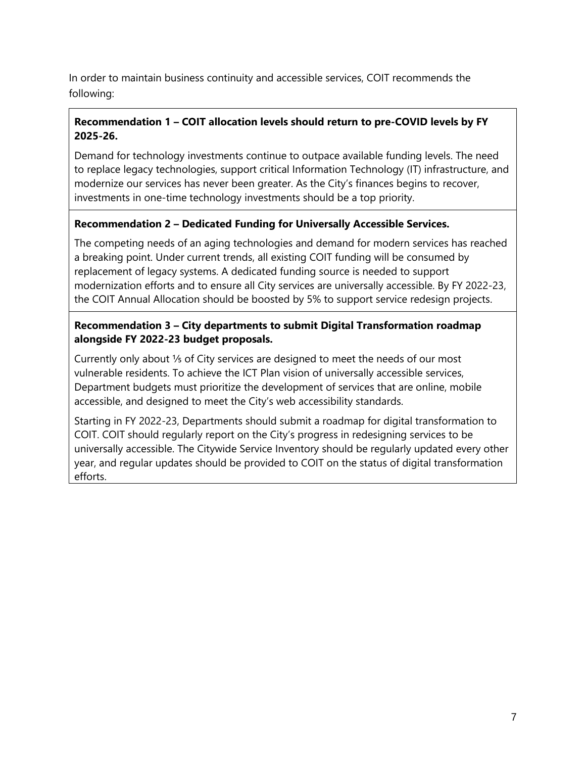In order to maintain business continuity and accessible services, COIT recommends the following:

**Recommendation 1 – COIT allocation levels should return to pre-COVID levels by FY 2025-26.**

Demand for technology investments continue to outpace available funding levels. The need to replace legacy technologies, support critical Information Technology (IT) infrastructure, and modernize our services has never been greater. As the City's finances begins to recover, investments in one-time technology investments should be a top priority.

**Recommendation 2 – Dedicated Funding for Universally Accessible Services.**

The competing needs of an aging technologies and demand for modern services has reached a breaking point. Under current trends, all existing COIT funding will be consumed by replacement of legacy systems. A dedicated funding source is needed to support modernization efforts and to ensure all City services are universally accessible. By FY 2022-23, the COIT Annual Allocation should be boosted by 5% to support service redesign projects.

**Recommendation 3 – City departments to submit Digital Transformation roadmap alongside FY 2022-23 budget proposals.**

Currently only about ⅕ of City services are designed to meet the needs of our most vulnerable residents. To achieve the ICT Plan vision of universally accessible services, Department budgets must prioritize the development of services that are online, mobile accessible, and designed to meet the City's web accessibility standards.

Starting in FY 2022-23, Departments should submit a roadmap for digital transformation to COIT. COIT should regularly report on the City's progress in redesigning services to be universally accessible. The Citywide Service Inventory should be regularly updated every other year, and regular updates should be provided to COIT on the status of digital transformation efforts.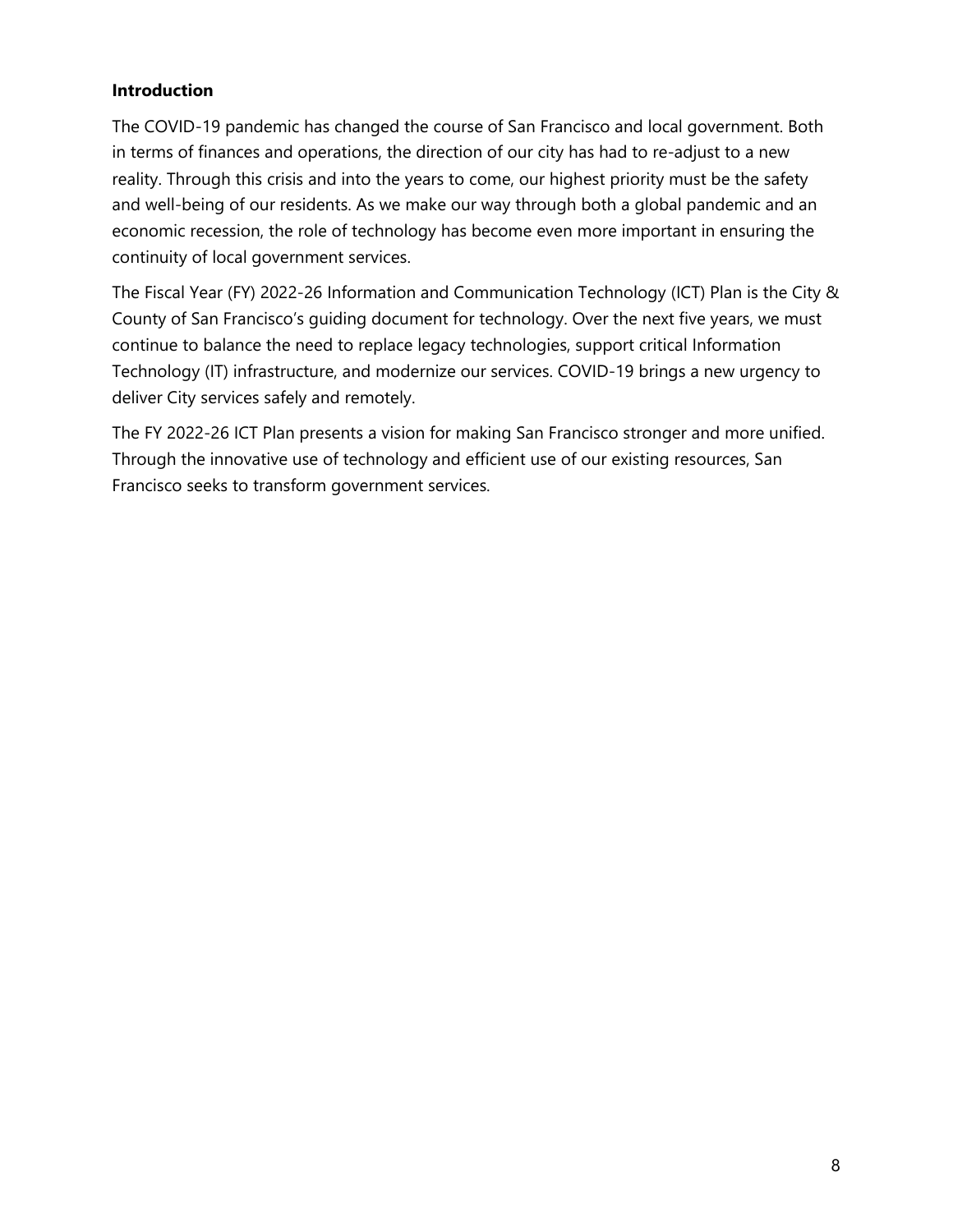## Introduction

The COVID-19 pandemic has changed the course of San Francisco and local government. Both in terms of finances and operations, the direction of our city has had to re-adjust to a new reality. Through this crisis and into the years to come, our highest priority must be the safety and well-being of our residents. As we make our way through both a global pandemic and an economic recession, the role of technology has become even more important in ensuring the continuity of local government services.

The Fiscal Year (FY) 2022-26 Information and Communication Technology (ICT) Plan is the City & County of San Francisco's guiding document for technology. Over the next five years, we must continue to balance the need to replace legacy technologies, support critical Information Technology (IT) infrastructure, and modernize our services. COVID-19 brings a new urgency to deliver City services safely and remotely.

The FY 2022-26 ICT Plan presents a vision for making San Francisco stronger and more unified. Through the innovative use of technology and efficient use of our existing resources, San Francisco seeks to transform government services.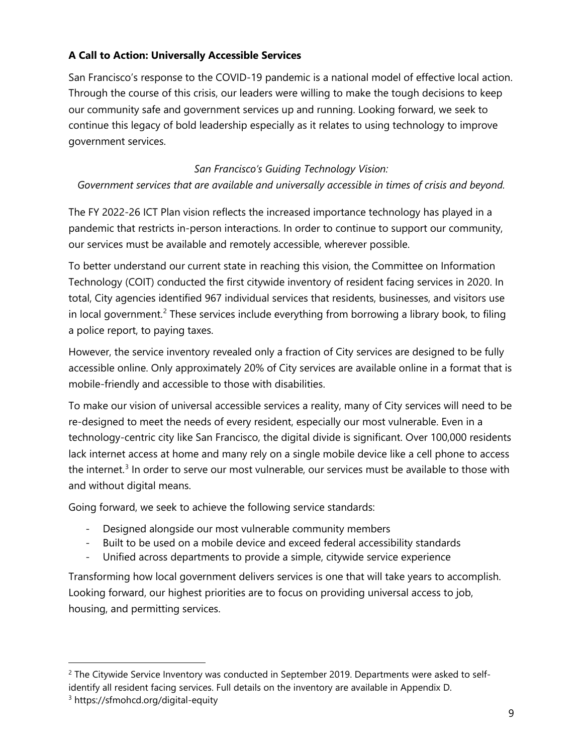**A Call to Action: Universally Accessible Services**

San Francisco's response to the COVID-19 pandemic is a national model of effective local action. Through the course of this crisis, our leaders were willing to make the tough decisions to keep our community safe and government services up and running. Looking forward, we seek to continue this legacy of bold leadership especially as it relates to using technology to improve government services.

*San Francisco's Guiding Technology Vision:*
*Government services that are available and universally accessible in times of crisis and beyond.*

The FY 2022-26 ICT Plan vision reflects the increased importance technology has played in a pandemic that restricts in-person interactions. In order to continue to support our community, our services must be available and remotely accessible, wherever possible.

To better understand our current state in reaching this vision, the Committee on Information Technology (COIT) conducted the first citywide inventory of resident facing services in 2020. In total, City agencies identified 967 individual services that residents, businesses, and visitors use in local government.[2] These services include everything from borrowing a library book, to filing a police report, to paying taxes.

However, the service inventory revealed only a fraction of City services are designed to be fully accessible online. Only approximately 20% of City services are available online in a format that is mobile-friendly and accessible to those with disabilities.

To make our vision of universal accessible services a reality, many of City services will need to be re-designed to meet the needs of every resident, especially our most vulnerable. Even in a technology-centric city like San Francisco, the digital divide is significant. Over 100,000 residents lack internet access at home and many rely on a single mobile device like a cell phone to access the internet.[3] In order to serve our most vulnerable, our services must be available to those with and without digital means.

Going forward, we seek to achieve the following service standards:

- Designed alongside our most vulnerable community members
- Built to be used on a mobile device and exceed federal accessibility standards
- Unified across departments to provide a simple, citywide service experience

Transforming how local government delivers services is one that will take years to accomplish. Looking forward, our highest priorities are to focus on providing universal access to job, housing, and permitting services.

---

[2] The Citywide Service Inventory was conducted in September 2019. Departments were asked to self-identify all resident facing services. Full details on the inventory are available in Appendix D.

[3] https://sfmohcd.org/digital-equity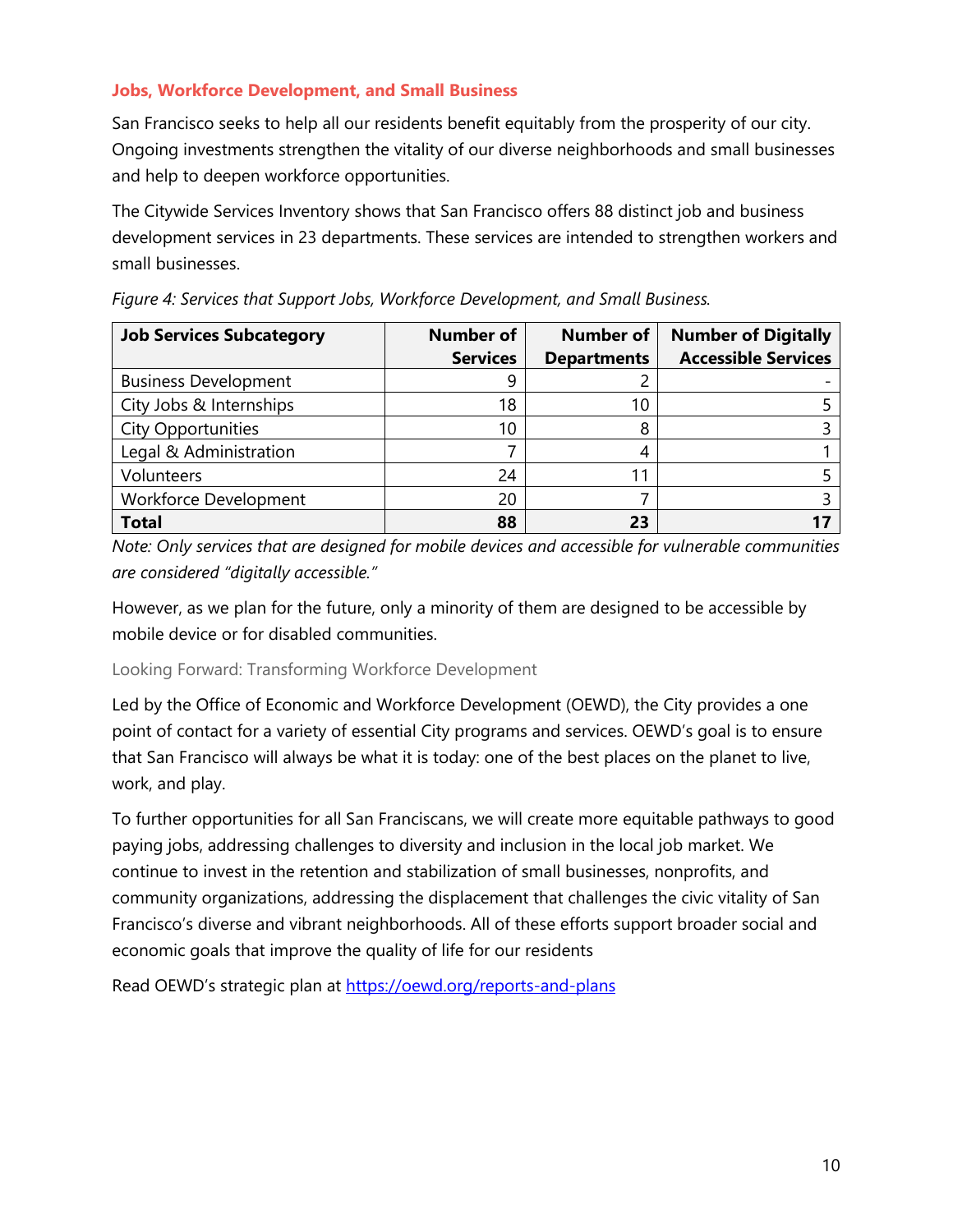### Jobs, Workforce Development, and Small Business

San Francisco seeks to help all our residents benefit equitably from the prosperity of our city. Ongoing investments strengthen the vitality of our diverse neighborhoods and small businesses and help to deepen workforce opportunities.

The Citywide Services Inventory shows that San Francisco offers 88 distinct job and business development services in 23 departments. These services are intended to strengthen workers and small businesses.

*Figure 4: Services that Support Jobs, Workforce Development, and Small Business.*

| Job Services Subcategory | Number of Services | Number of Departments | Number of Digitally Accessible Services |
|---|---|---|---|
| Business Development | 9 | 2 | - |
| City Jobs & Internships | 18 | 10 | 5 |
| City Opportunities | 10 | 8 | 3 |
| Legal & Administration | 7 | 4 | 1 |
| Volunteers | 24 | 11 | 5 |
| Workforce Development | 20 | 7 | 3 |
| **Total** | **88** | **23** | **17** |

*Note: Only services that are designed for mobile devices and accessible for vulnerable communities are considered "digitally accessible."*

However, as we plan for the future, only a minority of them are designed to be accessible by mobile device or for disabled communities.

#### Looking Forward: Transforming Workforce Development

Led by the Office of Economic and Workforce Development (OEWD), the City provides a one point of contact for a variety of essential City programs and services. OEWD's goal is to ensure that San Francisco will always be what it is today: one of the best places on the planet to live, work, and play.

To further opportunities for all San Franciscans, we will create more equitable pathways to good paying jobs, addressing challenges to diversity and inclusion in the local job market. We continue to invest in the retention and stabilization of small businesses, nonprofits, and community organizations, addressing the displacement that challenges the civic vitality of San Francisco's diverse and vibrant neighborhoods. All of these efforts support broader social and economic goals that improve the quality of life for our residents

Read OEWD's strategic plan at [https://oewd.org/reports-and-plans](https://oewd.org/reports-and-plans)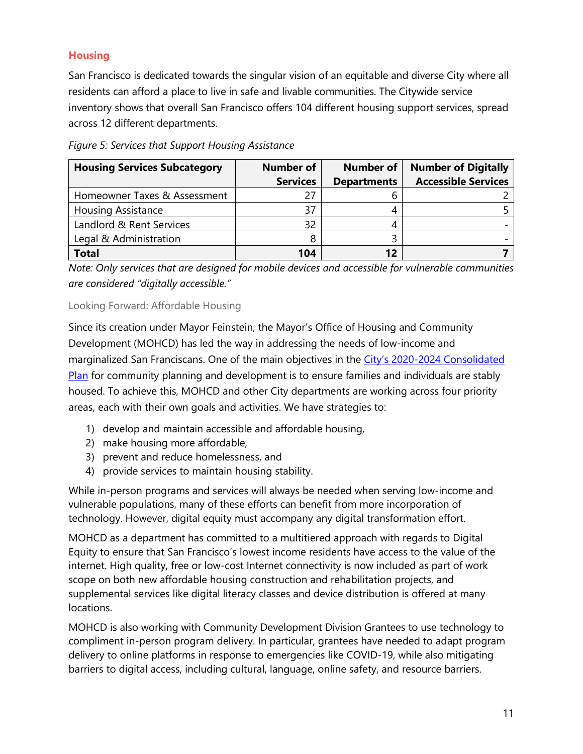## Housing

San Francisco is dedicated towards the singular vision of an equitable and diverse City where all residents can afford a place to live in safe and livable communities. The Citywide service inventory shows that overall San Francisco offers 104 different housing support services, spread across 12 different departments.

*Figure 5: Services that Support Housing Assistance*

| Housing Services Subcategory | Number of Services | Number of Departments | Number of Digitally Accessible Services |
|---|---|---|---|
| Homeowner Taxes & Assessment | 27 | 6 | 2 |
| Housing Assistance | 37 | 4 | 5 |
| Landlord & Rent Services | 32 | 4 | - |
| Legal & Administration | 8 | 3 | - |
| **Total** | **104** | **12** | **7** |

*Note: Only services that are designed for mobile devices and accessible for vulnerable communities are considered "digitally accessible."*

### Looking Forward: Affordable Housing

Since its creation under Mayor Feinstein, the Mayor's Office of Housing and Community Development (MOHCD) has led the way in addressing the needs of low-income and marginalized San Franciscans. One of the main objectives in the City's 2020-2024 Consolidated Plan for community planning and development is to ensure families and individuals are stably housed. To achieve this, MOHCD and other City departments are working across four priority areas, each with their own goals and activities. We have strategies to:

1) develop and maintain accessible and affordable housing,
2) make housing more affordable,
3) prevent and reduce homelessness, and
4) provide services to maintain housing stability.

While in-person programs and services will always be needed when serving low-income and vulnerable populations, many of these efforts can benefit from more incorporation of technology. However, digital equity must accompany any digital transformation effort.

MOHCD as a department has committed to a multitiered approach with regards to Digital Equity to ensure that San Francisco's lowest income residents have access to the value of the internet. High quality, free or low-cost Internet connectivity is now included as part of work scope on both new affordable housing construction and rehabilitation projects, and supplemental services like digital literacy classes and device distribution is offered at many locations.

MOHCD is also working with Community Development Division Grantees to use technology to compliment in-person program delivery. In particular, grantees have needed to adapt program delivery to online platforms in response to emergencies like COVID-19, while also mitigating barriers to digital access, including cultural, language, online safety, and resource barriers.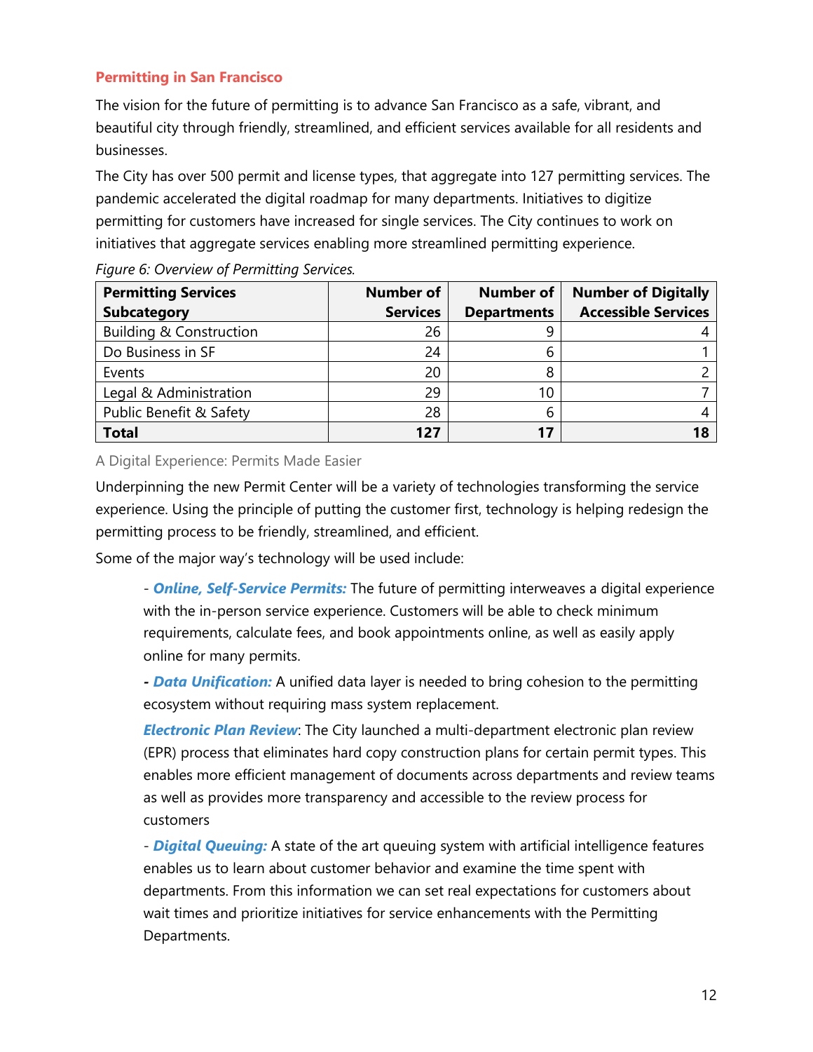## Permitting in San Francisco

The vision for the future of permitting is to advance San Francisco as a safe, vibrant, and beautiful city through friendly, streamlined, and efficient services available for all residents and businesses.

The City has over 500 permit and license types, that aggregate into 127 permitting services. The pandemic accelerated the digital roadmap for many departments. Initiatives to digitize permitting for customers have increased for single services. The City continues to work on initiatives that aggregate services enabling more streamlined permitting experience.

*Figure 6: Overview of Permitting Services.*

| Permitting Services Subcategory | Number of Services | Number of Departments | Number of Digitally Accessible Services |
|---|---|---|---|
| Building & Construction | 26 | 9 | 4 |
| Do Business in SF | 24 | 6 | 1 |
| Events | 20 | 8 | 2 |
| Legal & Administration | 29 | 10 | 7 |
| Public Benefit & Safety | 28 | 6 | 4 |
| **Total** | **127** | **17** | **18** |

### A Digital Experience: Permits Made Easier

Underpinning the new Permit Center will be a variety of technologies transforming the service experience. Using the principle of putting the customer first, technology is helping redesign the permitting process to be friendly, streamlined, and efficient.

Some of the major way's technology will be used include:

- ***Online, Self-Service Permits:*** The future of permitting interweaves a digital experience with the in-person service experience. Customers will be able to check minimum requirements, calculate fees, and book appointments online, as well as easily apply online for many permits.

- ***Data Unification:*** A unified data layer is needed to bring cohesion to the permitting ecosystem without requiring mass system replacement.

***Electronic Plan Review***: The City launched a multi-department electronic plan review (EPR) process that eliminates hard copy construction plans for certain permit types. This enables more efficient management of documents across departments and review teams as well as provides more transparency and accessible to the review process for customers

- ***Digital Queuing:*** A state of the art queuing system with artificial intelligence features enables us to learn about customer behavior and examine the time spent with departments. From this information we can set real expectations for customers about wait times and prioritize initiatives for service enhancements with the Permitting Departments.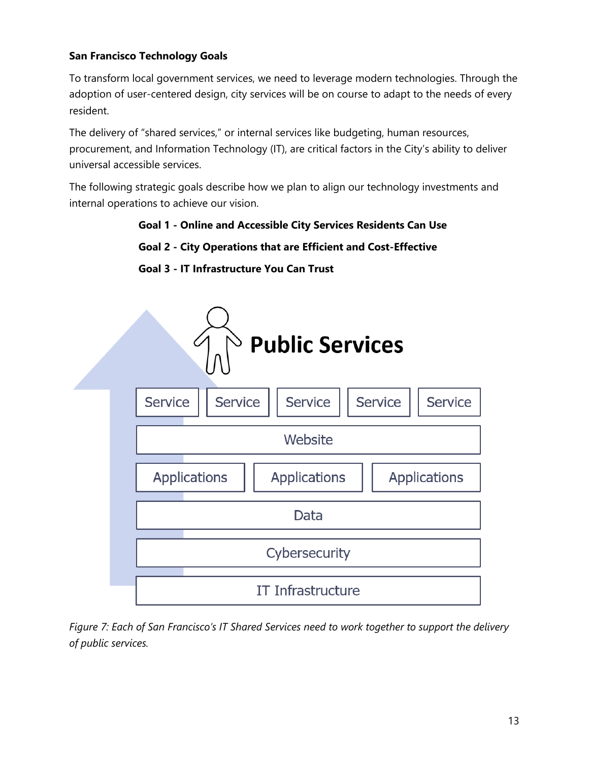**San Francisco Technology Goals**

To transform local government services, we need to leverage modern technologies. Through the adoption of user-centered design, city services will be on course to adapt to the needs of every resident.

The delivery of "shared services," or internal services like budgeting, human resources, procurement, and Information Technology (IT), are critical factors in the City's ability to deliver universal accessible services.

The following strategic goals describe how we plan to align our technology investments and internal operations to achieve our vision.

**Goal 1 - Online and Accessible City Services Residents Can Use**

**Goal 2 - City Operations that are Efficient and Cost-Effective**

**Goal 3 - IT Infrastructure You Can Trust**

Public Services

Service
Service
Service
Service
Service

Website

Applications
Applications
Applications

Data

Cybersecurity

IT Infrastructure

*Figure 7: Each of San Francisco's IT Shared Services need to work together to support the delivery of public services.*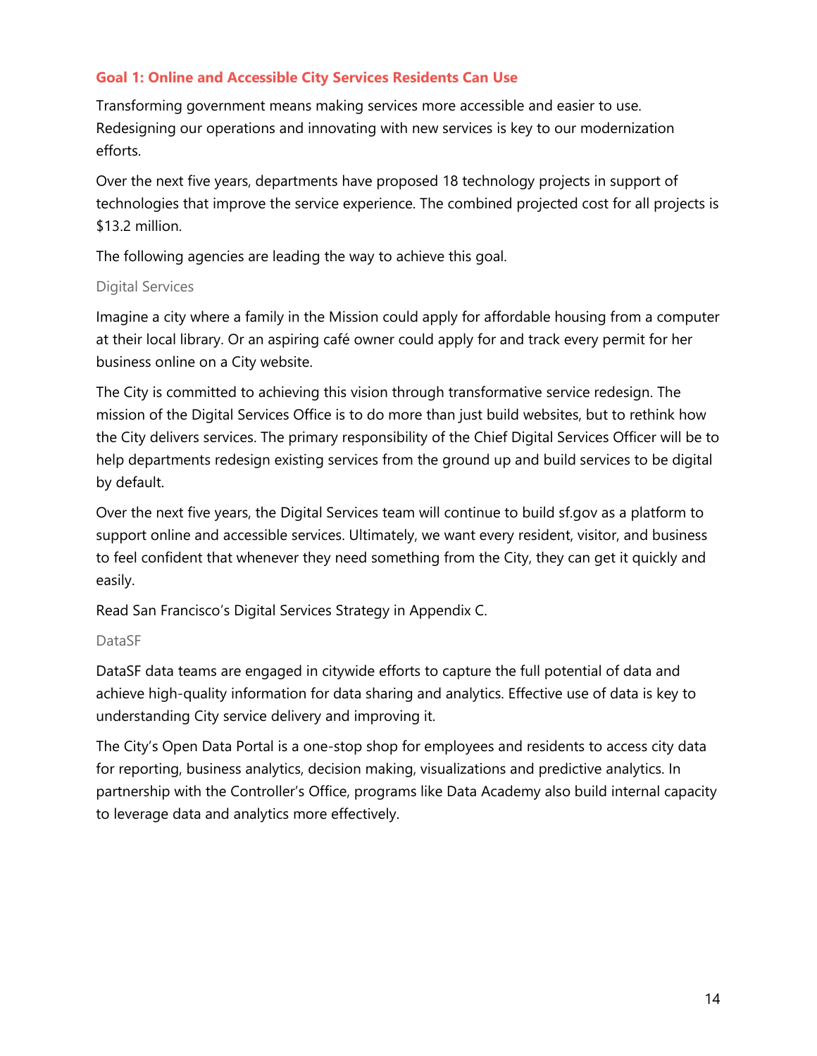### Goal 1: Online and Accessible City Services Residents Can Use

Transforming government means making services more accessible and easier to use. Redesigning our operations and innovating with new services is key to our modernization efforts.

Over the next five years, departments have proposed 18 technology projects in support of technologies that improve the service experience. The combined projected cost for all projects is $13.2 million.

The following agencies are leading the way to achieve this goal.

#### Digital Services

Imagine a city where a family in the Mission could apply for affordable housing from a computer at their local library. Or an aspiring café owner could apply for and track every permit for her business online on a City website.

The City is committed to achieving this vision through transformative service redesign. The mission of the Digital Services Office is to do more than just build websites, but to rethink how the City delivers services. The primary responsibility of the Chief Digital Services Officer will be to help departments redesign existing services from the ground up and build services to be digital by default.

Over the next five years, the Digital Services team will continue to build sf.gov as a platform to support online and accessible services. Ultimately, we want every resident, visitor, and business to feel confident that whenever they need something from the City, they can get it quickly and easily.

Read San Francisco's Digital Services Strategy in Appendix C.

#### DataSF

DataSF data teams are engaged in citywide efforts to capture the full potential of data and achieve high-quality information for data sharing and analytics. Effective use of data is key to understanding City service delivery and improving it.

The City's Open Data Portal is a one-stop shop for employees and residents to access city data for reporting, business analytics, decision making, visualizations and predictive analytics. In partnership with the Controller's Office, programs like Data Academy also build internal capacity to leverage data and analytics more effectively.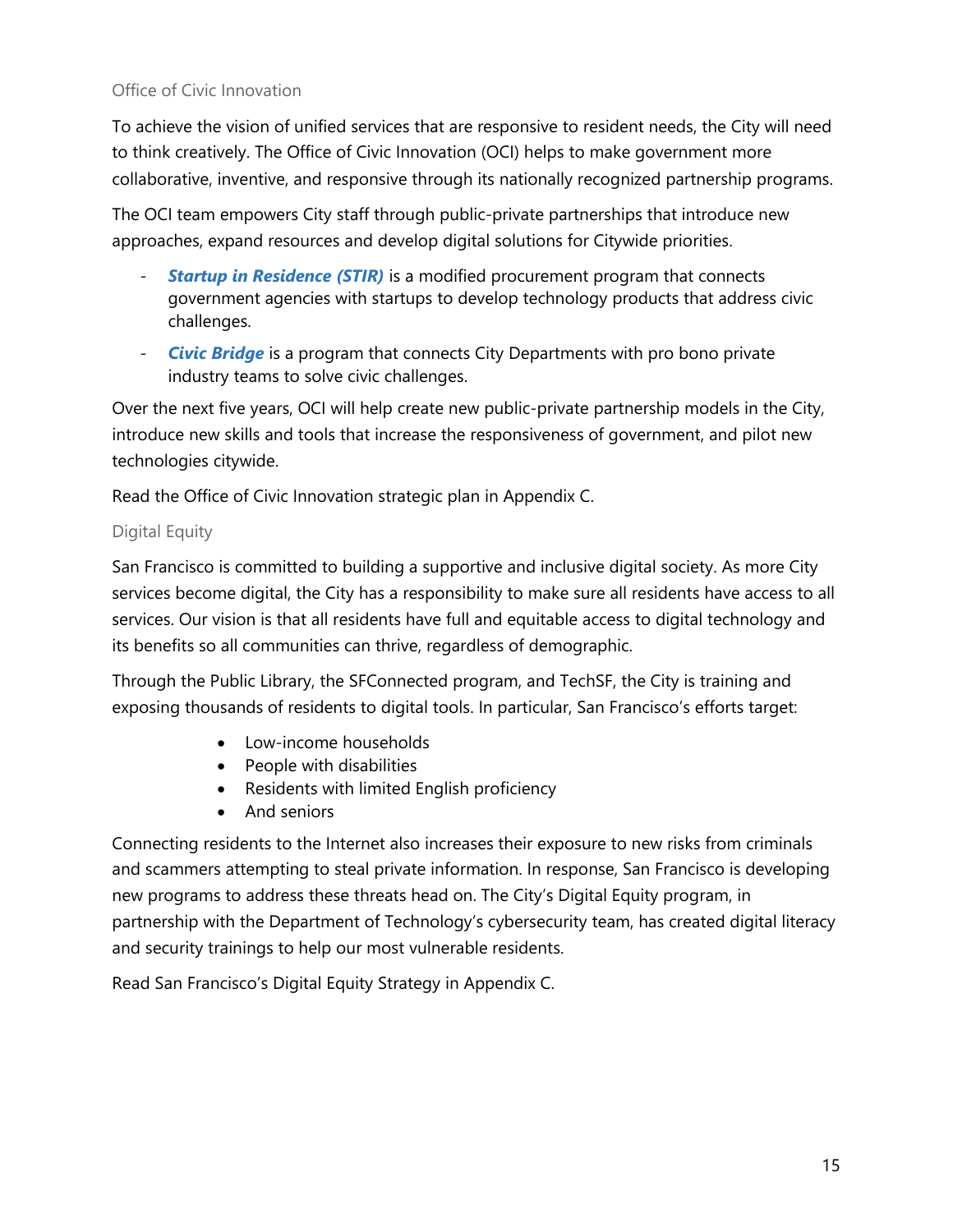### Office of Civic Innovation

To achieve the vision of unified services that are responsive to resident needs, the City will need to think creatively. The Office of Civic Innovation (OCI) helps to make government more collaborative, inventive, and responsive through its nationally recognized partnership programs.

The OCI team empowers City staff through public-private partnerships that introduce new approaches, expand resources and develop digital solutions for Citywide priorities.

- ***Startup in Residence (STIR)*** is a modified procurement program that connects government agencies with startups to develop technology products that address civic challenges.
- ***Civic Bridge*** is a program that connects City Departments with pro bono private industry teams to solve civic challenges.

Over the next five years, OCI will help create new public-private partnership models in the City, introduce new skills and tools that increase the responsiveness of government, and pilot new technologies citywide.

Read the Office of Civic Innovation strategic plan in Appendix C.

### Digital Equity

San Francisco is committed to building a supportive and inclusive digital society. As more City services become digital, the City has a responsibility to make sure all residents have access to all services. Our vision is that all residents have full and equitable access to digital technology and its benefits so all communities can thrive, regardless of demographic.

Through the Public Library, the SFConnected program, and TechSF, the City is training and exposing thousands of residents to digital tools. In particular, San Francisco's efforts target:

- Low-income households
- People with disabilities
- Residents with limited English proficiency
- And seniors

Connecting residents to the Internet also increases their exposure to new risks from criminals and scammers attempting to steal private information. In response, San Francisco is developing new programs to address these threats head on. The City's Digital Equity program, in partnership with the Department of Technology's cybersecurity team, has created digital literacy and security trainings to help our most vulnerable residents.

Read San Francisco's Digital Equity Strategy in Appendix C.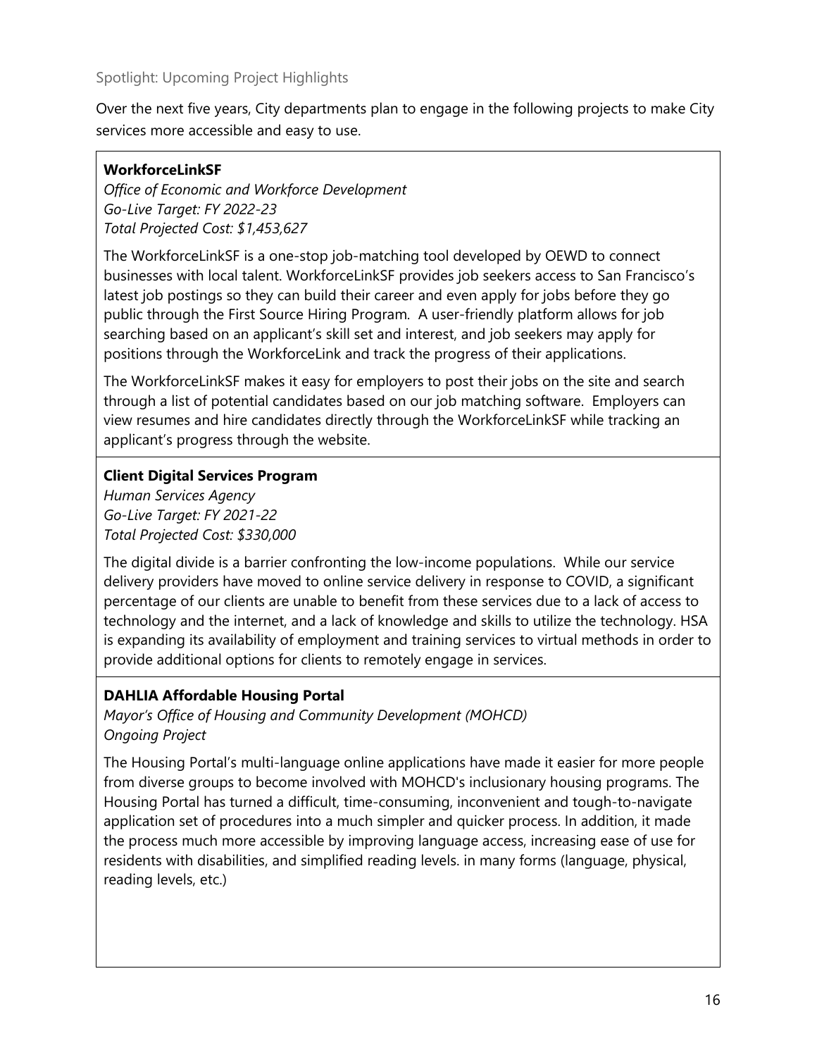### Spotlight: Upcoming Project Highlights

Over the next five years, City departments plan to engage in the following projects to make City services more accessible and easy to use.

**WorkforceLinkSF**

*Office of Economic and Workforce Development*
*Go-Live Target: FY 2022-23*
*Total Projected Cost: $1,453,627*

The WorkforceLinkSF is a one-stop job-matching tool developed by OEWD to connect businesses with local talent. WorkforceLinkSF provides job seekers access to San Francisco's latest job postings so they can build their career and even apply for jobs before they go public through the First Source Hiring Program. A user-friendly platform allows for job searching based on an applicant's skill set and interest, and job seekers may apply for positions through the WorkforceLink and track the progress of their applications.

The WorkforceLinkSF makes it easy for employers to post their jobs on the site and search through a list of potential candidates based on our job matching software. Employers can view resumes and hire candidates directly through the WorkforceLinkSF while tracking an applicant's progress through the website.

**Client Digital Services Program**

*Human Services Agency*
*Go-Live Target: FY 2021-22*
*Total Projected Cost: $330,000*

The digital divide is a barrier confronting the low-income populations. While our service delivery providers have moved to online service delivery in response to COVID, a significant percentage of our clients are unable to benefit from these services due to a lack of access to technology and the internet, and a lack of knowledge and skills to utilize the technology. HSA is expanding its availability of employment and training services to virtual methods in order to provide additional options for clients to remotely engage in services.

**DAHLIA Affordable Housing Portal**

*Mayor's Office of Housing and Community Development (MOHCD)*
*Ongoing Project*

The Housing Portal's multi-language online applications have made it easier for more people from diverse groups to become involved with MOHCD's inclusionary housing programs. The Housing Portal has turned a difficult, time-consuming, inconvenient and tough-to-navigate application set of procedures into a much simpler and quicker process. In addition, it made the process much more accessible by improving language access, increasing ease of use for residents with disabilities, and simplified reading levels. in many forms (language, physical, reading levels, etc.)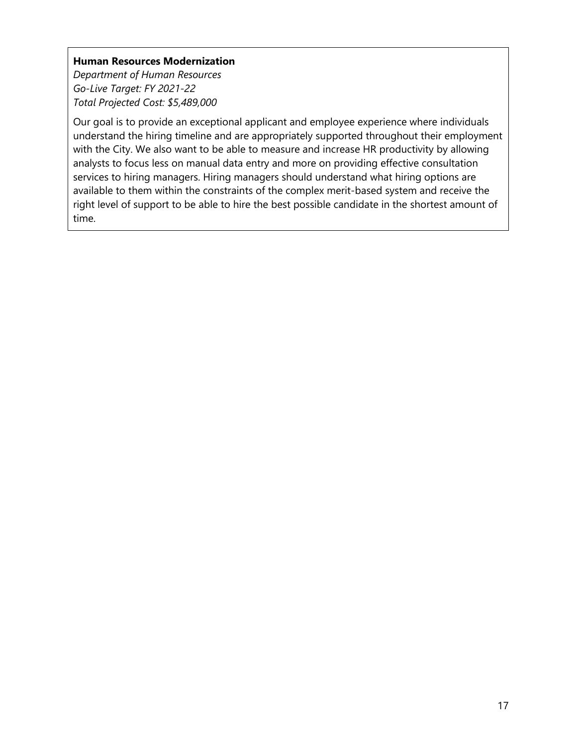**Human Resources Modernization**

*Department of Human Resources*
*Go-Live Target: FY 2021-22*
*Total Projected Cost: $5,489,000*

Our goal is to provide an exceptional applicant and employee experience where individuals understand the hiring timeline and are appropriately supported throughout their employment with the City. We also want to be able to measure and increase HR productivity by allowing analysts to focus less on manual data entry and more on providing effective consultation services to hiring managers. Hiring managers should understand what hiring options are available to them within the constraints of the complex merit-based system and receive the right level of support to be able to hire the best possible candidate in the shortest amount of time.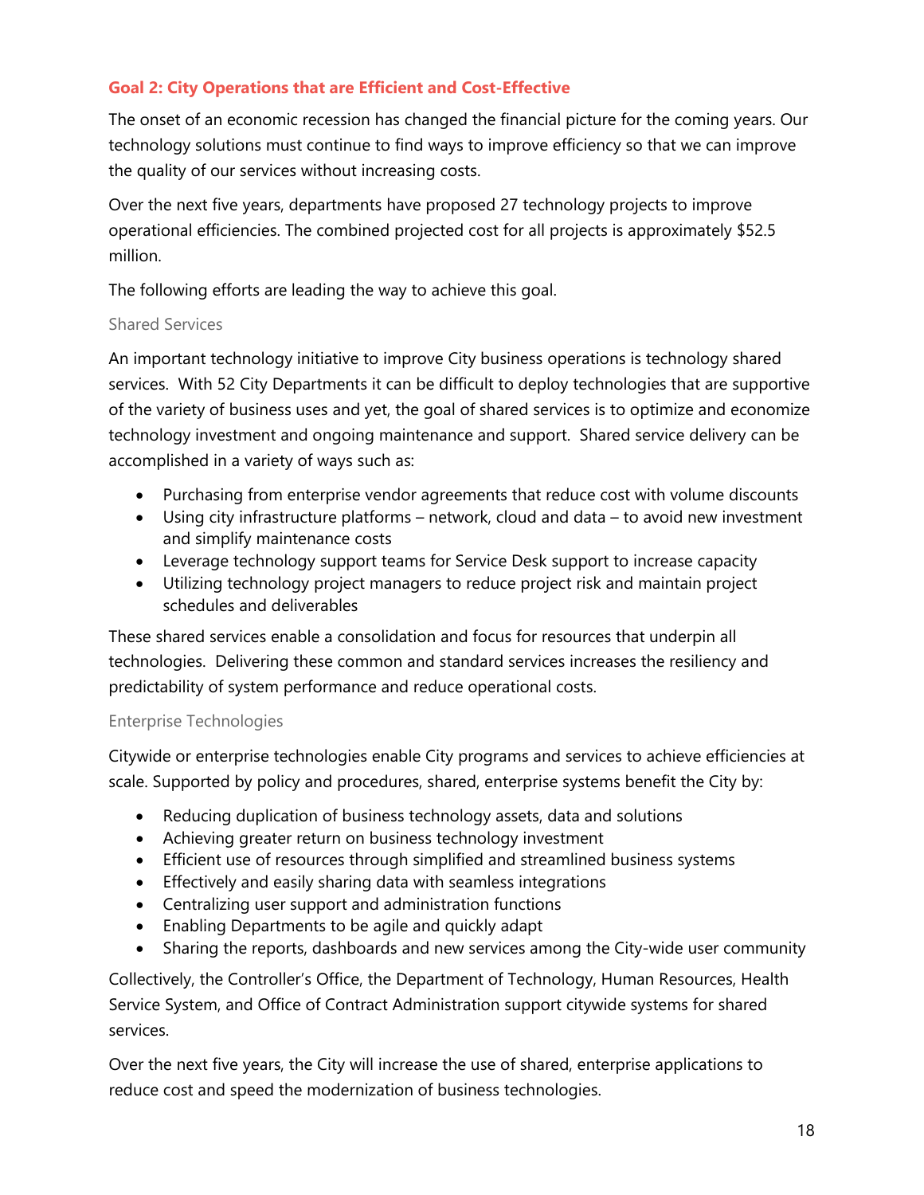## Goal 2: City Operations that are Efficient and Cost-Effective

The onset of an economic recession has changed the financial picture for the coming years. Our technology solutions must continue to find ways to improve efficiency so that we can improve the quality of our services without increasing costs.

Over the next five years, departments have proposed 27 technology projects to improve operational efficiencies. The combined projected cost for all projects is approximately $52.5 million.

The following efforts are leading the way to achieve this goal.

### Shared Services

An important technology initiative to improve City business operations is technology shared services. With 52 City Departments it can be difficult to deploy technologies that are supportive of the variety of business uses and yet, the goal of shared services is to optimize and economize technology investment and ongoing maintenance and support. Shared service delivery can be accomplished in a variety of ways such as:

- Purchasing from enterprise vendor agreements that reduce cost with volume discounts
- Using city infrastructure platforms – network, cloud and data – to avoid new investment and simplify maintenance costs
- Leverage technology support teams for Service Desk support to increase capacity
- Utilizing technology project managers to reduce project risk and maintain project schedules and deliverables

These shared services enable a consolidation and focus for resources that underpin all technologies. Delivering these common and standard services increases the resiliency and predictability of system performance and reduce operational costs.

### Enterprise Technologies

Citywide or enterprise technologies enable City programs and services to achieve efficiencies at scale. Supported by policy and procedures, shared, enterprise systems benefit the City by:

- Reducing duplication of business technology assets, data and solutions
- Achieving greater return on business technology investment
- Efficient use of resources through simplified and streamlined business systems
- Effectively and easily sharing data with seamless integrations
- Centralizing user support and administration functions
- Enabling Departments to be agile and quickly adapt
- Sharing the reports, dashboards and new services among the City-wide user community

Collectively, the Controller's Office, the Department of Technology, Human Resources, Health Service System, and Office of Contract Administration support citywide systems for shared services.

Over the next five years, the City will increase the use of shared, enterprise applications to reduce cost and speed the modernization of business technologies.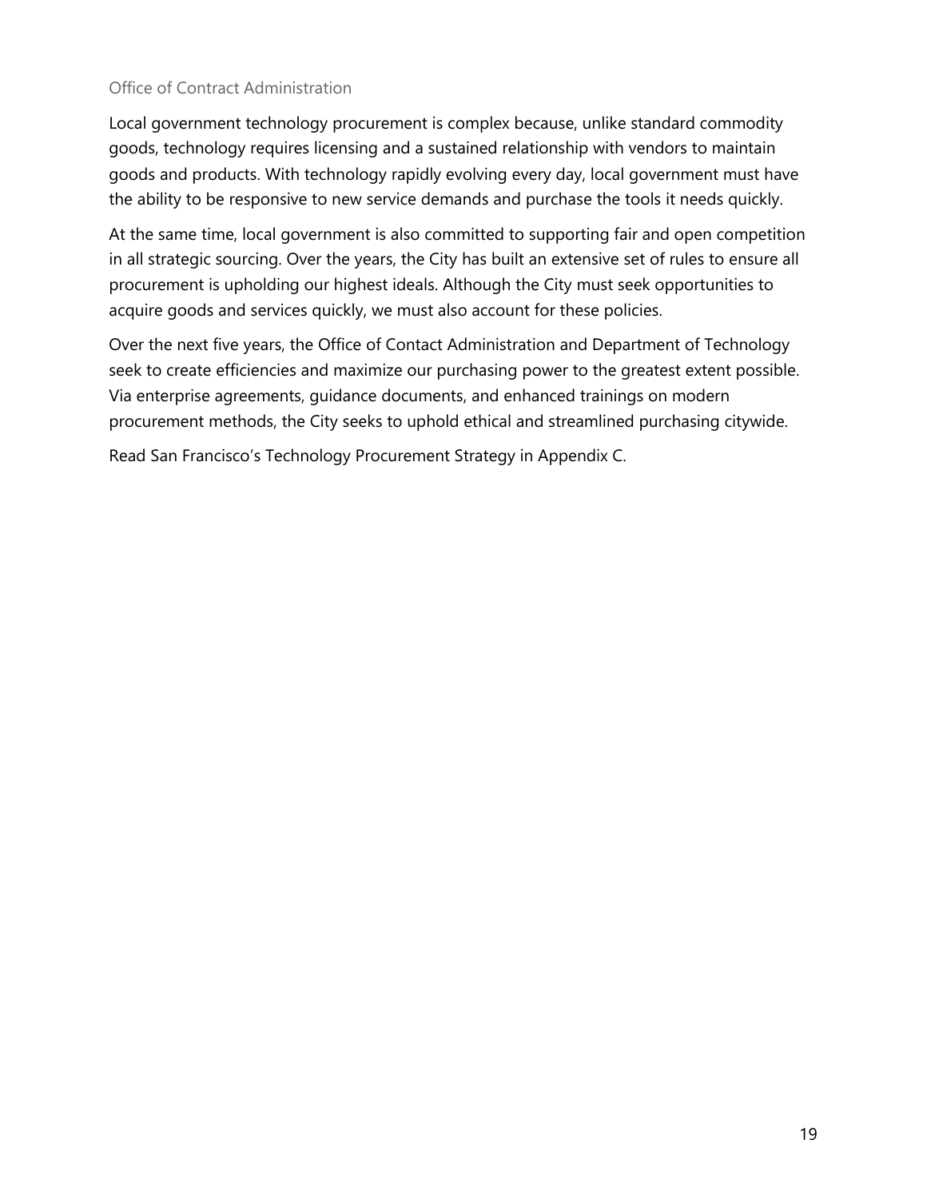### Office of Contract Administration

Local government technology procurement is complex because, unlike standard commodity goods, technology requires licensing and a sustained relationship with vendors to maintain goods and products. With technology rapidly evolving every day, local government must have the ability to be responsive to new service demands and purchase the tools it needs quickly.

At the same time, local government is also committed to supporting fair and open competition in all strategic sourcing. Over the years, the City has built an extensive set of rules to ensure all procurement is upholding our highest ideals. Although the City must seek opportunities to acquire goods and services quickly, we must also account for these policies.

Over the next five years, the Office of Contact Administration and Department of Technology seek to create efficiencies and maximize our purchasing power to the greatest extent possible. Via enterprise agreements, guidance documents, and enhanced trainings on modern procurement methods, the City seeks to uphold ethical and streamlined purchasing citywide.

Read San Francisco's Technology Procurement Strategy in Appendix C.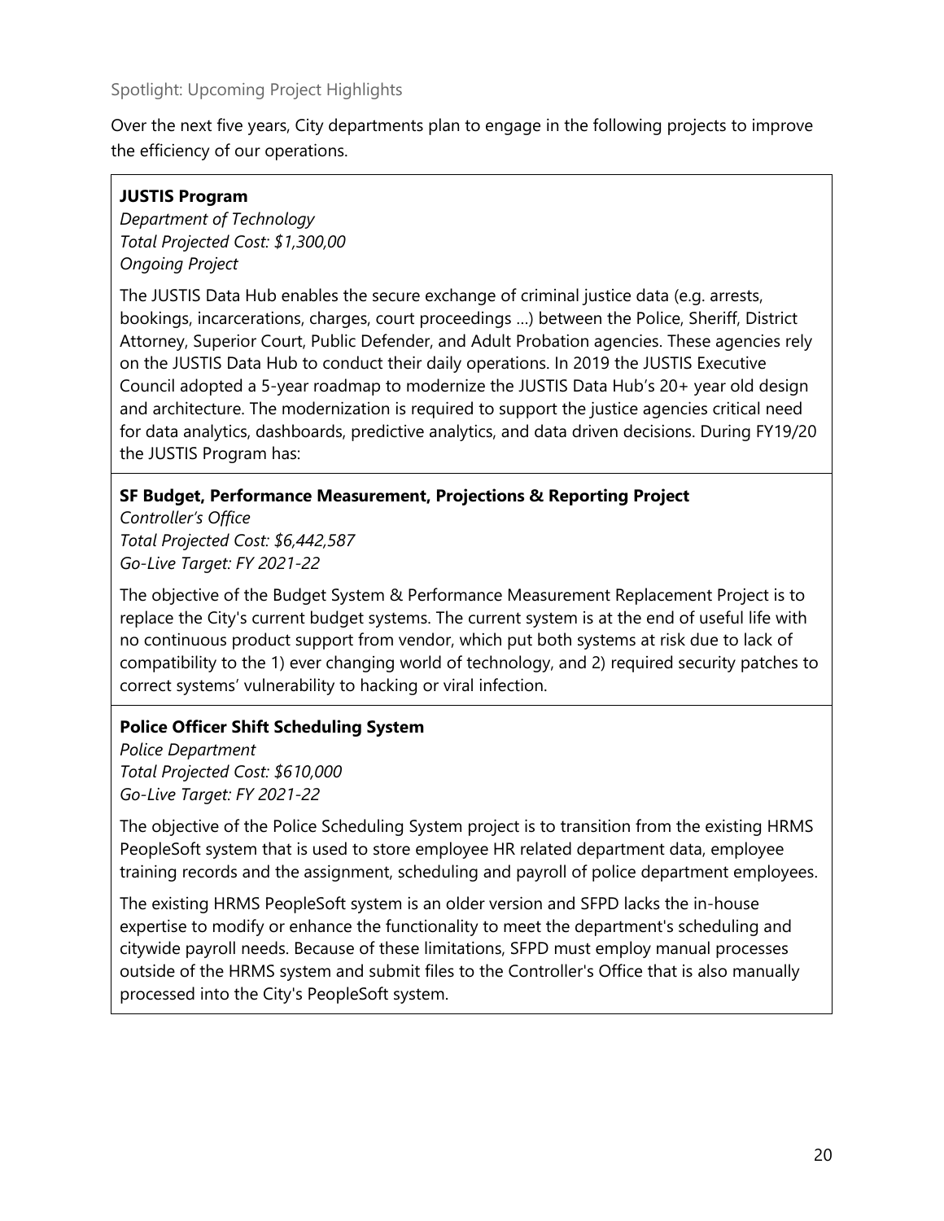Spotlight: Upcoming Project Highlights

Over the next five years, City departments plan to engage in the following projects to improve the efficiency of our operations.

**JUSTIS Program**
*Department of Technology*
*Total Projected Cost: $1,300,00*
*Ongoing Project*

The JUSTIS Data Hub enables the secure exchange of criminal justice data (e.g. arrests, bookings, incarcerations, charges, court proceedings …) between the Police, Sheriff, District Attorney, Superior Court, Public Defender, and Adult Probation agencies. These agencies rely on the JUSTIS Data Hub to conduct their daily operations. In 2019 the JUSTIS Executive Council adopted a 5-year roadmap to modernize the JUSTIS Data Hub's 20+ year old design and architecture. The modernization is required to support the justice agencies critical need for data analytics, dashboards, predictive analytics, and data driven decisions. During FY19/20 the JUSTIS Program has:

**SF Budget, Performance Measurement, Projections & Reporting Project**
*Controller's Office*
*Total Projected Cost: $6,442,587*
*Go-Live Target: FY 2021-22*

The objective of the Budget System & Performance Measurement Replacement Project is to replace the City's current budget systems. The current system is at the end of useful life with no continuous product support from vendor, which put both systems at risk due to lack of compatibility to the 1) ever changing world of technology, and 2) required security patches to correct systems' vulnerability to hacking or viral infection.

**Police Officer Shift Scheduling System**
*Police Department*
*Total Projected Cost: $610,000*
*Go-Live Target: FY 2021-22*

The objective of the Police Scheduling System project is to transition from the existing HRMS PeopleSoft system that is used to store employee HR related department data, employee training records and the assignment, scheduling and payroll of police department employees.

The existing HRMS PeopleSoft system is an older version and SFPD lacks the in-house expertise to modify or enhance the functionality to meet the department's scheduling and citywide payroll needs. Because of these limitations, SFPD must employ manual processes outside of the HRMS system and submit files to the Controller's Office that is also manually processed into the City's PeopleSoft system.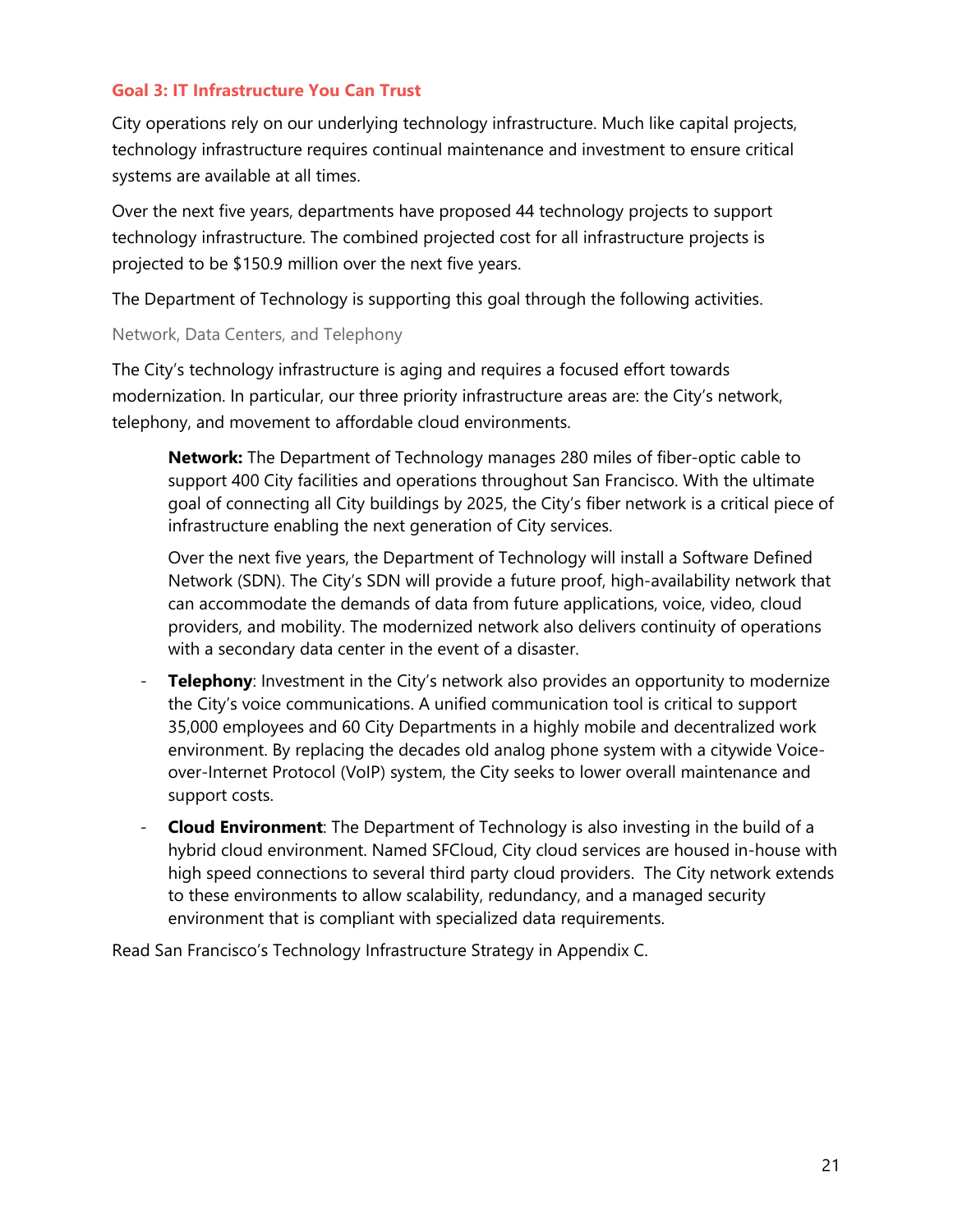## Goal 3: IT Infrastructure You Can Trust

City operations rely on our underlying technology infrastructure. Much like capital projects, technology infrastructure requires continual maintenance and investment to ensure critical systems are available at all times.

Over the next five years, departments have proposed 44 technology projects to support technology infrastructure. The combined projected cost for all infrastructure projects is projected to be $150.9 million over the next five years.

The Department of Technology is supporting this goal through the following activities.

### Network, Data Centers, and Telephony

The City's technology infrastructure is aging and requires a focused effort towards modernization. In particular, our three priority infrastructure areas are: the City's network, telephony, and movement to affordable cloud environments.

**Network:** The Department of Technology manages 280 miles of fiber-optic cable to support 400 City facilities and operations throughout San Francisco. With the ultimate goal of connecting all City buildings by 2025, the City's fiber network is a critical piece of infrastructure enabling the next generation of City services.

Over the next five years, the Department of Technology will install a Software Defined Network (SDN). The City's SDN will provide a future proof, high-availability network that can accommodate the demands of data from future applications, voice, video, cloud providers, and mobility. The modernized network also delivers continuity of operations with a secondary data center in the event of a disaster.

- **Telephony**: Investment in the City's network also provides an opportunity to modernize the City's voice communications. A unified communication tool is critical to support 35,000 employees and 60 City Departments in a highly mobile and decentralized work environment. By replacing the decades old analog phone system with a citywide Voice-over-Internet Protocol (VoIP) system, the City seeks to lower overall maintenance and support costs.
- **Cloud Environment**: The Department of Technology is also investing in the build of a hybrid cloud environment. Named SFCloud, City cloud services are housed in-house with high speed connections to several third party cloud providers. The City network extends to these environments to allow scalability, redundancy, and a managed security environment that is compliant with specialized data requirements.

Read San Francisco's Technology Infrastructure Strategy in Appendix C.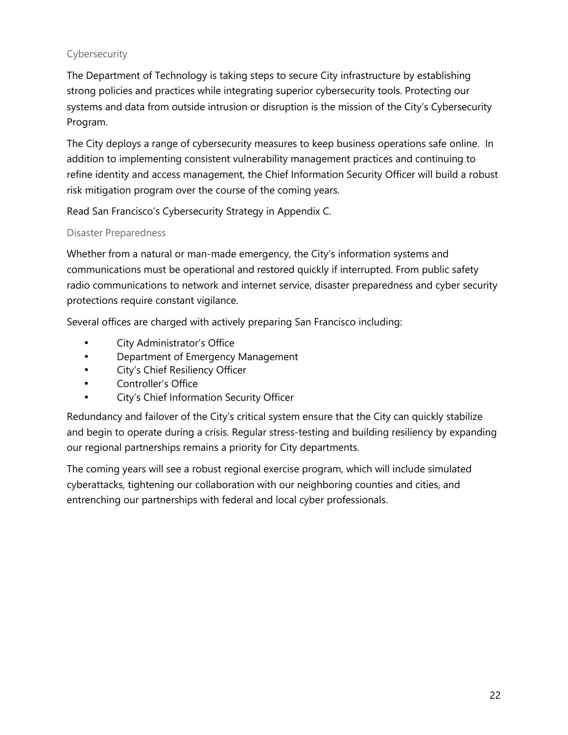### Cybersecurity

The Department of Technology is taking steps to secure City infrastructure by establishing strong policies and practices while integrating superior cybersecurity tools. Protecting our systems and data from outside intrusion or disruption is the mission of the City's Cybersecurity Program.

The City deploys a range of cybersecurity measures to keep business operations safe online. In addition to implementing consistent vulnerability management practices and continuing to refine identity and access management, the Chief Information Security Officer will build a robust risk mitigation program over the course of the coming years.

Read San Francisco's Cybersecurity Strategy in Appendix C.

### Disaster Preparedness

Whether from a natural or man-made emergency, the City's information systems and communications must be operational and restored quickly if interrupted. From public safety radio communications to network and internet service, disaster preparedness and cyber security protections require constant vigilance.

Several offices are charged with actively preparing San Francisco including:

- City Administrator's Office
- Department of Emergency Management
- City's Chief Resiliency Officer
- Controller's Office
- City's Chief Information Security Officer

Redundancy and failover of the City's critical system ensure that the City can quickly stabilize and begin to operate during a crisis. Regular stress-testing and building resiliency by expanding our regional partnerships remains a priority for City departments.

The coming years will see a robust regional exercise program, which will include simulated cyberattacks, tightening our collaboration with our neighboring counties and cities, and entrenching our partnerships with federal and local cyber professionals.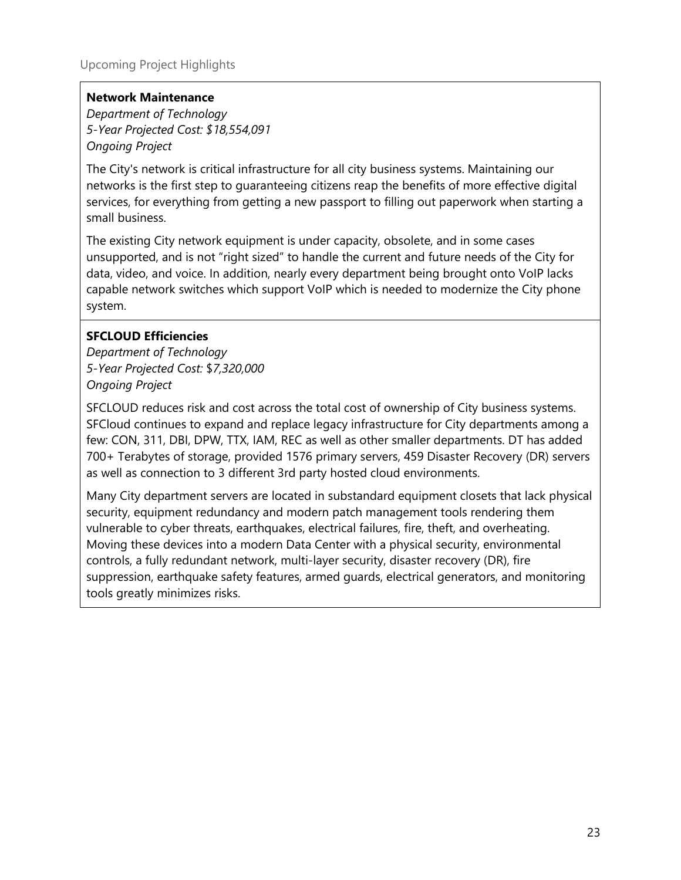Upcoming Project Highlights

**Network Maintenance**
*Department of Technology*
*5-Year Projected Cost: $18,554,091*
*Ongoing Project*

The City's network is critical infrastructure for all city business systems. Maintaining our networks is the first step to guaranteeing citizens reap the benefits of more effective digital services, for everything from getting a new passport to filling out paperwork when starting a small business.

The existing City network equipment is under capacity, obsolete, and in some cases unsupported, and is not "right sized" to handle the current and future needs of the City for data, video, and voice. In addition, nearly every department being brought onto VoIP lacks capable network switches which support VoIP which is needed to modernize the City phone system.

**SFCLOUD Efficiencies**
*Department of Technology*
*5-Year Projected Cost:* $*7,320,000*
*Ongoing Project*

SFCLOUD reduces risk and cost across the total cost of ownership of City business systems. SFCloud continues to expand and replace legacy infrastructure for City departments among a few: CON, 311, DBI, DPW, TTX, IAM, REC as well as other smaller departments. DT has added 700+ Terabytes of storage, provided 1576 primary servers, 459 Disaster Recovery (DR) servers as well as connection to 3 different 3rd party hosted cloud environments.

Many City department servers are located in substandard equipment closets that lack physical security, equipment redundancy and modern patch management tools rendering them vulnerable to cyber threats, earthquakes, electrical failures, fire, theft, and overheating. Moving these devices into a modern Data Center with a physical security, environmental controls, a fully redundant network, multi-layer security, disaster recovery (DR), fire suppression, earthquake safety features, armed guards, electrical generators, and monitoring tools greatly minimizes risks.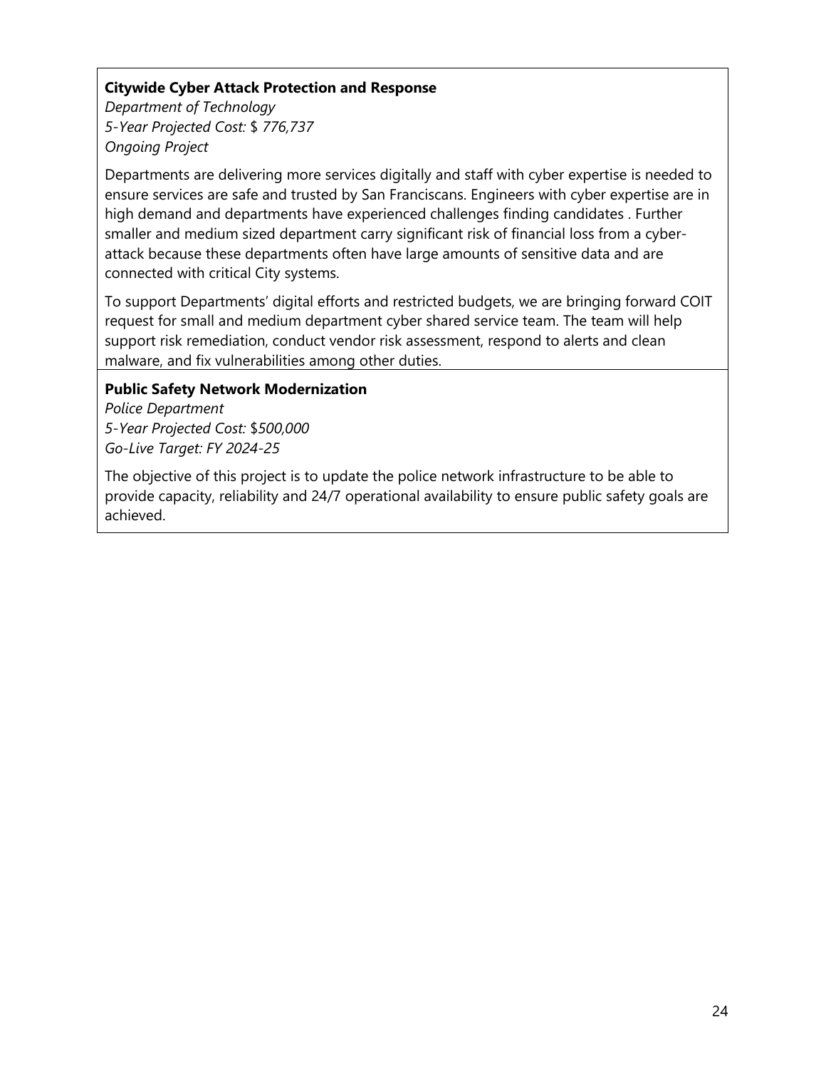**Citywide Cyber Attack Protection and Response**
*Department of Technology*
*5-Year Projected Cost:* $ *776,737*
*Ongoing Project*

Departments are delivering more services digitally and staff with cyber expertise is needed to ensure services are safe and trusted by San Franciscans. Engineers with cyber expertise are in high demand and departments have experienced challenges finding candidates . Further smaller and medium sized department carry significant risk of financial loss from a cyber-attack because these departments often have large amounts of sensitive data and are connected with critical City systems.

To support Departments' digital efforts and restricted budgets, we are bringing forward COIT request for small and medium department cyber shared service team. The team will help support risk remediation, conduct vendor risk assessment, respond to alerts and clean malware, and fix vulnerabilities among other duties.

**Public Safety Network Modernization**
*Police Department*
*5-Year Projected Cost:* $*500,000*
*Go-Live Target: FY 2024-25*

The objective of this project is to update the police network infrastructure to be able to provide capacity, reliability and 24/7 operational availability to ensure public safety goals are achieved.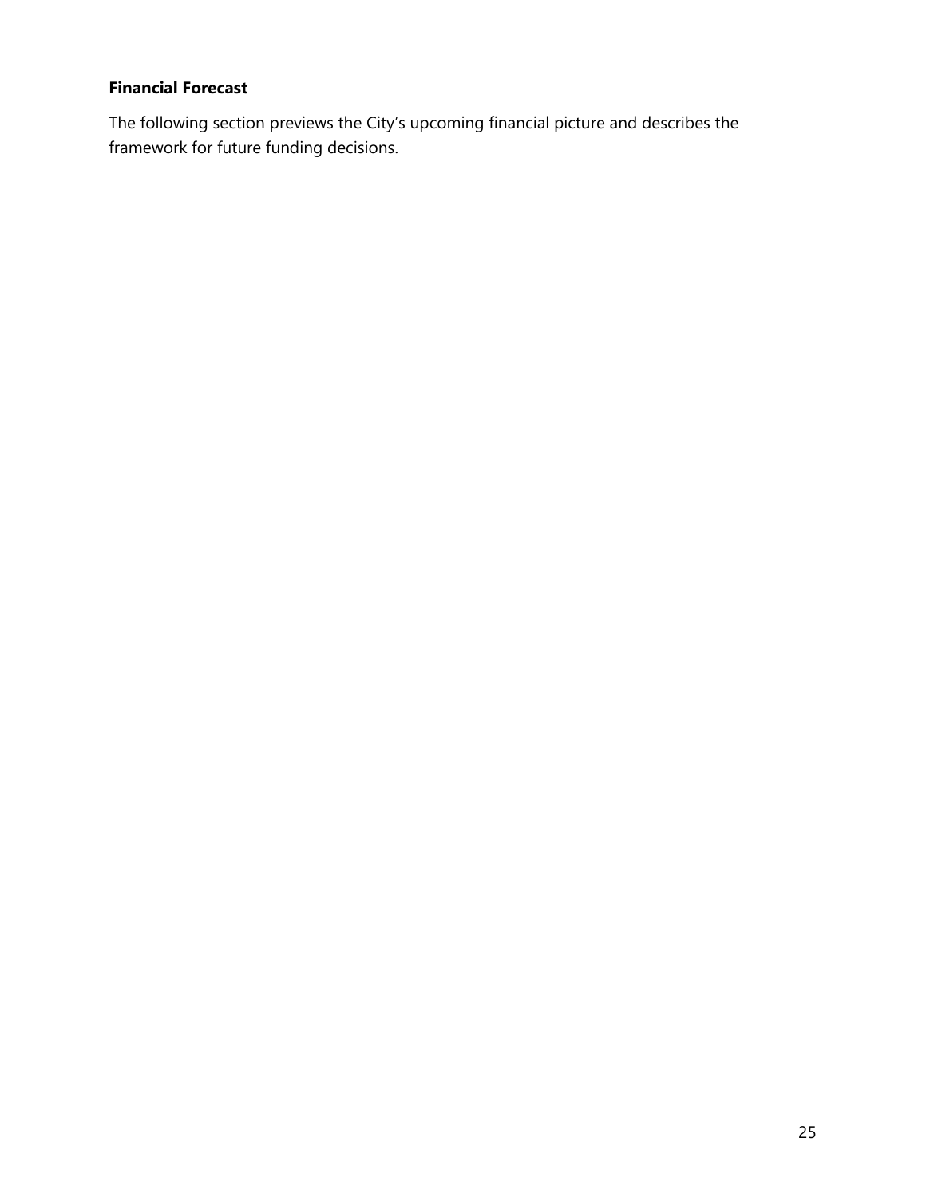**Financial Forecast**

The following section previews the City's upcoming financial picture and describes the framework for future funding decisions.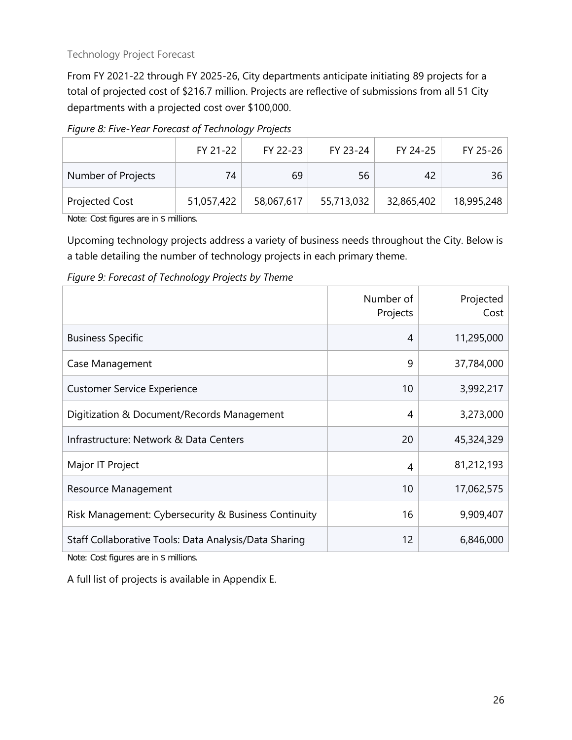### Technology Project Forecast

From FY 2021-22 through FY 2025-26, City departments anticipate initiating 89 projects for a total of projected cost of $216.7 million. Projects are reflective of submissions from all 51 City departments with a projected cost over $100,000.

*Figure 8: Five-Year Forecast of Technology Projects*

| | FY 21-22 | FY 22-23 | FY 23-24 | FY 24-25 | FY 25-26 |
|---|---|---|---|---|---|
| Number of Projects | 74 | 69 | 56 | 42 | 36 |
| Projected Cost | 51,057,422 | 58,067,617 | 55,713,032 | 32,865,402 | 18,995,248 |

Note: Cost figures are in $ millions.

Upcoming technology projects address a variety of business needs throughout the City. Below is a table detailing the number of technology projects in each primary theme.

*Figure 9: Forecast of Technology Projects by Theme*

| | Number of Projects | Projected Cost |
|---|---|---|
| Business Specific | 4 | 11,295,000 |
| Case Management | 9 | 37,784,000 |
| Customer Service Experience | 10 | 3,992,217 |
| Digitization & Document/Records Management | 4 | 3,273,000 |
| Infrastructure: Network & Data Centers | 20 | 45,324,329 |
| Major IT Project | 4 | 81,212,193 |
| Resource Management | 10 | 17,062,575 |
| Risk Management: Cybersecurity & Business Continuity | 16 | 9,909,407 |
| Staff Collaborative Tools: Data Analysis/Data Sharing | 12 | 6,846,000 |

Note: Cost figures are in $ millions.

A full list of projects is available in Appendix E.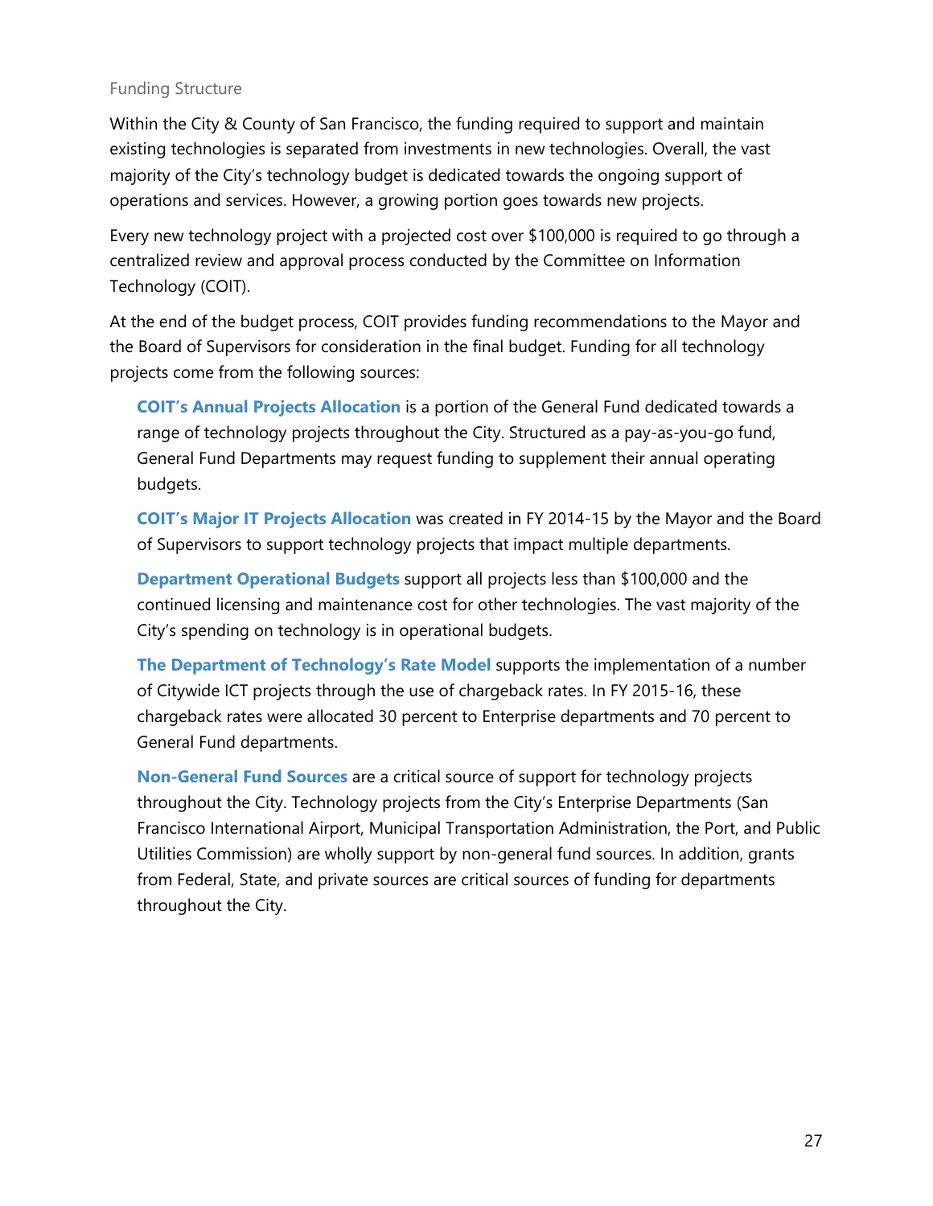### Funding Structure

Within the City & County of San Francisco, the funding required to support and maintain existing technologies is separated from investments in new technologies. Overall, the vast majority of the City's technology budget is dedicated towards the ongoing support of operations and services. However, a growing portion goes towards new projects.

Every new technology project with a projected cost over $100,000 is required to go through a centralized review and approval process conducted by the Committee on Information Technology (COIT).

At the end of the budget process, COIT provides funding recommendations to the Mayor and the Board of Supervisors for consideration in the final budget. Funding for all technology projects come from the following sources:

**COIT's Annual Projects Allocation** is a portion of the General Fund dedicated towards a range of technology projects throughout the City. Structured as a pay-as-you-go fund, General Fund Departments may request funding to supplement their annual operating budgets.

**COIT's Major IT Projects Allocation** was created in FY 2014-15 by the Mayor and the Board of Supervisors to support technology projects that impact multiple departments.

**Department Operational Budgets** support all projects less than $100,000 and the continued licensing and maintenance cost for other technologies. The vast majority of the City's spending on technology is in operational budgets.

**The Department of Technology's Rate Model** supports the implementation of a number of Citywide ICT projects through the use of chargeback rates. In FY 2015-16, these chargeback rates were allocated 30 percent to Enterprise departments and 70 percent to General Fund departments.

**Non-General Fund Sources** are a critical source of support for technology projects throughout the City. Technology projects from the City's Enterprise Departments (San Francisco International Airport, Municipal Transportation Administration, the Port, and Public Utilities Commission) are wholly support by non-general fund sources. In addition, grants from Federal, State, and private sources are critical sources of funding for departments throughout the City.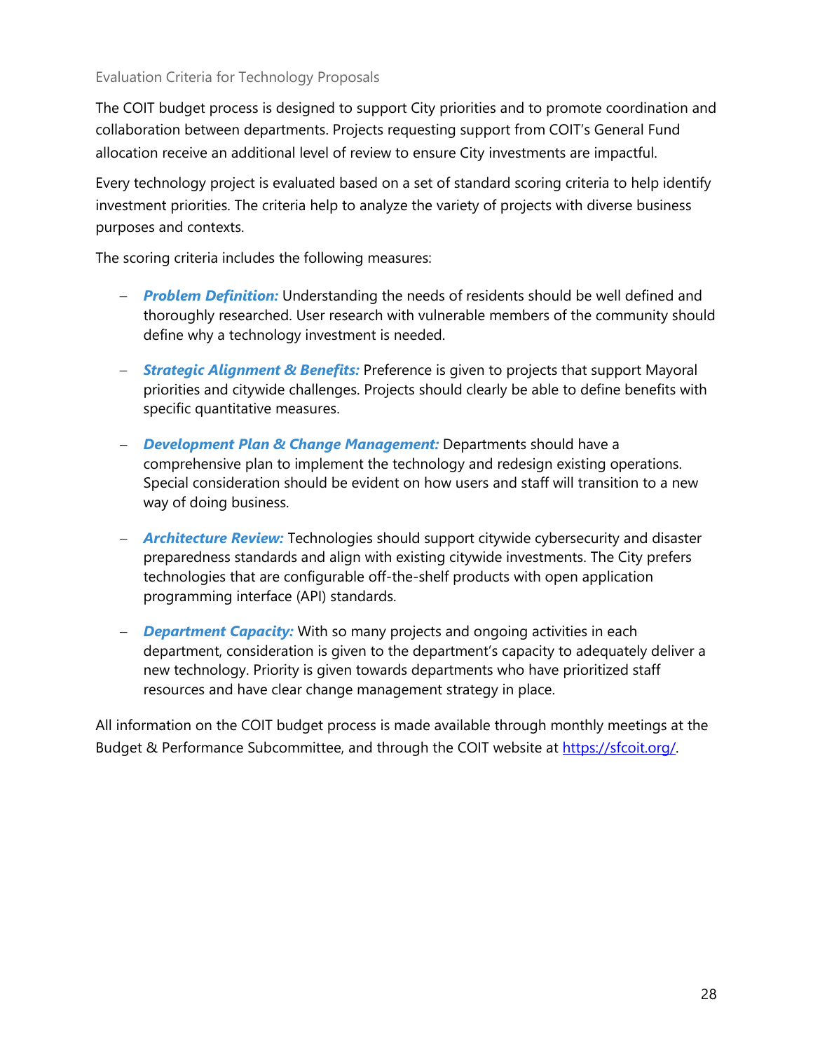### Evaluation Criteria for Technology Proposals

The COIT budget process is designed to support City priorities and to promote coordination and collaboration between departments. Projects requesting support from COIT's General Fund allocation receive an additional level of review to ensure City investments are impactful.

Every technology project is evaluated based on a set of standard scoring criteria to help identify investment priorities. The criteria help to analyze the variety of projects with diverse business purposes and contexts.

The scoring criteria includes the following measures:

- ***Problem Definition:*** Understanding the needs of residents should be well defined and thoroughly researched. User research with vulnerable members of the community should define why a technology investment is needed.
- ***Strategic Alignment & Benefits:*** Preference is given to projects that support Mayoral priorities and citywide challenges. Projects should clearly be able to define benefits with specific quantitative measures.
- ***Development Plan & Change Management:*** Departments should have a comprehensive plan to implement the technology and redesign existing operations. Special consideration should be evident on how users and staff will transition to a new way of doing business.
- ***Architecture Review:*** Technologies should support citywide cybersecurity and disaster preparedness standards and align with existing citywide investments. The City prefers technologies that are configurable off-the-shelf products with open application programming interface (API) standards.
- ***Department Capacity:*** With so many projects and ongoing activities in each department, consideration is given to the department's capacity to adequately deliver a new technology. Priority is given towards departments who have prioritized staff resources and have clear change management strategy in place.

All information on the COIT budget process is made available through monthly meetings at the Budget & Performance Subcommittee, and through the COIT website at [https://sfcoit.org/](https://sfcoit.org/).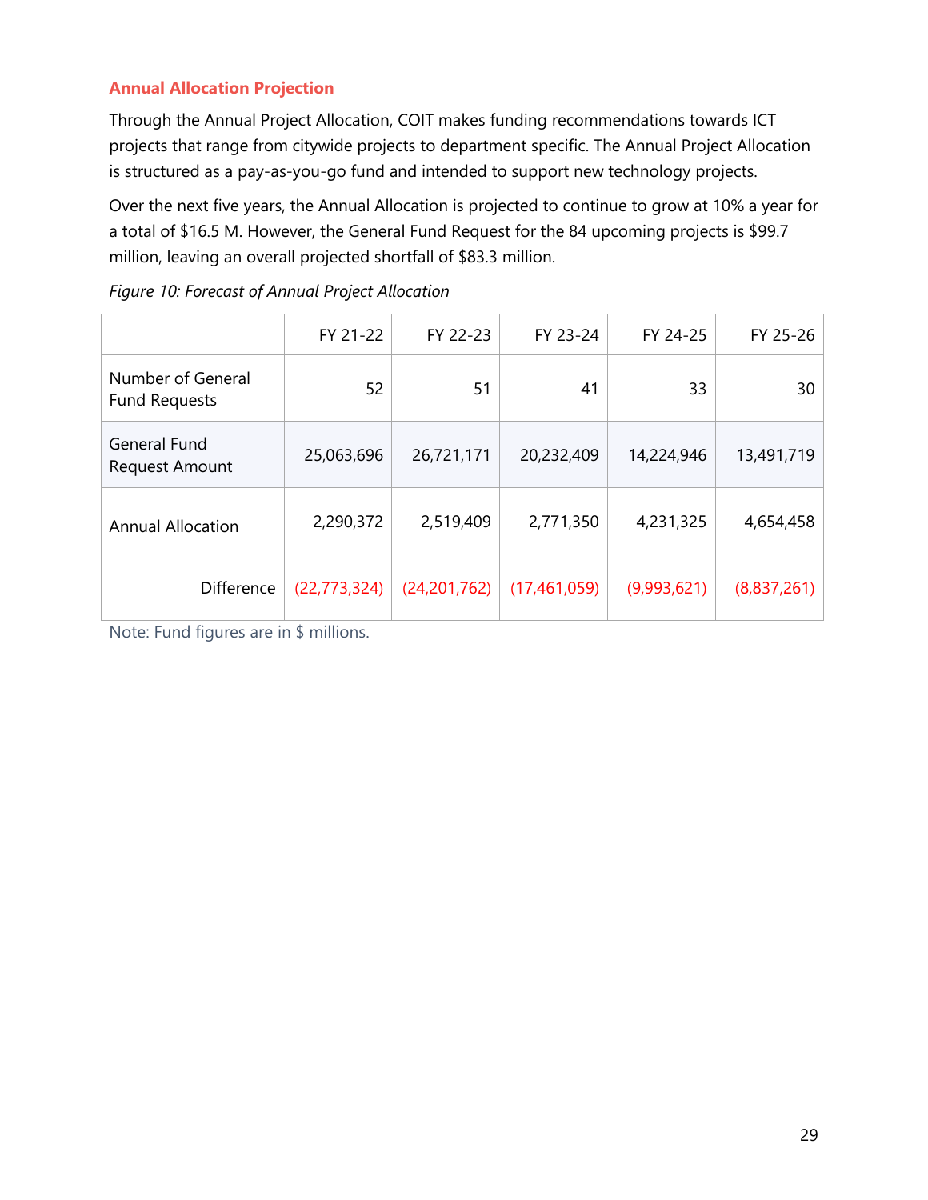### Annual Allocation Projection

Through the Annual Project Allocation, COIT makes funding recommendations towards ICT projects that range from citywide projects to department specific. The Annual Project Allocation is structured as a pay-as-you-go fund and intended to support new technology projects.

Over the next five years, the Annual Allocation is projected to continue to grow at 10% a year for a total of $16.5 M. However, the General Fund Request for the 84 upcoming projects is $99.7 million, leaving an overall projected shortfall of $83.3 million.

*Figure 10: Forecast of Annual Project Allocation*

| | FY 21-22 | FY 22-23 | FY 23-24 | FY 24-25 | FY 25-26 |
|---|---|---|---|---|---|
| Number of General Fund Requests | 52 | 51 | 41 | 33 | 30 |
| General Fund Request Amount | 25,063,696 | 26,721,171 | 20,232,409 | 14,224,946 | 13,491,719 |
| Annual Allocation | 2,290,372 | 2,519,409 | 2,771,350 | 4,231,325 | 4,654,458 |
| Difference | (22,773,324) | (24,201,762) | (17,461,059) | (9,993,621) | (8,837,261) |

Note: Fund figures are in $ millions.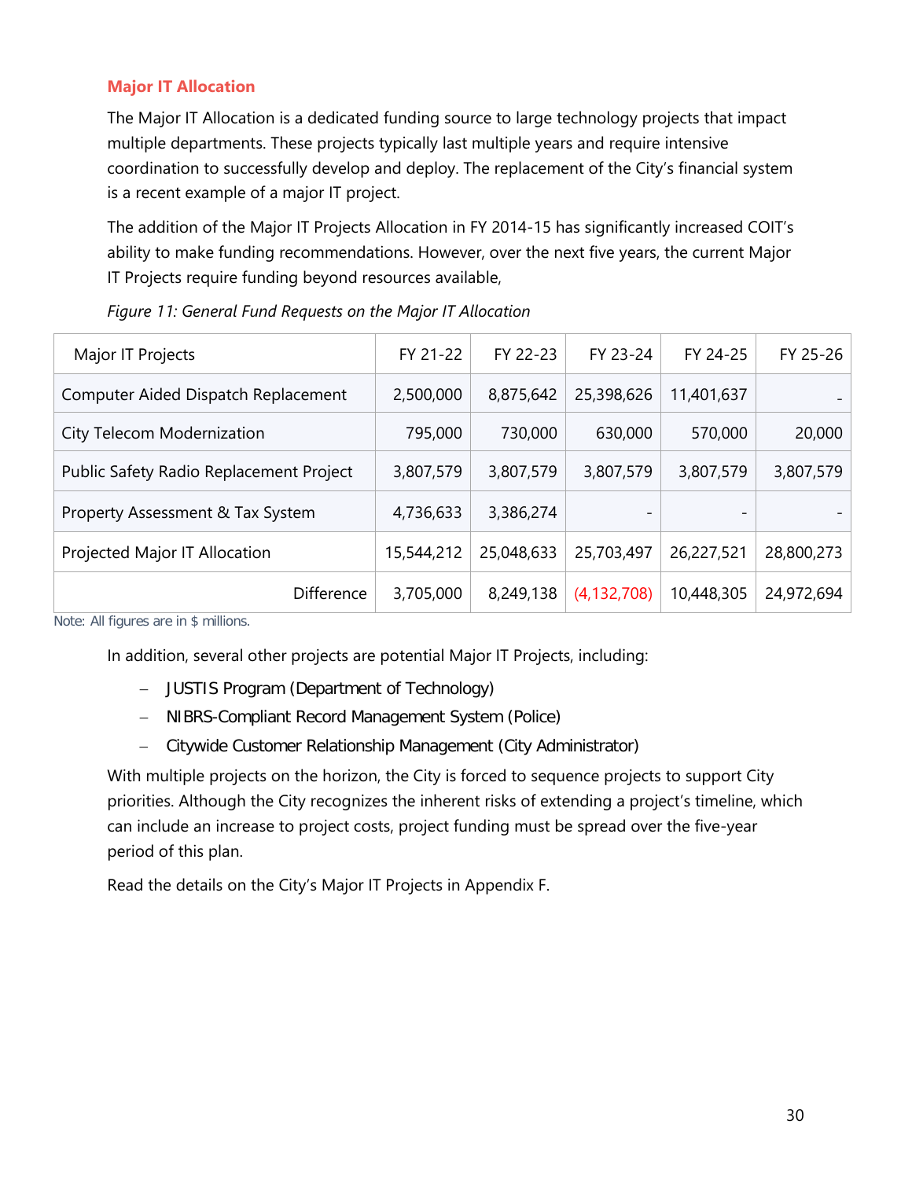### Major IT Allocation

The Major IT Allocation is a dedicated funding source to large technology projects that impact multiple departments. These projects typically last multiple years and require intensive coordination to successfully develop and deploy. The replacement of the City's financial system is a recent example of a major IT project.

The addition of the Major IT Projects Allocation in FY 2014-15 has significantly increased COIT's ability to make funding recommendations. However, over the next five years, the current Major IT Projects require funding beyond resources available,

*Figure 11: General Fund Requests on the Major IT Allocation*

| Major IT Projects | FY 21-22 | FY 22-23 | FY 23-24 | FY 24-25 | FY 25-26 |
|---|---|---|---|---|---|
| Computer Aided Dispatch Replacement | 2,500,000 | 8,875,642 | 25,398,626 | 11,401,637 | - |
| City Telecom Modernization | 795,000 | 730,000 | 630,000 | 570,000 | 20,000 |
| Public Safety Radio Replacement Project | 3,807,579 | 3,807,579 | 3,807,579 | 3,807,579 | 3,807,579 |
| Property Assessment & Tax System | 4,736,633 | 3,386,274 | - | - | - |
| Projected Major IT Allocation | 15,544,212 | 25,048,633 | 25,703,497 | 26,227,521 | 28,800,273 |
| Difference | 3,705,000 | 8,249,138 | (4,132,708) | 10,448,305 | 24,972,694 |

Note: All figures are in $ millions.

In addition, several other projects are potential Major IT Projects, including:

- JUSTIS Program (Department of Technology)
- NIBRS-Compliant Record Management System (Police)
- Citywide Customer Relationship Management (City Administrator)

With multiple projects on the horizon, the City is forced to sequence projects to support City priorities. Although the City recognizes the inherent risks of extending a project's timeline, which can include an increase to project costs, project funding must be spread over the five-year period of this plan.

Read the details on the City's Major IT Projects in Appendix F.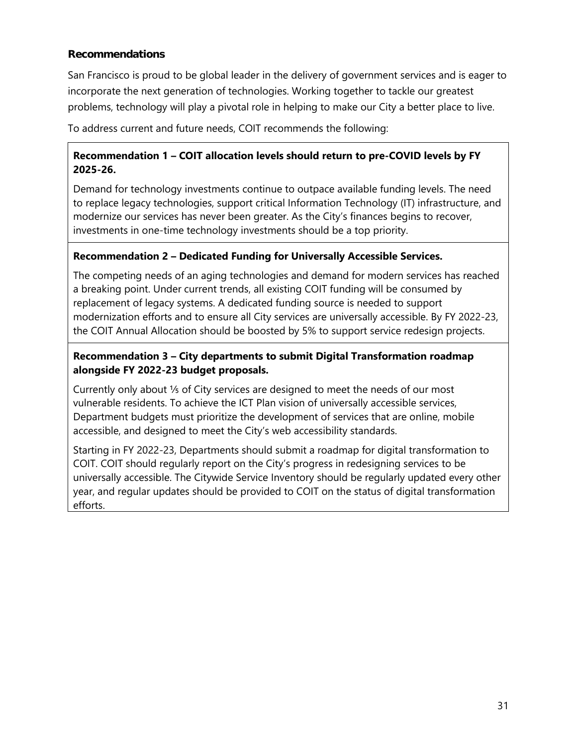### Recommendations

San Francisco is proud to be global leader in the delivery of government services and is eager to incorporate the next generation of technologies. Working together to tackle our greatest problems, technology will play a pivotal role in helping to make our City a better place to live.

To address current and future needs, COIT recommends the following:

**Recommendation 1 – COIT allocation levels should return to pre-COVID levels by FY 2025-26.**

Demand for technology investments continue to outpace available funding levels. The need to replace legacy technologies, support critical Information Technology (IT) infrastructure, and modernize our services has never been greater. As the City's finances begins to recover, investments in one-time technology investments should be a top priority.

**Recommendation 2 – Dedicated Funding for Universally Accessible Services.**

The competing needs of an aging technologies and demand for modern services has reached a breaking point. Under current trends, all existing COIT funding will be consumed by replacement of legacy systems. A dedicated funding source is needed to support modernization efforts and to ensure all City services are universally accessible. By FY 2022-23, the COIT Annual Allocation should be boosted by 5% to support service redesign projects.

**Recommendation 3 – City departments to submit Digital Transformation roadmap alongside FY 2022-23 budget proposals.**

Currently only about ⅕ of City services are designed to meet the needs of our most vulnerable residents. To achieve the ICT Plan vision of universally accessible services, Department budgets must prioritize the development of services that are online, mobile accessible, and designed to meet the City's web accessibility standards.

Starting in FY 2022-23, Departments should submit a roadmap for digital transformation to COIT. COIT should regularly report on the City's progress in redesigning services to be universally accessible. The Citywide Service Inventory should be regularly updated every other year, and regular updates should be provided to COIT on the status of digital transformation efforts.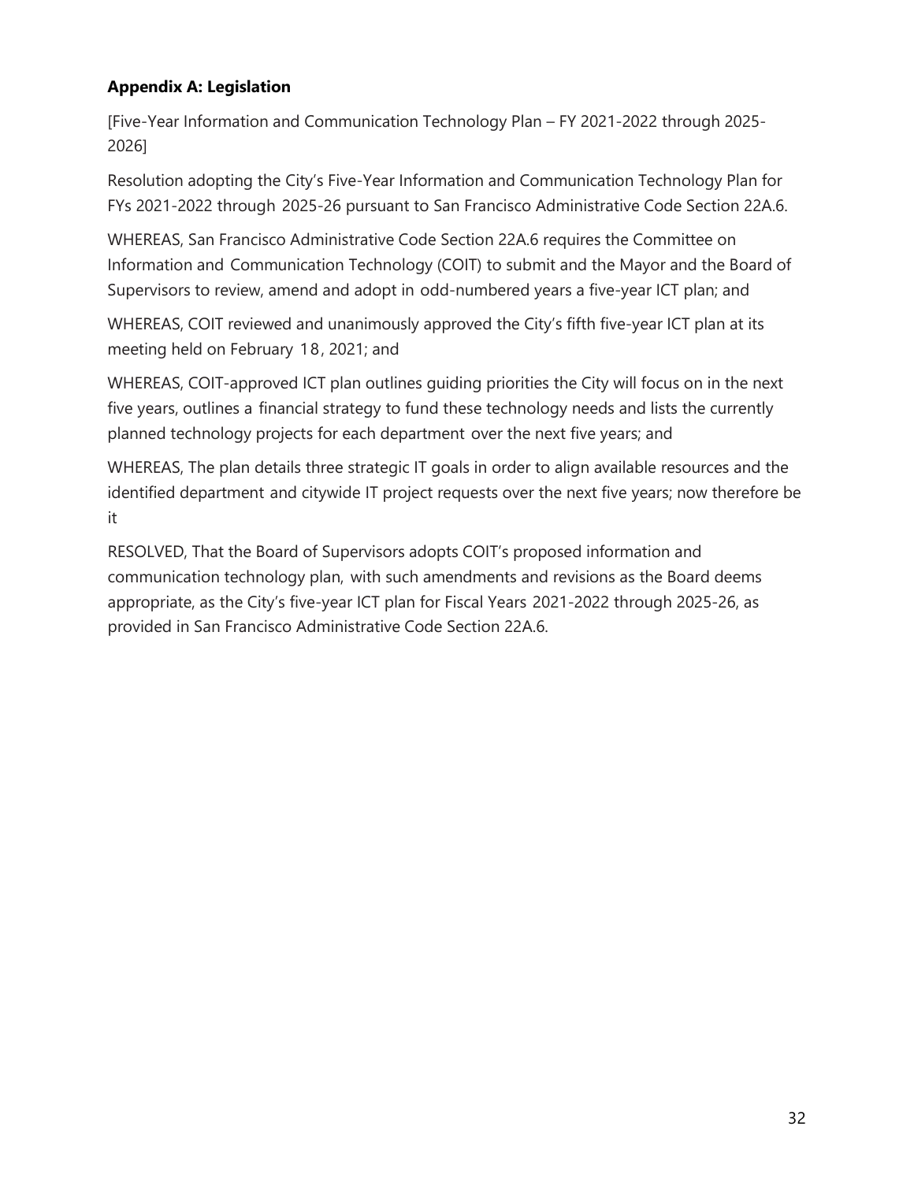### Appendix A: Legislation

[Five-Year Information and Communication Technology Plan – FY 2021-2022 through 2025-2026]

Resolution adopting the City's Five-Year Information and Communication Technology Plan for FYs 2021-2022 through 2025-26 pursuant to San Francisco Administrative Code Section 22A.6.

WHEREAS, San Francisco Administrative Code Section 22A.6 requires the Committee on Information and Communication Technology (COIT) to submit and the Mayor and the Board of Supervisors to review, amend and adopt in odd-numbered years a five-year ICT plan; and

WHEREAS, COIT reviewed and unanimously approved the City's fifth five-year ICT plan at its meeting held on February 18, 2021; and

WHEREAS, COIT-approved ICT plan outlines guiding priorities the City will focus on in the next five years, outlines a financial strategy to fund these technology needs and lists the currently planned technology projects for each department over the next five years; and

WHEREAS, The plan details three strategic IT goals in order to align available resources and the identified department and citywide IT project requests over the next five years; now therefore be it

RESOLVED, That the Board of Supervisors adopts COIT's proposed information and communication technology plan, with such amendments and revisions as the Board deems appropriate, as the City's five-year ICT plan for Fiscal Years 2021-2022 through 2025-26, as provided in San Francisco Administrative Code Section 22A.6.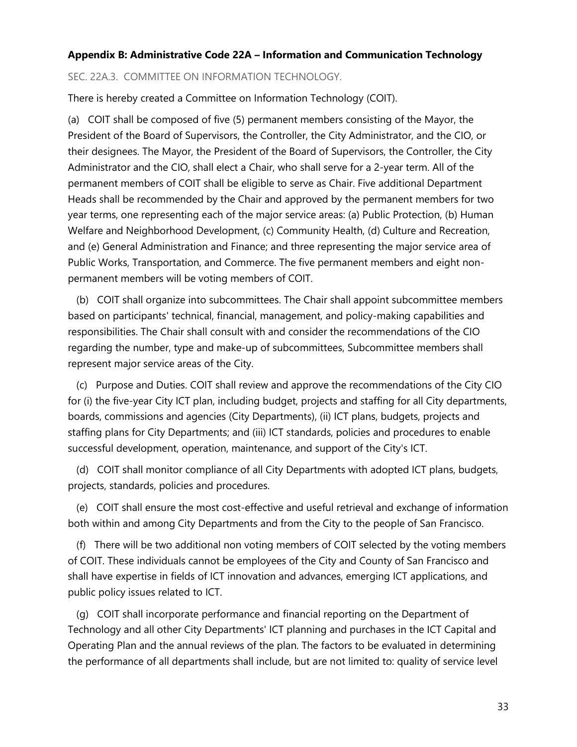**Appendix B: Administrative Code 22A – Information and Communication Technology**

SEC. 22A.3. COMMITTEE ON INFORMATION TECHNOLOGY.

There is hereby created a Committee on Information Technology (COIT).

(a) COIT shall be composed of five (5) permanent members consisting of the Mayor, the President of the Board of Supervisors, the Controller, the City Administrator, and the CIO, or their designees. The Mayor, the President of the Board of Supervisors, the Controller, the City Administrator and the CIO, shall elect a Chair, who shall serve for a 2-year term. All of the permanent members of COIT shall be eligible to serve as Chair. Five additional Department Heads shall be recommended by the Chair and approved by the permanent members for two year terms, one representing each of the major service areas: (a) Public Protection, (b) Human Welfare and Neighborhood Development, (c) Community Health, (d) Culture and Recreation, and (e) General Administration and Finance; and three representing the major service area of Public Works, Transportation, and Commerce. The five permanent members and eight non-permanent members will be voting members of COIT.

(b) COIT shall organize into subcommittees. The Chair shall appoint subcommittee members based on participants' technical, financial, management, and policy-making capabilities and responsibilities. The Chair shall consult with and consider the recommendations of the CIO regarding the number, type and make-up of subcommittees, Subcommittee members shall represent major service areas of the City.

(c) Purpose and Duties. COIT shall review and approve the recommendations of the City CIO for (i) the five-year City ICT plan, including budget, projects and staffing for all City departments, boards, commissions and agencies (City Departments), (ii) ICT plans, budgets, projects and staffing plans for City Departments; and (iii) ICT standards, policies and procedures to enable successful development, operation, maintenance, and support of the City's ICT.

(d) COIT shall monitor compliance of all City Departments with adopted ICT plans, budgets, projects, standards, policies and procedures.

(e) COIT shall ensure the most cost-effective and useful retrieval and exchange of information both within and among City Departments and from the City to the people of San Francisco.

(f) There will be two additional non voting members of COIT selected by the voting members of COIT. These individuals cannot be employees of the City and County of San Francisco and shall have expertise in fields of ICT innovation and advances, emerging ICT applications, and public policy issues related to ICT.

(g) COIT shall incorporate performance and financial reporting on the Department of Technology and all other City Departments' ICT planning and purchases in the ICT Capital and Operating Plan and the annual reviews of the plan. The factors to be evaluated in determining the performance of all departments shall include, but are not limited to: quality of service level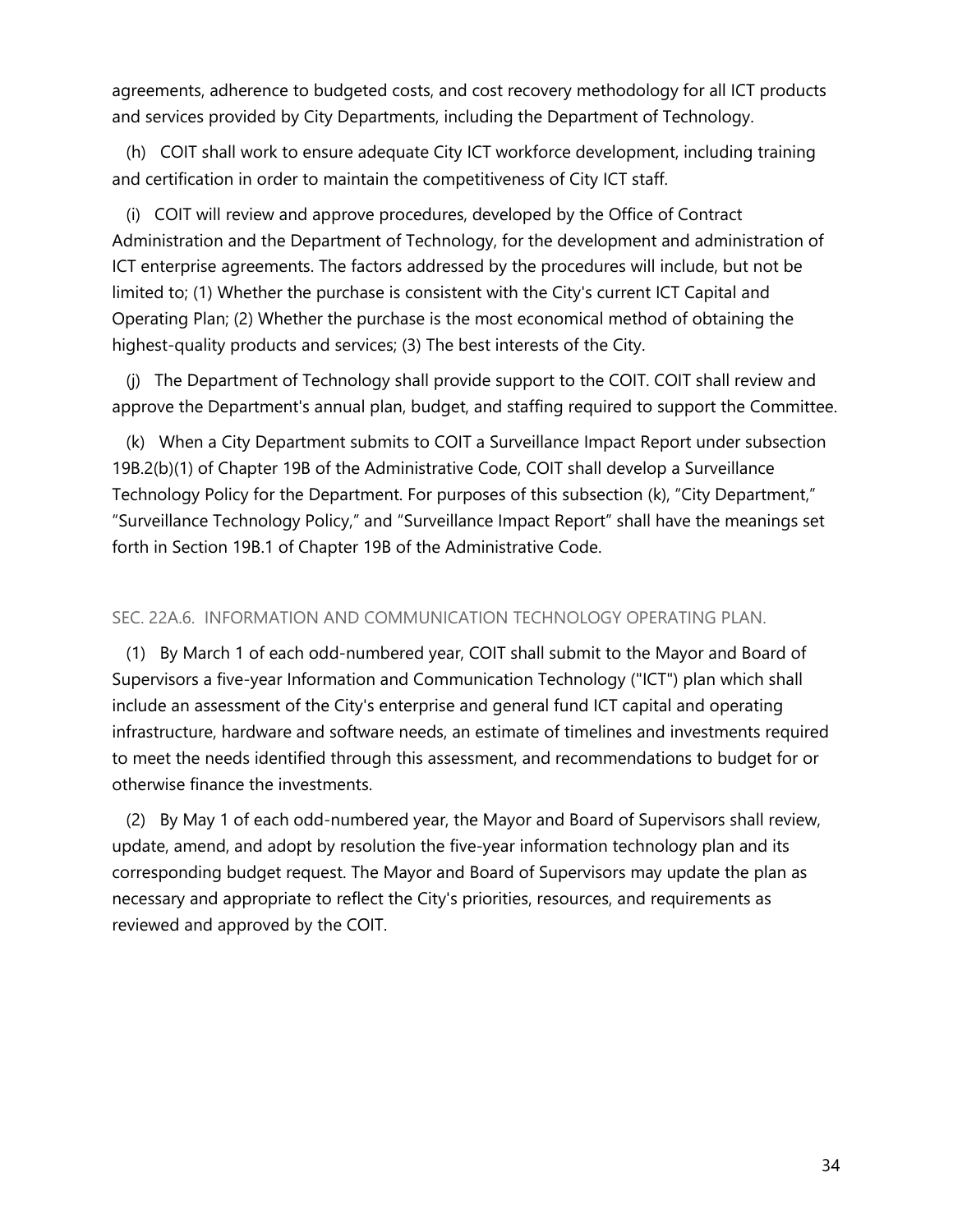agreements, adherence to budgeted costs, and cost recovery methodology for all ICT products and services provided by City Departments, including the Department of Technology.

(h) COIT shall work to ensure adequate City ICT workforce development, including training and certification in order to maintain the competitiveness of City ICT staff.

(i) COIT will review and approve procedures, developed by the Office of Contract Administration and the Department of Technology, for the development and administration of ICT enterprise agreements. The factors addressed by the procedures will include, but not be limited to; (1) Whether the purchase is consistent with the City's current ICT Capital and Operating Plan; (2) Whether the purchase is the most economical method of obtaining the highest-quality products and services; (3) The best interests of the City.

(j) The Department of Technology shall provide support to the COIT. COIT shall review and approve the Department's annual plan, budget, and staffing required to support the Committee.

(k) When a City Department submits to COIT a Surveillance Impact Report under subsection 19B.2(b)(1) of Chapter 19B of the Administrative Code, COIT shall develop a Surveillance Technology Policy for the Department. For purposes of this subsection (k), "City Department," "Surveillance Technology Policy," and "Surveillance Impact Report" shall have the meanings set forth in Section 19B.1 of Chapter 19B of the Administrative Code.

### SEC. 22A.6. INFORMATION AND COMMUNICATION TECHNOLOGY OPERATING PLAN.

(1) By March 1 of each odd-numbered year, COIT shall submit to the Mayor and Board of Supervisors a five-year Information and Communication Technology ("ICT") plan which shall include an assessment of the City's enterprise and general fund ICT capital and operating infrastructure, hardware and software needs, an estimate of timelines and investments required to meet the needs identified through this assessment, and recommendations to budget for or otherwise finance the investments.

(2) By May 1 of each odd-numbered year, the Mayor and Board of Supervisors shall review, update, amend, and adopt by resolution the five-year information technology plan and its corresponding budget request. The Mayor and Board of Supervisors may update the plan as necessary and appropriate to reflect the City's priorities, resources, and requirements as reviewed and approved by the COIT.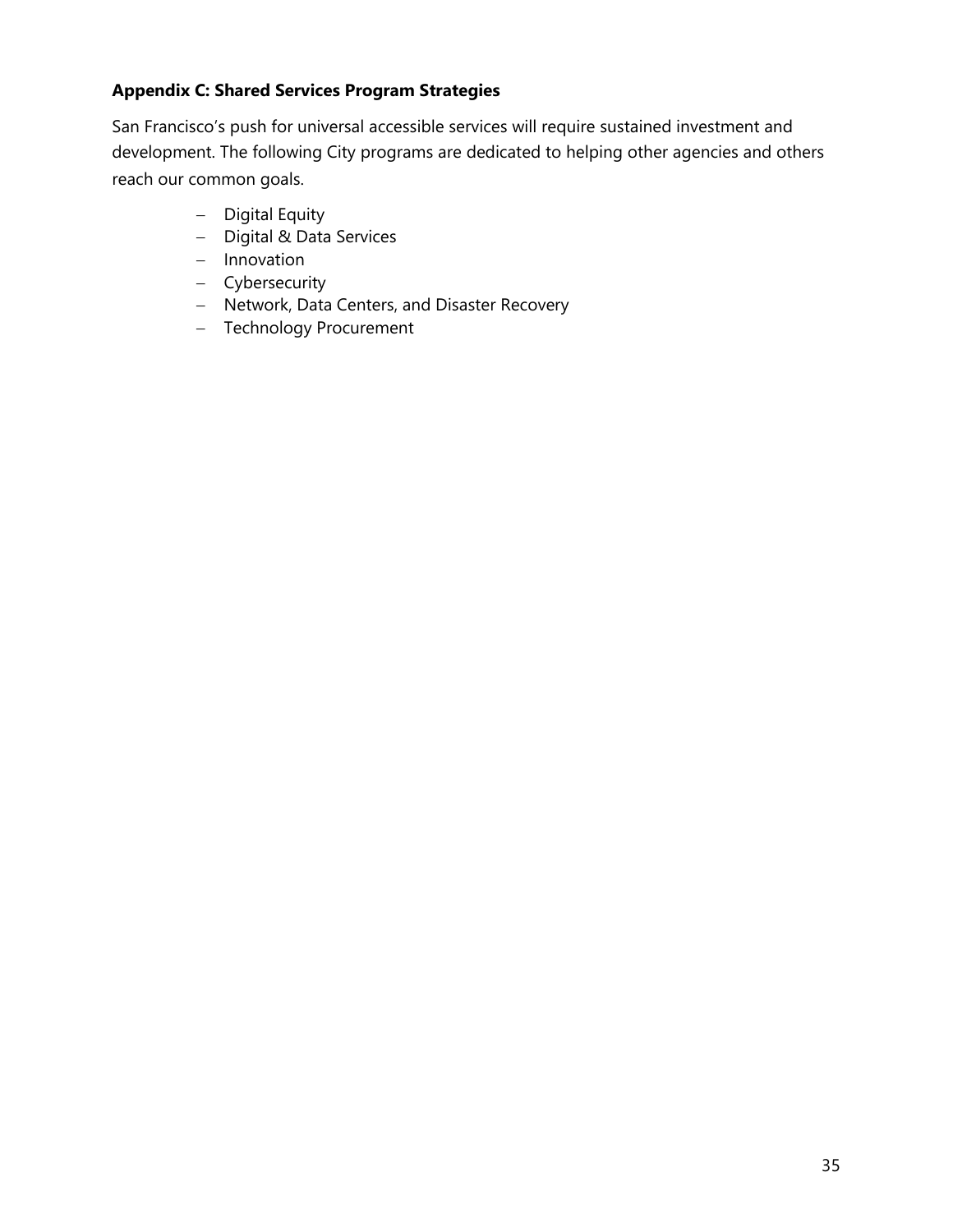### Appendix C: Shared Services Program Strategies

San Francisco's push for universal accessible services will require sustained investment and development. The following City programs are dedicated to helping other agencies and others reach our common goals.

- Digital Equity
- Digital & Data Services
- Innovation
- Cybersecurity
- Network, Data Centers, and Disaster Recovery
- Technology Procurement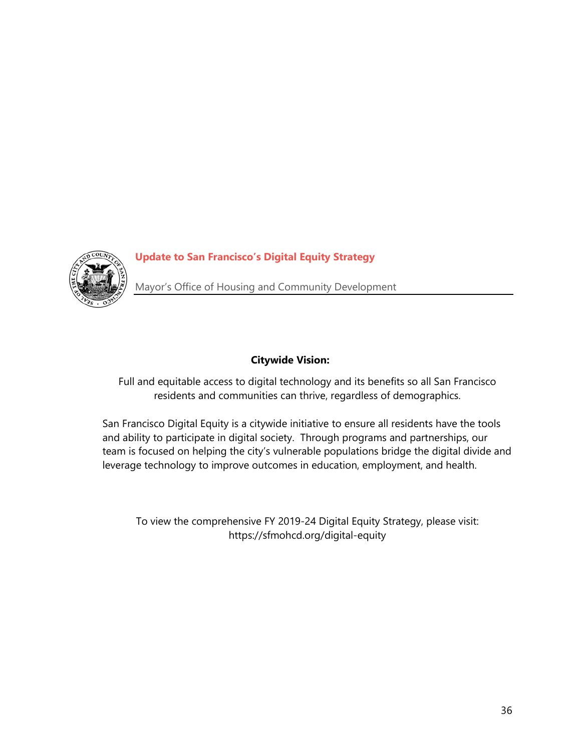# Update to San Francisco's Digital Equity Strategy

Mayor's Office of Housing and Community Development

**Citywide Vision:**

Full and equitable access to digital technology and its benefits so all San Francisco residents and communities can thrive, regardless of demographics.

San Francisco Digital Equity is a citywide initiative to ensure all residents have the tools and ability to participate in digital society. Through programs and partnerships, our team is focused on helping the city's vulnerable populations bridge the digital divide and leverage technology to improve outcomes in education, employment, and health.

To view the comprehensive FY 2019-24 Digital Equity Strategy, please visit: https://sfmohcd.org/digital-equity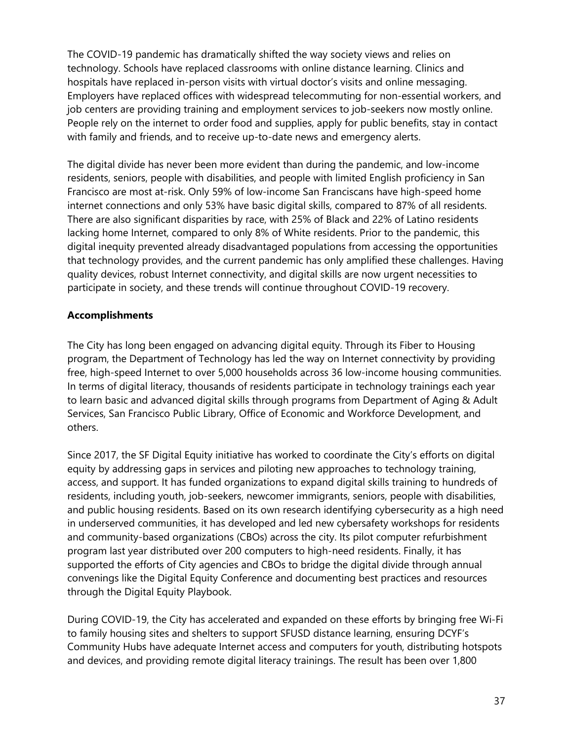The COVID-19 pandemic has dramatically shifted the way society views and relies on technology. Schools have replaced classrooms with online distance learning. Clinics and hospitals have replaced in-person visits with virtual doctor's visits and online messaging. Employers have replaced offices with widespread telecommuting for non-essential workers, and job centers are providing training and employment services to job-seekers now mostly online. People rely on the internet to order food and supplies, apply for public benefits, stay in contact with family and friends, and to receive up-to-date news and emergency alerts.

The digital divide has never been more evident than during the pandemic, and low-income residents, seniors, people with disabilities, and people with limited English proficiency in San Francisco are most at-risk. Only 59% of low-income San Franciscans have high-speed home internet connections and only 53% have basic digital skills, compared to 87% of all residents. There are also significant disparities by race, with 25% of Black and 22% of Latino residents lacking home Internet, compared to only 8% of White residents. Prior to the pandemic, this digital inequity prevented already disadvantaged populations from accessing the opportunities that technology provides, and the current pandemic has only amplified these challenges. Having quality devices, robust Internet connectivity, and digital skills are now urgent necessities to participate in society, and these trends will continue throughout COVID-19 recovery.

**Accomplishments**

The City has long been engaged on advancing digital equity. Through its Fiber to Housing program, the Department of Technology has led the way on Internet connectivity by providing free, high-speed Internet to over 5,000 households across 36 low-income housing communities. In terms of digital literacy, thousands of residents participate in technology trainings each year to learn basic and advanced digital skills through programs from Department of Aging & Adult Services, San Francisco Public Library, Office of Economic and Workforce Development, and others.

Since 2017, the SF Digital Equity initiative has worked to coordinate the City's efforts on digital equity by addressing gaps in services and piloting new approaches to technology training, access, and support. It has funded organizations to expand digital skills training to hundreds of residents, including youth, job-seekers, newcomer immigrants, seniors, people with disabilities, and public housing residents. Based on its own research identifying cybersecurity as a high need in underserved communities, it has developed and led new cybersafety workshops for residents and community-based organizations (CBOs) across the city. Its pilot computer refurbishment program last year distributed over 200 computers to high-need residents. Finally, it has supported the efforts of City agencies and CBOs to bridge the digital divide through annual convenings like the Digital Equity Conference and documenting best practices and resources through the Digital Equity Playbook.

During COVID-19, the City has accelerated and expanded on these efforts by bringing free Wi-Fi to family housing sites and shelters to support SFUSD distance learning, ensuring DCYF's Community Hubs have adequate Internet access and computers for youth, distributing hotspots and devices, and providing remote digital literacy trainings. The result has been over 1,800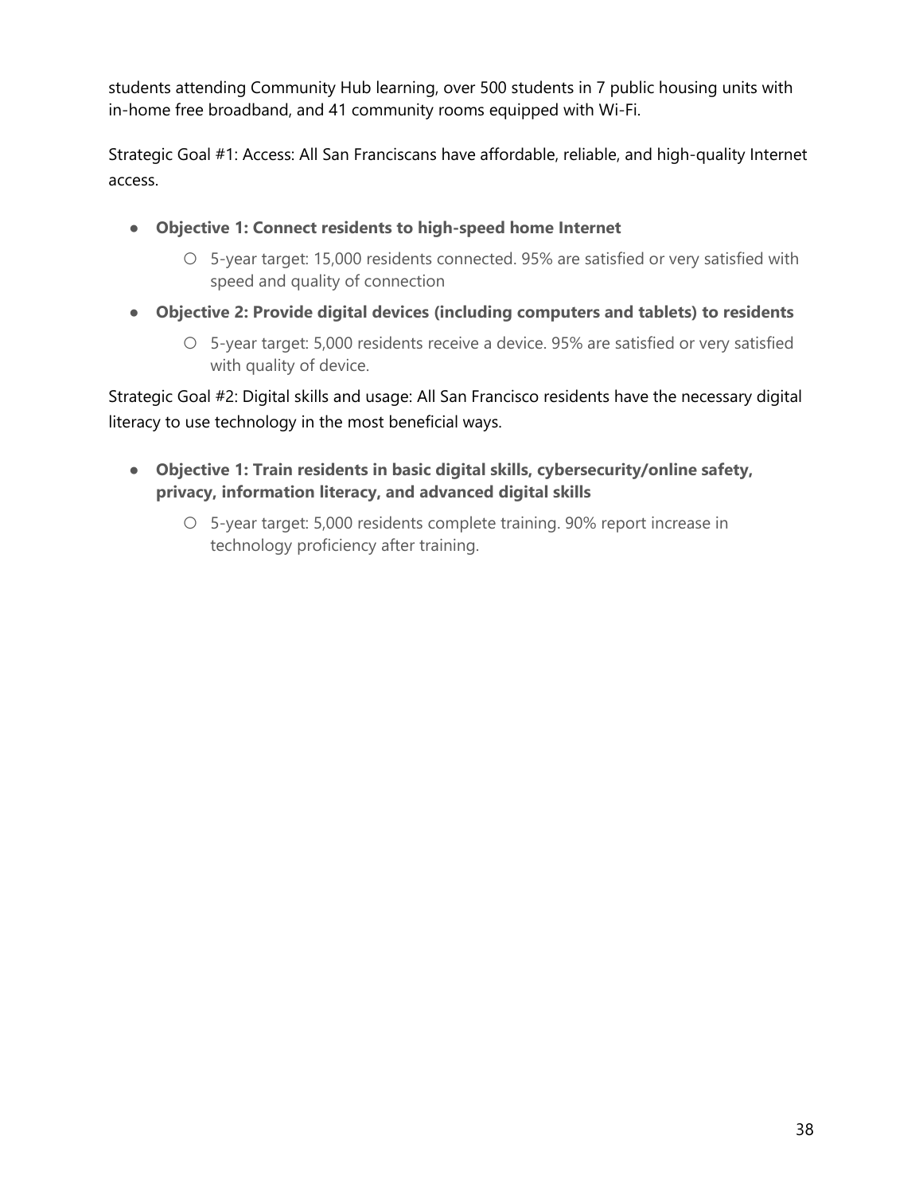students attending Community Hub learning, over 500 students in 7 public housing units with in-home free broadband, and 41 community rooms equipped with Wi-Fi.

Strategic Goal #1: Access: All San Franciscans have affordable, reliable, and high-quality Internet access.

- **Objective 1: Connect residents to high-speed home Internet**
  - 5-year target: 15,000 residents connected. 95% are satisfied or very satisfied with speed and quality of connection
- **Objective 2: Provide digital devices (including computers and tablets) to residents**
  - 5-year target: 5,000 residents receive a device. 95% are satisfied or very satisfied with quality of device.

Strategic Goal #2: Digital skills and usage: All San Francisco residents have the necessary digital literacy to use technology in the most beneficial ways.

- **Objective 1: Train residents in basic digital skills, cybersecurity/online safety, privacy, information literacy, and advanced digital skills**
  - 5-year target: 5,000 residents complete training. 90% report increase in technology proficiency after training.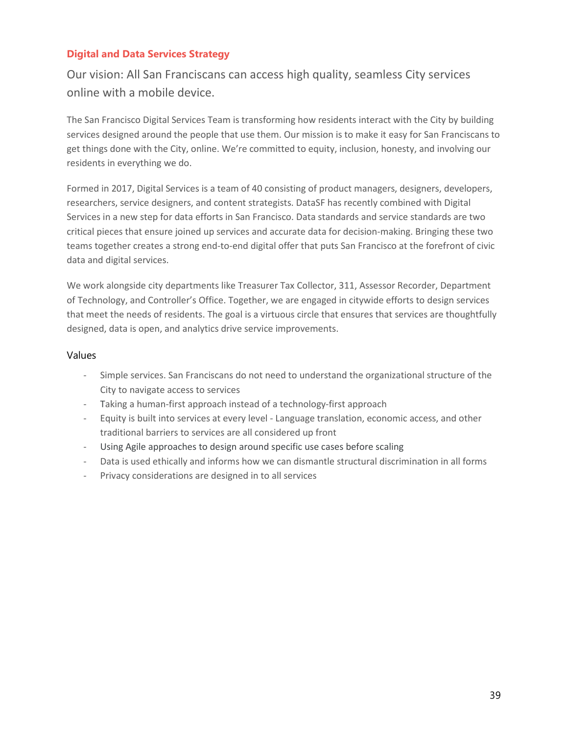## Digital and Data Services Strategy

### Our vision: All San Franciscans can access high quality, seamless City services online with a mobile device.

The San Francisco Digital Services Team is transforming how residents interact with the City by building services designed around the people that use them. Our mission is to make it easy for San Franciscans to get things done with the City, online. We're committed to equity, inclusion, honesty, and involving our residents in everything we do.

Formed in 2017, Digital Services is a team of 40 consisting of product managers, designers, developers, researchers, service designers, and content strategists. DataSF has recently combined with Digital Services in a new step for data efforts in San Francisco. Data standards and service standards are two critical pieces that ensure joined up services and accurate data for decision-making. Bringing these two teams together creates a strong end-to-end digital offer that puts San Francisco at the forefront of civic data and digital services.

We work alongside city departments like Treasurer Tax Collector, 311, Assessor Recorder, Department of Technology, and Controller's Office. Together, we are engaged in citywide efforts to design services that meet the needs of residents. The goal is a virtuous circle that ensures that services are thoughtfully designed, data is open, and analytics drive service improvements.

### Values

- Simple services. San Franciscans do not need to understand the organizational structure of the City to navigate access to services
- Taking a human-first approach instead of a technology-first approach
- Equity is built into services at every level - Language translation, economic access, and other traditional barriers to services are all considered up front
- Using Agile approaches to design around specific use cases before scaling
- Data is used ethically and informs how we can dismantle structural discrimination in all forms
- Privacy considerations are designed in to all services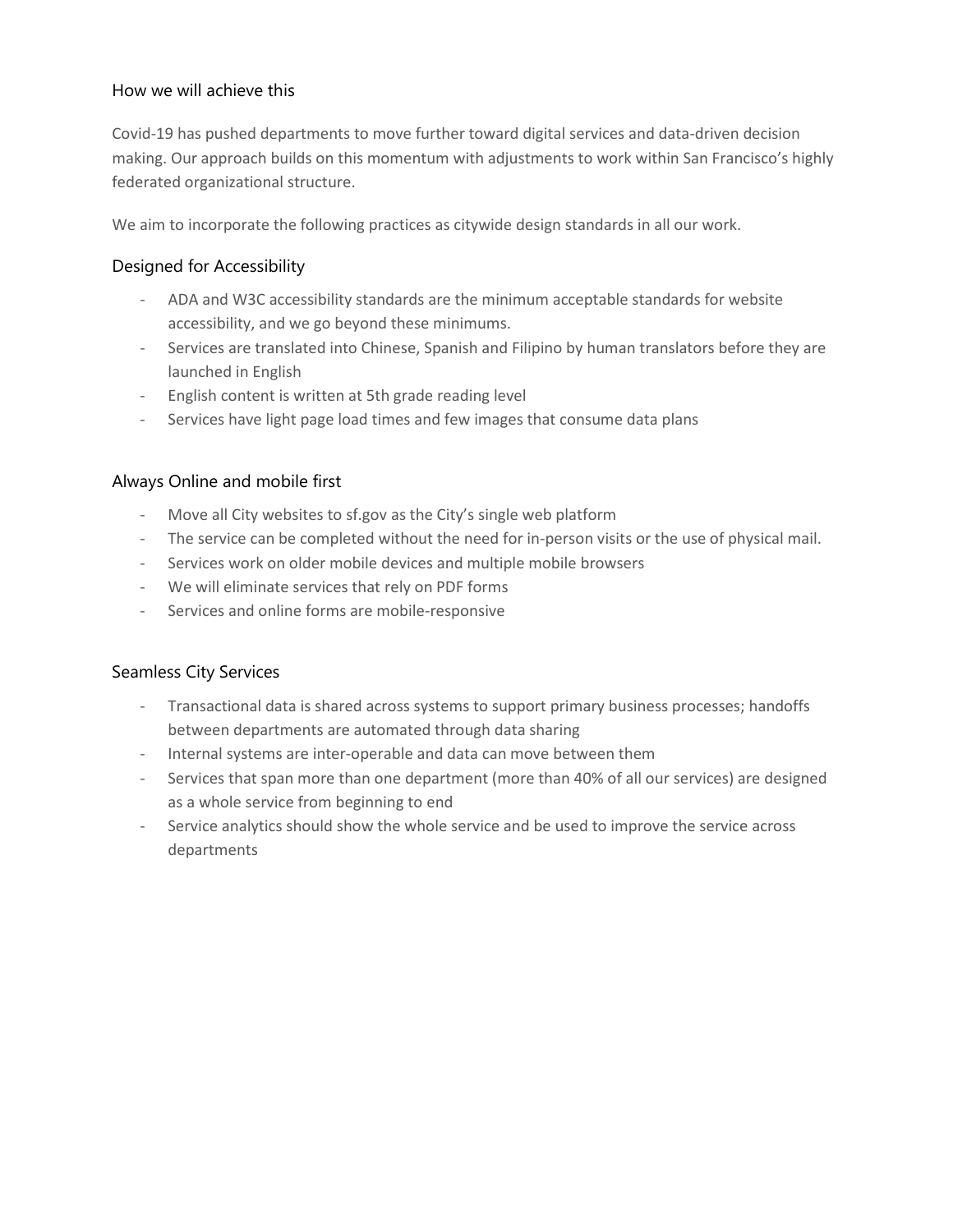## How we will achieve this

Covid-19 has pushed departments to move further toward digital services and data-driven decision making. Our approach builds on this momentum with adjustments to work within San Francisco's highly federated organizational structure.

We aim to incorporate the following practices as citywide design standards in all our work.

### Designed for Accessibility

- ADA and W3C accessibility standards are the minimum acceptable standards for website accessibility, and we go beyond these minimums.
- Services are translated into Chinese, Spanish and Filipino by human translators before they are launched in English
- English content is written at 5th grade reading level
- Services have light page load times and few images that consume data plans

### Always Online and mobile first

- Move all City websites to sf.gov as the City's single web platform
- The service can be completed without the need for in-person visits or the use of physical mail.
- Services work on older mobile devices and multiple mobile browsers
- We will eliminate services that rely on PDF forms
- Services and online forms are mobile-responsive

### Seamless City Services

- Transactional data is shared across systems to support primary business processes; handoffs between departments are automated through data sharing
- Internal systems are inter-operable and data can move between them
- Services that span more than one department (more than 40% of all our services) are designed as a whole service from beginning to end
- Service analytics should show the whole service and be used to improve the service across departments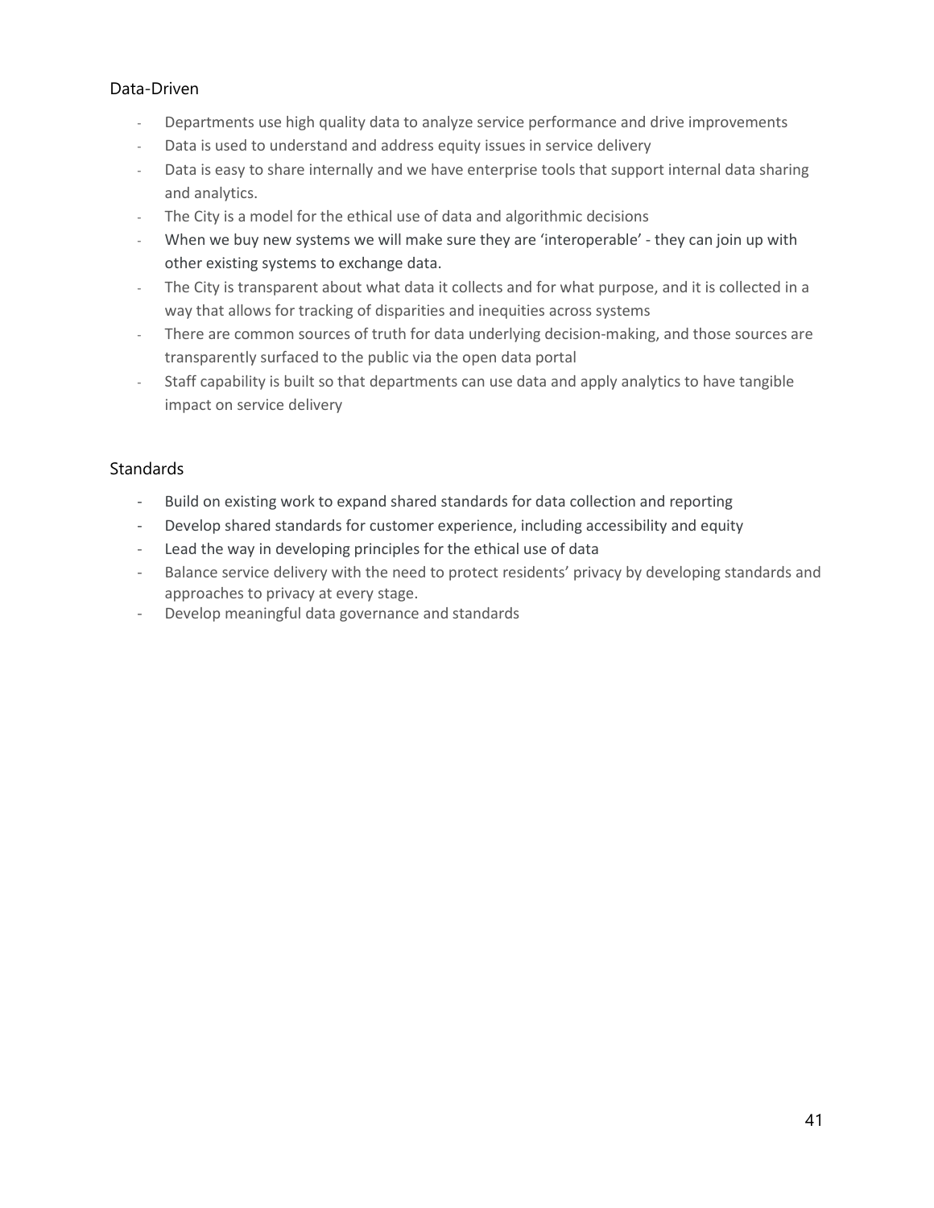### Data-Driven

- Departments use high quality data to analyze service performance and drive improvements
- Data is used to understand and address equity issues in service delivery
- Data is easy to share internally and we have enterprise tools that support internal data sharing and analytics.
- The City is a model for the ethical use of data and algorithmic decisions
- When we buy new systems we will make sure they are 'interoperable' - they can join up with other existing systems to exchange data.
- The City is transparent about what data it collects and for what purpose, and it is collected in a way that allows for tracking of disparities and inequities across systems
- There are common sources of truth for data underlying decision-making, and those sources are transparently surfaced to the public via the open data portal
- Staff capability is built so that departments can use data and apply analytics to have tangible impact on service delivery

### Standards

- Build on existing work to expand shared standards for data collection and reporting
- Develop shared standards for customer experience, including accessibility and equity
- Lead the way in developing principles for the ethical use of data
- Balance service delivery with the need to protect residents' privacy by developing standards and approaches to privacy at every stage.
- Develop meaningful data governance and standards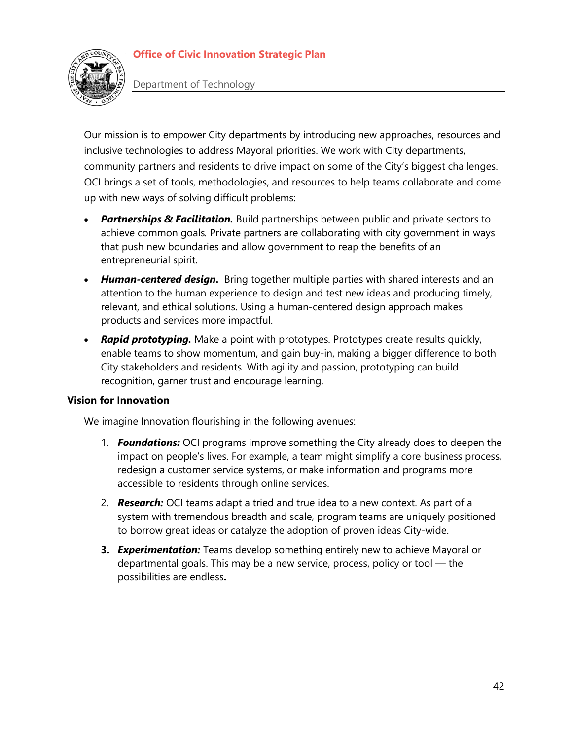Our mission is to empower City departments by introducing new approaches, resources and inclusive technologies to address Mayoral priorities. We work with City departments, community partners and residents to drive impact on some of the City's biggest challenges. OCI brings a set of tools, methodologies, and resources to help teams collaborate and come up with new ways of solving difficult problems:

- ***Partnerships & Facilitation.*** Build partnerships between public and private sectors to achieve common goals. Private partners are collaborating with city government in ways that push new boundaries and allow government to reap the benefits of an entrepreneurial spirit.
- ***Human-centered design.*** Bring together multiple parties with shared interests and an attention to the human experience to design and test new ideas and producing timely, relevant, and ethical solutions. Using a human-centered design approach makes products and services more impactful.
- ***Rapid prototyping.*** Make a point with prototypes. Prototypes create results quickly, enable teams to show momentum, and gain buy-in, making a bigger difference to both City stakeholders and residents. With agility and passion, prototyping can build recognition, garner trust and encourage learning.

**Vision for Innovation**

We imagine Innovation flourishing in the following avenues:

1. ***Foundations:*** OCI programs improve something the City already does to deepen the impact on people's lives. For example, a team might simplify a core business process, redesign a customer service systems, or make information and programs more accessible to residents through online services.
2. ***Research:*** OCI teams adapt a tried and true idea to a new context. As part of a system with tremendous breadth and scale, program teams are uniquely positioned to borrow great ideas or catalyze the adoption of proven ideas City-wide.
3. ***Experimentation:*** Teams develop something entirely new to achieve Mayoral or departmental goals. This may be a new service, process, policy or tool — the possibilities are endless.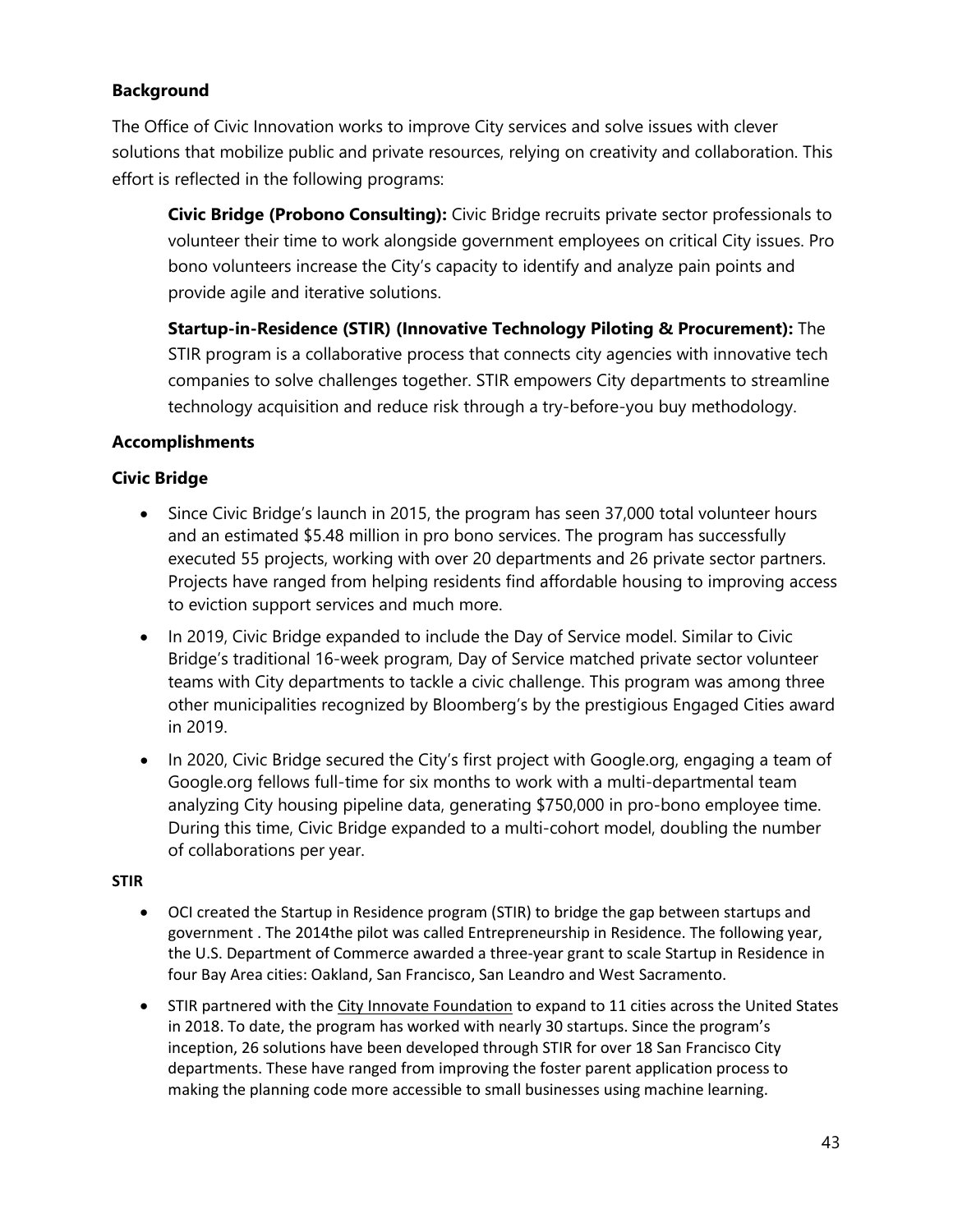**Background**

The Office of Civic Innovation works to improve City services and solve issues with clever solutions that mobilize public and private resources, relying on creativity and collaboration. This effort is reflected in the following programs:

**Civic Bridge (Probono Consulting):** Civic Bridge recruits private sector professionals to volunteer their time to work alongside government employees on critical City issues. Pro bono volunteers increase the City's capacity to identify and analyze pain points and provide agile and iterative solutions.

**Startup-in-Residence (STIR) (Innovative Technology Piloting & Procurement):** The STIR program is a collaborative process that connects city agencies with innovative tech companies to solve challenges together. STIR empowers City departments to streamline technology acquisition and reduce risk through a try-before-you buy methodology.

**Accomplishments**

**Civic Bridge**

- Since Civic Bridge's launch in 2015, the program has seen 37,000 total volunteer hours and an estimated $5.48 million in pro bono services. The program has successfully executed 55 projects, working with over 20 departments and 26 private sector partners. Projects have ranged from helping residents find affordable housing to improving access to eviction support services and much more.
- In 2019, Civic Bridge expanded to include the Day of Service model. Similar to Civic Bridge's traditional 16-week program, Day of Service matched private sector volunteer teams with City departments to tackle a civic challenge. This program was among three other municipalities recognized by Bloomberg's by the prestigious Engaged Cities award in 2019.
- In 2020, Civic Bridge secured the City's first project with Google.org, engaging a team of Google.org fellows full-time for six months to work with a multi-departmental team analyzing City housing pipeline data, generating $750,000 in pro-bono employee time. During this time, Civic Bridge expanded to a multi-cohort model, doubling the number of collaborations per year.

**STIR**

- OCI created the Startup in Residence program (STIR) to bridge the gap between startups and government . The 2014the pilot was called Entrepreneurship in Residence. The following year, the U.S. Department of Commerce awarded a three-year grant to scale Startup in Residence in four Bay Area cities: Oakland, San Francisco, San Leandro and West Sacramento.
- STIR partnered with the City Innovate Foundation to expand to 11 cities across the United States in 2018. To date, the program has worked with nearly 30 startups. Since the program's inception, 26 solutions have been developed through STIR for over 18 San Francisco City departments. These have ranged from improving the foster parent application process to making the planning code more accessible to small businesses using machine learning.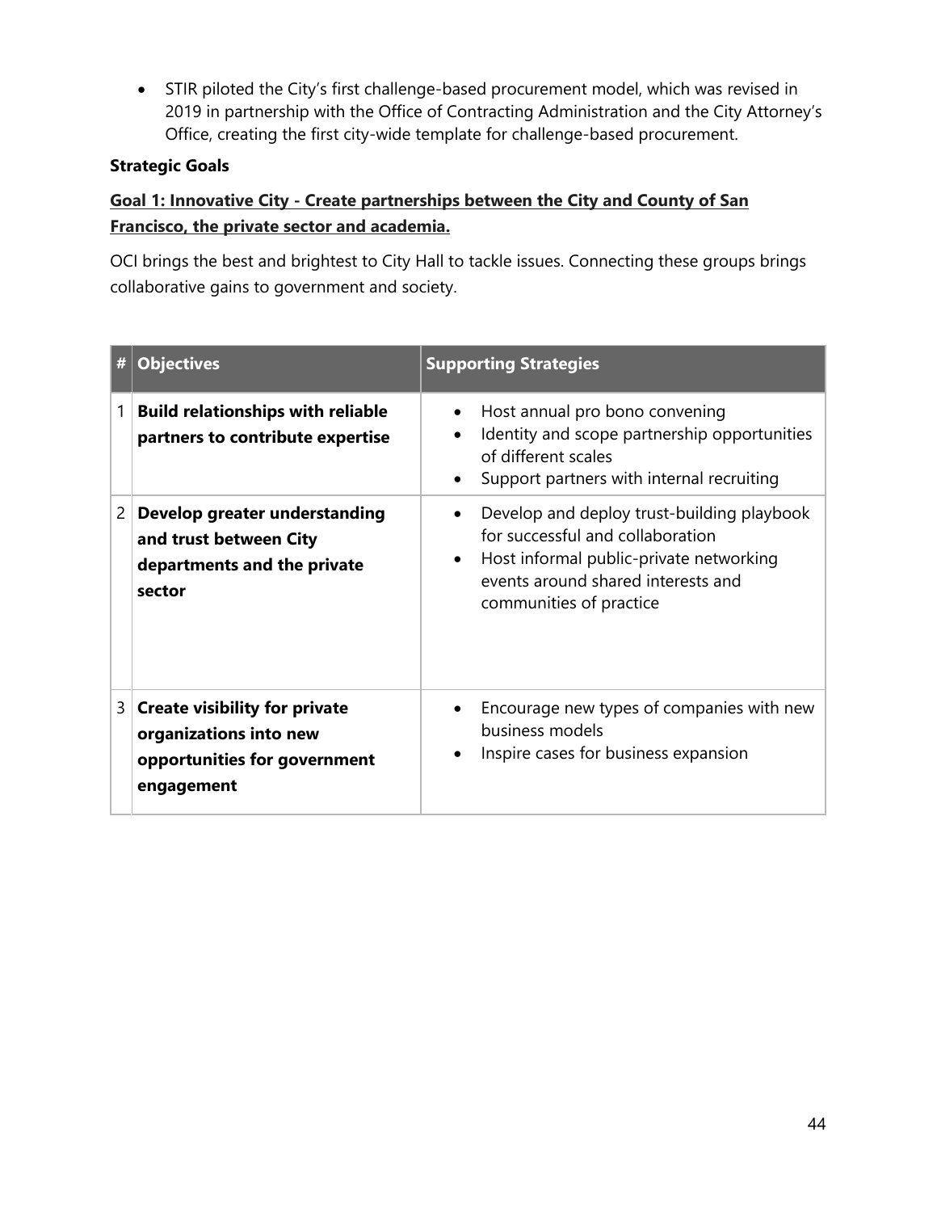- STIR piloted the City's first challenge-based procurement model, which was revised in 2019 in partnership with the Office of Contracting Administration and the City Attorney's Office, creating the first city-wide template for challenge-based procurement.

**Strategic Goals**

**Goal 1: Innovative City - Create partnerships between the City and County of San Francisco, the private sector and academia.**

OCI brings the best and brightest to City Hall to tackle issues. Connecting these groups brings collaborative gains to government and society.

| # | Objectives | Supporting Strategies |
|---|---|---|
| 1 | **Build relationships with reliable partners to contribute expertise** | • Host annual pro bono convening<br>• Identity and scope partnership opportunities of different scales<br>• Support partners with internal recruiting |
| 2 | **Develop greater understanding and trust between City departments and the private sector** | • Develop and deploy trust-building playbook for successful and collaboration<br>• Host informal public-private networking events around shared interests and communities of practice |
| 3 | **Create visibility for private organizations into new opportunities for government engagement** | • Encourage new types of companies with new business models<br>• Inspire cases for business expansion |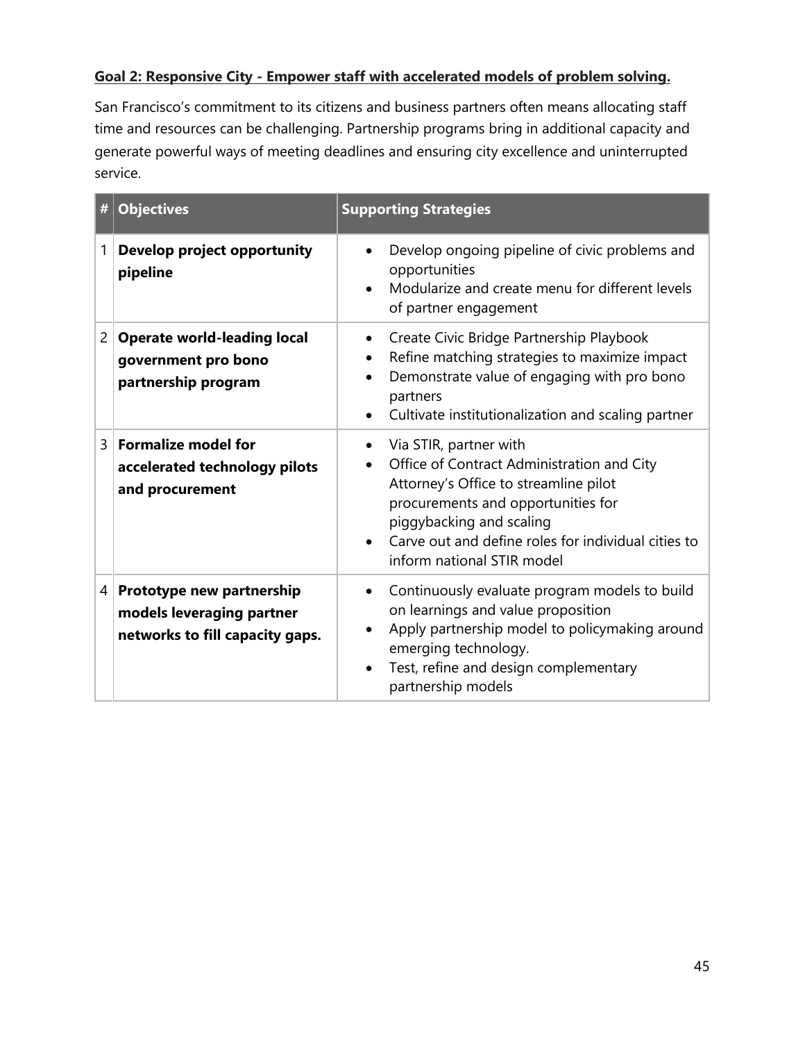**Goal 2: Responsive City - Empower staff with accelerated models of problem solving.**

San Francisco's commitment to its citizens and business partners often means allocating staff time and resources can be challenging. Partnership programs bring in additional capacity and generate powerful ways of meeting deadlines and ensuring city excellence and uninterrupted service.

| # | Objectives | Supporting Strategies |
|---|---|---|
| 1 | **Develop project opportunity pipeline** | • Develop ongoing pipeline of civic problems and opportunities<br>• Modularize and create menu for different levels of partner engagement |
| 2 | **Operate world-leading local government pro bono partnership program** | • Create Civic Bridge Partnership Playbook<br>• Refine matching strategies to maximize impact<br>• Demonstrate value of engaging with pro bono partners<br>• Cultivate institutionalization and scaling partner |
| 3 | **Formalize model for accelerated technology pilots and procurement** | • Via STIR, partner with<br>• Office of Contract Administration and City Attorney's Office to streamline pilot procurements and opportunities for piggybacking and scaling<br>• Carve out and define roles for individual cities to inform national STIR model |
| 4 | **Prototype new partnership models leveraging partner networks to fill capacity gaps.** | • Continuously evaluate program models to build on learnings and value proposition<br>• Apply partnership model to policymaking around emerging technology.<br>• Test, refine and design complementary partnership models |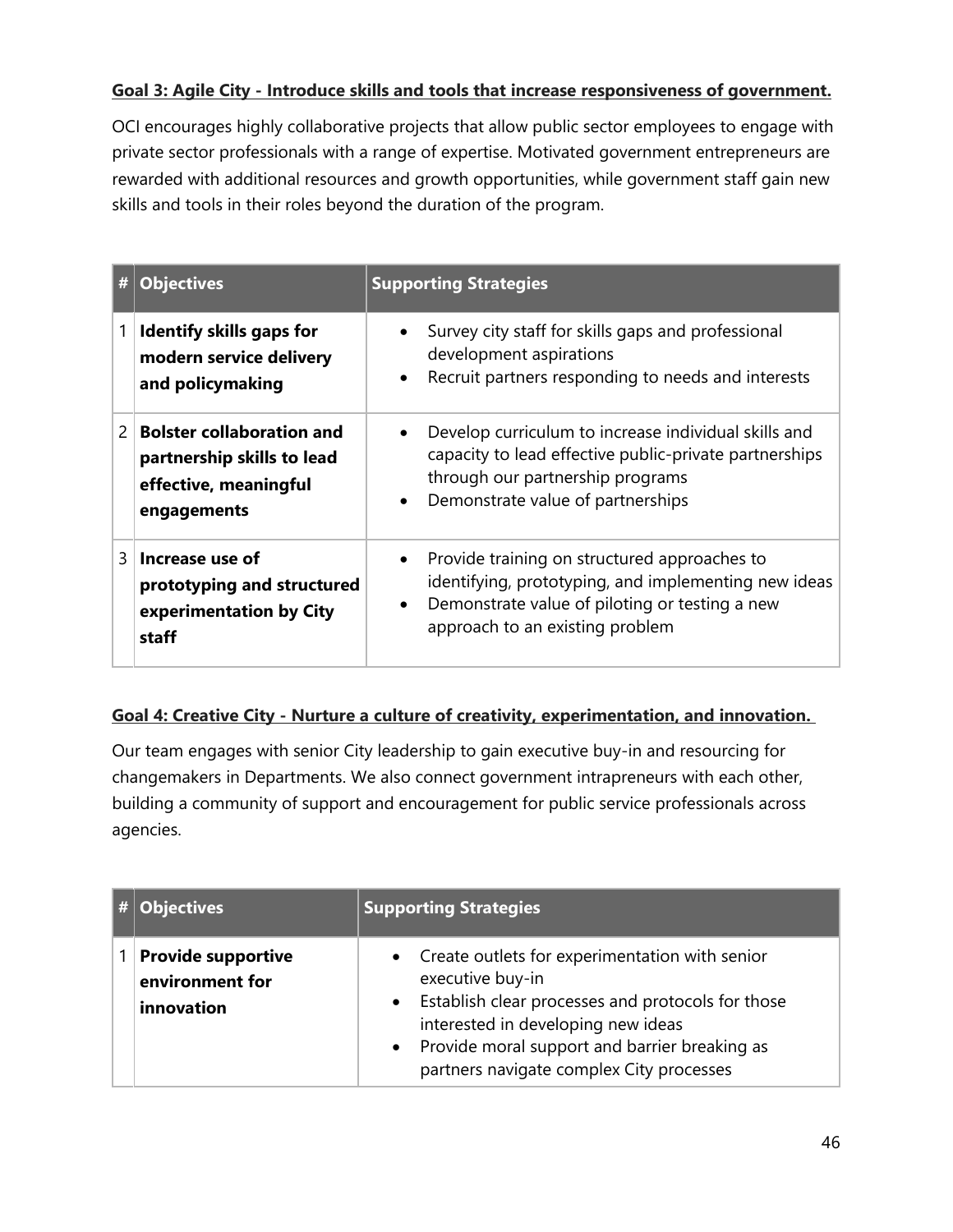**Goal 3: Agile City - Introduce skills and tools that increase responsiveness of government.**

OCI encourages highly collaborative projects that allow public sector employees to engage with private sector professionals with a range of expertise. Motivated government entrepreneurs are rewarded with additional resources and growth opportunities, while government staff gain new skills and tools in their roles beyond the duration of the program.

| # | Objectives | Supporting Strategies |
|---|---|---|
| 1 | **Identify skills gaps for modern service delivery and policymaking** | • Survey city staff for skills gaps and professional development aspirations<br>• Recruit partners responding to needs and interests |
| 2 | **Bolster collaboration and partnership skills to lead effective, meaningful engagements** | • Develop curriculum to increase individual skills and capacity to lead effective public-private partnerships through our partnership programs<br>• Demonstrate value of partnerships |
| 3 | **Increase use of prototyping and structured experimentation by City staff** | • Provide training on structured approaches to identifying, prototyping, and implementing new ideas<br>• Demonstrate value of piloting or testing a new approach to an existing problem |

**Goal 4: Creative City - Nurture a culture of creativity, experimentation, and innovation.**

Our team engages with senior City leadership to gain executive buy-in and resourcing for changemakers in Departments. We also connect government intrapreneurs with each other, building a community of support and encouragement for public service professionals across agencies.

| # | Objectives | Supporting Strategies |
|---|---|---|
| 1 | **Provide supportive environment for innovation** | • Create outlets for experimentation with senior executive buy-in<br>• Establish clear processes and protocols for those interested in developing new ideas<br>• Provide moral support and barrier breaking as partners navigate complex City processes |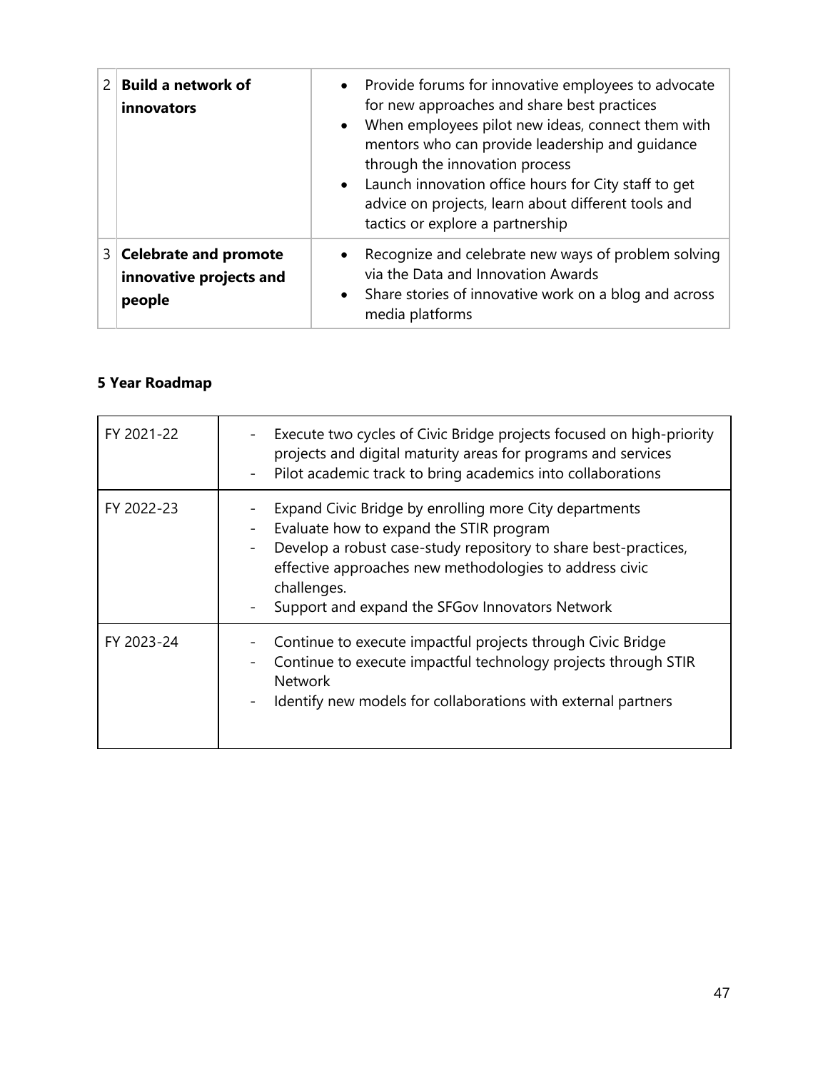| | | |
|---|---|---|
| 2 | **Build a network of innovators** | • Provide forums for innovative employees to advocate for new approaches and share best practices<br>• When employees pilot new ideas, connect them with mentors who can provide leadership and guidance through the innovation process<br>• Launch innovation office hours for City staff to get advice on projects, learn about different tools and tactics or explore a partnership |
| 3 | **Celebrate and promote innovative projects and people** | • Recognize and celebrate new ways of problem solving via the Data and Innovation Awards<br>• Share stories of innovative work on a blog and across media platforms |

**5 Year Roadmap**

| | |
|---|---|
| FY 2021-22 | - Execute two cycles of Civic Bridge projects focused on high-priority projects and digital maturity areas for programs and services<br>- Pilot academic track to bring academics into collaborations |
| FY 2022-23 | - Expand Civic Bridge by enrolling more City departments<br>- Evaluate how to expand the STIR program<br>- Develop a robust case-study repository to share best-practices, effective approaches new methodologies to address civic challenges.<br>- Support and expand the SFGov Innovators Network |
| FY 2023-24 | - Continue to execute impactful projects through Civic Bridge<br>- Continue to execute impactful technology projects through STIR Network<br>- Identify new models for collaborations with external partners |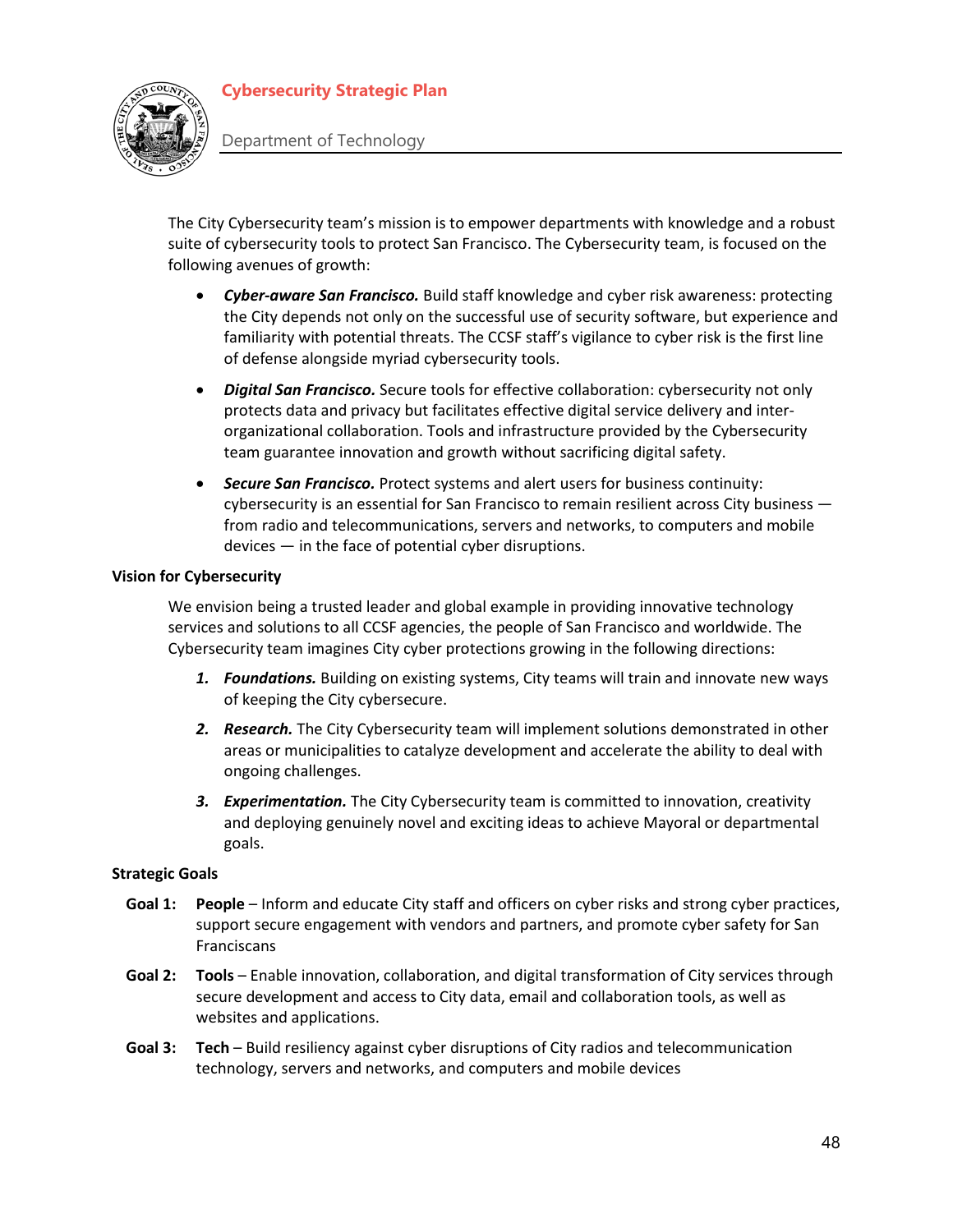The City Cybersecurity team's mission is to empower departments with knowledge and a robust suite of cybersecurity tools to protect San Francisco. The Cybersecurity team, is focused on the following avenues of growth:

- ***Cyber-aware San Francisco.*** Build staff knowledge and cyber risk awareness: protecting the City depends not only on the successful use of security software, but experience and familiarity with potential threats. The CCSF staff's vigilance to cyber risk is the first line of defense alongside myriad cybersecurity tools.
- ***Digital San Francisco.*** Secure tools for effective collaboration: cybersecurity not only protects data and privacy but facilitates effective digital service delivery and inter-organizational collaboration. Tools and infrastructure provided by the Cybersecurity team guarantee innovation and growth without sacrificing digital safety.
- ***Secure San Francisco.*** Protect systems and alert users for business continuity: cybersecurity is an essential for San Francisco to remain resilient across City business — from radio and telecommunications, servers and networks, to computers and mobile devices — in the face of potential cyber disruptions.

**Vision for Cybersecurity**

We envision being a trusted leader and global example in providing innovative technology services and solutions to all CCSF agencies, the people of San Francisco and worldwide. The Cybersecurity team imagines City cyber protections growing in the following directions:

1. ***Foundations.*** Building on existing systems, City teams will train and innovate new ways of keeping the City cybersecure.
2. ***Research.*** The City Cybersecurity team will implement solutions demonstrated in other areas or municipalities to catalyze development and accelerate the ability to deal with ongoing challenges.
3. ***Experimentation.*** The City Cybersecurity team is committed to innovation, creativity and deploying genuinely novel and exciting ideas to achieve Mayoral or departmental goals.

**Strategic Goals**

**Goal 1:** **People** – Inform and educate City staff and officers on cyber risks and strong cyber practices, support secure engagement with vendors and partners, and promote cyber safety for San Franciscans

**Goal 2:** **Tools** – Enable innovation, collaboration, and digital transformation of City services through secure development and access to City data, email and collaboration tools, as well as websites and applications.

**Goal 3:** **Tech** – Build resiliency against cyber disruptions of City radios and telecommunication technology, servers and networks, and computers and mobile devices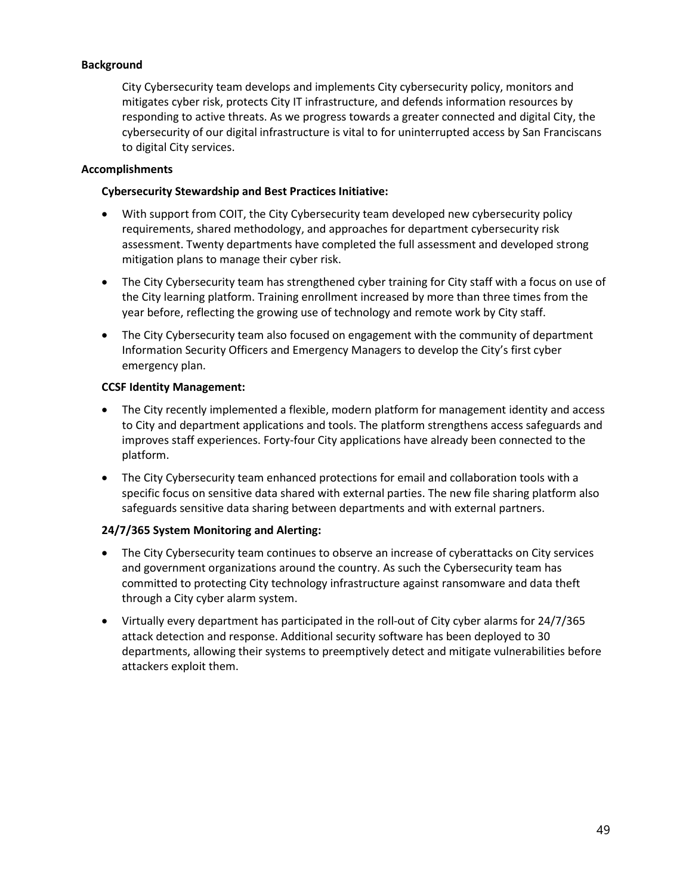**Background**

City Cybersecurity team develops and implements City cybersecurity policy, monitors and mitigates cyber risk, protects City IT infrastructure, and defends information resources by responding to active threats. As we progress towards a greater connected and digital City, the cybersecurity of our digital infrastructure is vital to for uninterrupted access by San Franciscans to digital City services.

**Accomplishments**

**Cybersecurity Stewardship and Best Practices Initiative:**

- With support from COIT, the City Cybersecurity team developed new cybersecurity policy requirements, shared methodology, and approaches for department cybersecurity risk assessment. Twenty departments have completed the full assessment and developed strong mitigation plans to manage their cyber risk.
- The City Cybersecurity team has strengthened cyber training for City staff with a focus on use of the City learning platform. Training enrollment increased by more than three times from the year before, reflecting the growing use of technology and remote work by City staff.
- The City Cybersecurity team also focused on engagement with the community of department Information Security Officers and Emergency Managers to develop the City's first cyber emergency plan.

**CCSF Identity Management:**

- The City recently implemented a flexible, modern platform for management identity and access to City and department applications and tools. The platform strengthens access safeguards and improves staff experiences. Forty-four City applications have already been connected to the platform.
- The City Cybersecurity team enhanced protections for email and collaboration tools with a specific focus on sensitive data shared with external parties. The new file sharing platform also safeguards sensitive data sharing between departments and with external partners.

**24/7/365 System Monitoring and Alerting:**

- The City Cybersecurity team continues to observe an increase of cyberattacks on City services and government organizations around the country. As such the Cybersecurity team has committed to protecting City technology infrastructure against ransomware and data theft through a City cyber alarm system.
- Virtually every department has participated in the roll-out of City cyber alarms for 24/7/365 attack detection and response. Additional security software has been deployed to 30 departments, allowing their systems to preemptively detect and mitigate vulnerabilities before attackers exploit them.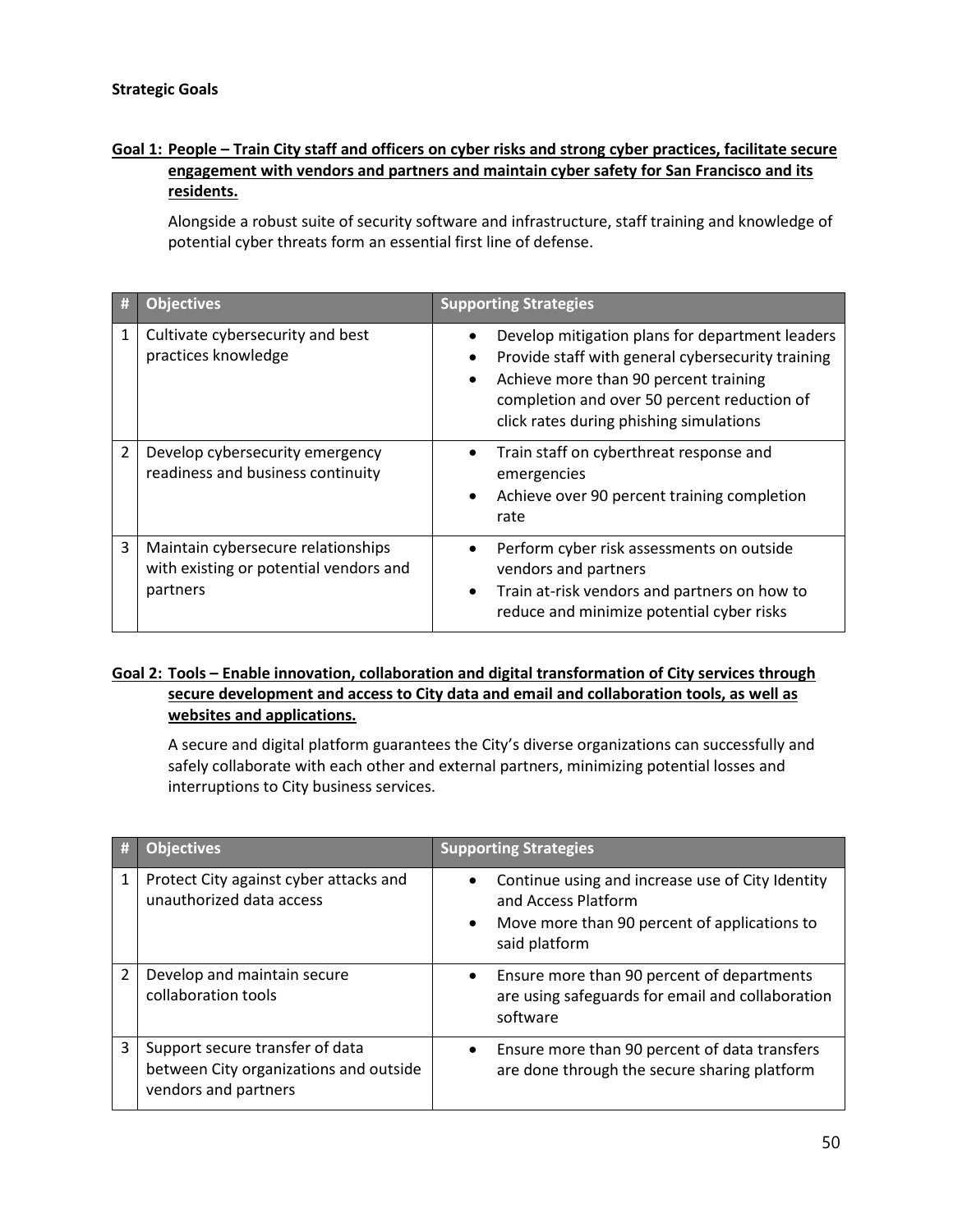**Strategic Goals**

**Goal 1: People – Train City staff and officers on cyber risks and strong cyber practices, facilitate secure engagement with vendors and partners and maintain cyber safety for San Francisco and its residents.**

Alongside a robust suite of security software and infrastructure, staff training and knowledge of potential cyber threats form an essential first line of defense.

| # | Objectives | Supporting Strategies |
|---|---|---|
| 1 | Cultivate cybersecurity and best practices knowledge | • Develop mitigation plans for department leaders<br>• Provide staff with general cybersecurity training<br>• Achieve more than 90 percent training completion and over 50 percent reduction of click rates during phishing simulations |
| 2 | Develop cybersecurity emergency readiness and business continuity | • Train staff on cyberthreat response and emergencies<br>• Achieve over 90 percent training completion rate |
| 3 | Maintain cybersecure relationships with existing or potential vendors and partners | • Perform cyber risk assessments on outside vendors and partners<br>• Train at-risk vendors and partners on how to reduce and minimize potential cyber risks |

**Goal 2: Tools – Enable innovation, collaboration and digital transformation of City services through secure development and access to City data and email and collaboration tools, as well as websites and applications.**

A secure and digital platform guarantees the City's diverse organizations can successfully and safely collaborate with each other and external partners, minimizing potential losses and interruptions to City business services.

| # | Objectives | Supporting Strategies |
|---|---|---|
| 1 | Protect City against cyber attacks and unauthorized data access | • Continue using and increase use of City Identity and Access Platform<br>• Move more than 90 percent of applications to said platform |
| 2 | Develop and maintain secure collaboration tools | • Ensure more than 90 percent of departments are using safeguards for email and collaboration software |
| 3 | Support secure transfer of data between City organizations and outside vendors and partners | • Ensure more than 90 percent of data transfers are done through the secure sharing platform |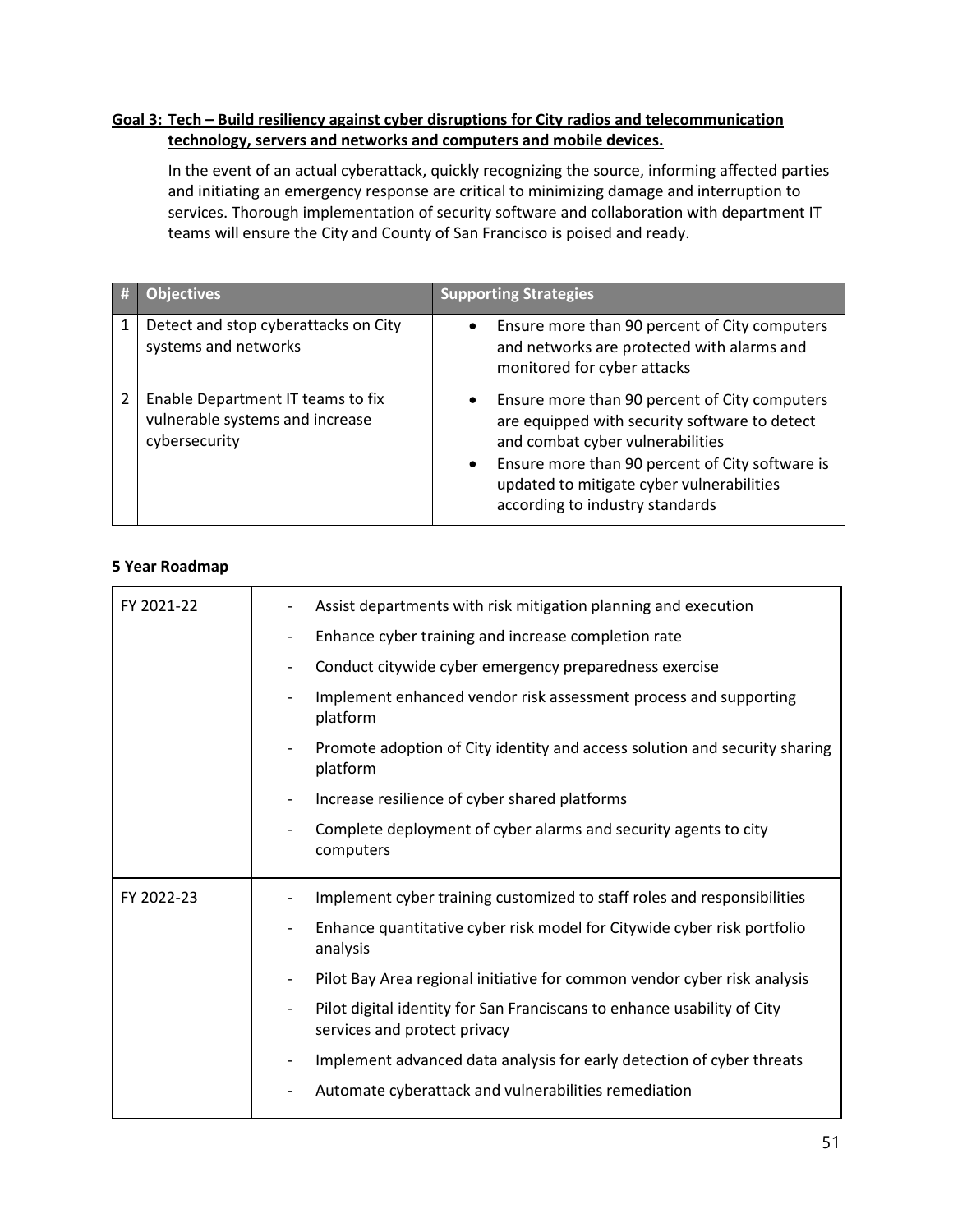**Goal 3: Tech – Build resiliency against cyber disruptions for City radios and telecommunication technology, servers and networks and computers and mobile devices.**

In the event of an actual cyberattack, quickly recognizing the source, informing affected parties and initiating an emergency response are critical to minimizing damage and interruption to services. Thorough implementation of security software and collaboration with department IT teams will ensure the City and County of San Francisco is poised and ready.

| # | Objectives | Supporting Strategies |
|---|---|---|
| 1 | Detect and stop cyberattacks on City systems and networks | • Ensure more than 90 percent of City computers and networks are protected with alarms and monitored for cyber attacks |
| 2 | Enable Department IT teams to fix vulnerable systems and increase cybersecurity | • Ensure more than 90 percent of City computers are equipped with security software to detect and combat cyber vulnerabilities<br>• Ensure more than 90 percent of City software is updated to mitigate cyber vulnerabilities according to industry standards |

**5 Year Roadmap**

| | |
|---|---|
| FY 2021-22 | - Assist departments with risk mitigation planning and execution<br>- Enhance cyber training and increase completion rate<br>- Conduct citywide cyber emergency preparedness exercise<br>- Implement enhanced vendor risk assessment process and supporting platform<br>- Promote adoption of City identity and access solution and security sharing platform<br>- Increase resilience of cyber shared platforms<br>- Complete deployment of cyber alarms and security agents to city computers |
| FY 2022-23 | - Implement cyber training customized to staff roles and responsibilities<br>- Enhance quantitative cyber risk model for Citywide cyber risk portfolio analysis<br>- Pilot Bay Area regional initiative for common vendor cyber risk analysis<br>- Pilot digital identity for San Franciscans to enhance usability of City services and protect privacy<br>- Implement advanced data analysis for early detection of cyber threats<br>- Automate cyberattack and vulnerabilities remediation |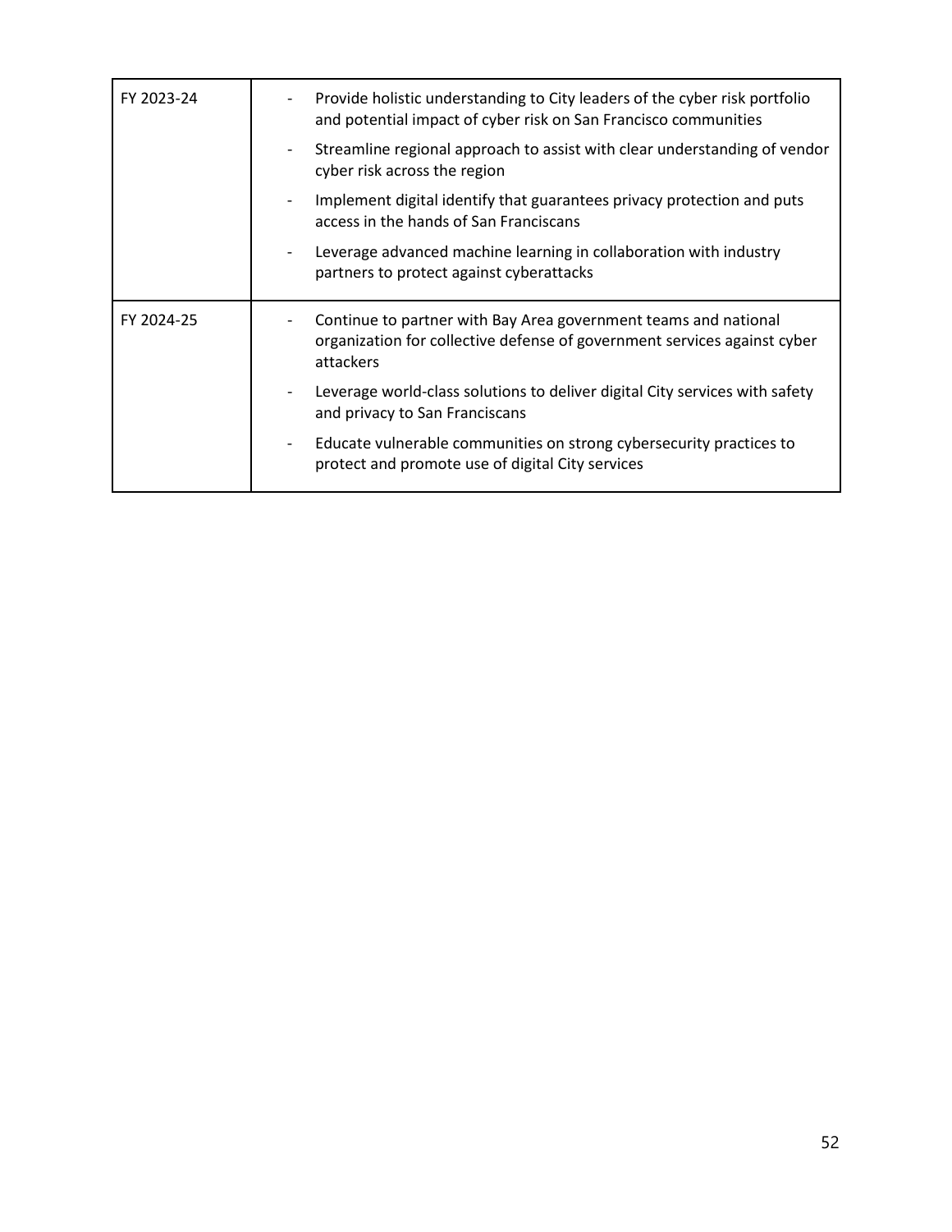| | |
|---|---|
| FY 2023-24 | - Provide holistic understanding to City leaders of the cyber risk portfolio and potential impact of cyber risk on San Francisco communities<br>- Streamline regional approach to assist with clear understanding of vendor cyber risk across the region<br>- Implement digital identify that guarantees privacy protection and puts access in the hands of San Franciscans<br>- Leverage advanced machine learning in collaboration with industry partners to protect against cyberattacks |
| FY 2024-25 | - Continue to partner with Bay Area government teams and national organization for collective defense of government services against cyber attackers<br>- Leverage world-class solutions to deliver digital City services with safety and privacy to San Franciscans<br>- Educate vulnerable communities on strong cybersecurity practices to protect and promote use of digital City services |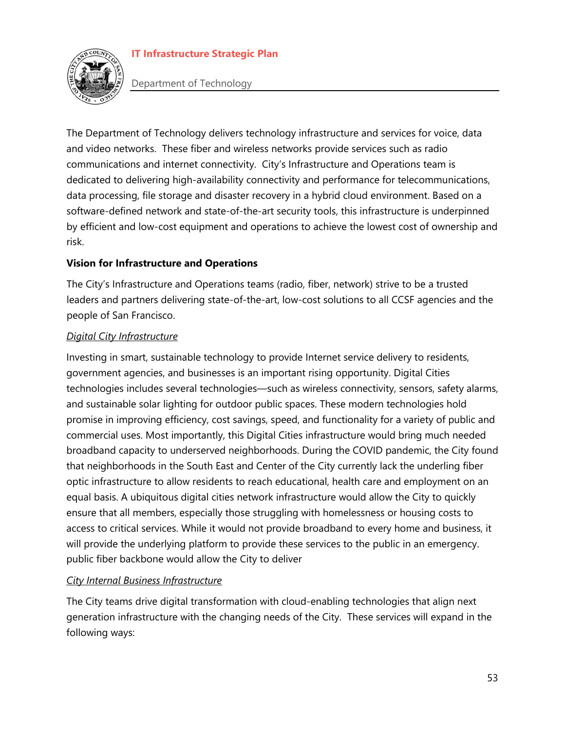The Department of Technology delivers technology infrastructure and services for voice, data and video networks. These fiber and wireless networks provide services such as radio communications and internet connectivity. City's Infrastructure and Operations team is dedicated to delivering high-availability connectivity and performance for telecommunications, data processing, file storage and disaster recovery in a hybrid cloud environment. Based on a software-defined network and state-of-the-art security tools, this infrastructure is underpinned by efficient and low-cost equipment and operations to achieve the lowest cost of ownership and risk.

**Vision for Infrastructure and Operations**

The City's Infrastructure and Operations teams (radio, fiber, network) strive to be a trusted leaders and partners delivering state-of-the-art, low-cost solutions to all CCSF agencies and the people of San Francisco.

*Digital City Infrastructure*

Investing in smart, sustainable technology to provide Internet service delivery to residents, government agencies, and businesses is an important rising opportunity. Digital Cities technologies includes several technologies—such as wireless connectivity, sensors, safety alarms, and sustainable solar lighting for outdoor public spaces. These modern technologies hold promise in improving efficiency, cost savings, speed, and functionality for a variety of public and commercial uses. Most importantly, this Digital Cities infrastructure would bring much needed broadband capacity to underserved neighborhoods. During the COVID pandemic, the City found that neighborhoods in the South East and Center of the City currently lack the underling fiber optic infrastructure to allow residents to reach educational, health care and employment on an equal basis. A ubiquitous digital cities network infrastructure would allow the City to quickly ensure that all members, especially those struggling with homelessness or housing costs to access to critical services. While it would not provide broadband to every home and business, it will provide the underlying platform to provide these services to the public in an emergency. public fiber backbone would allow the City to deliver

*City Internal Business Infrastructure*

The City teams drive digital transformation with cloud-enabling technologies that align next generation infrastructure with the changing needs of the City. These services will expand in the following ways: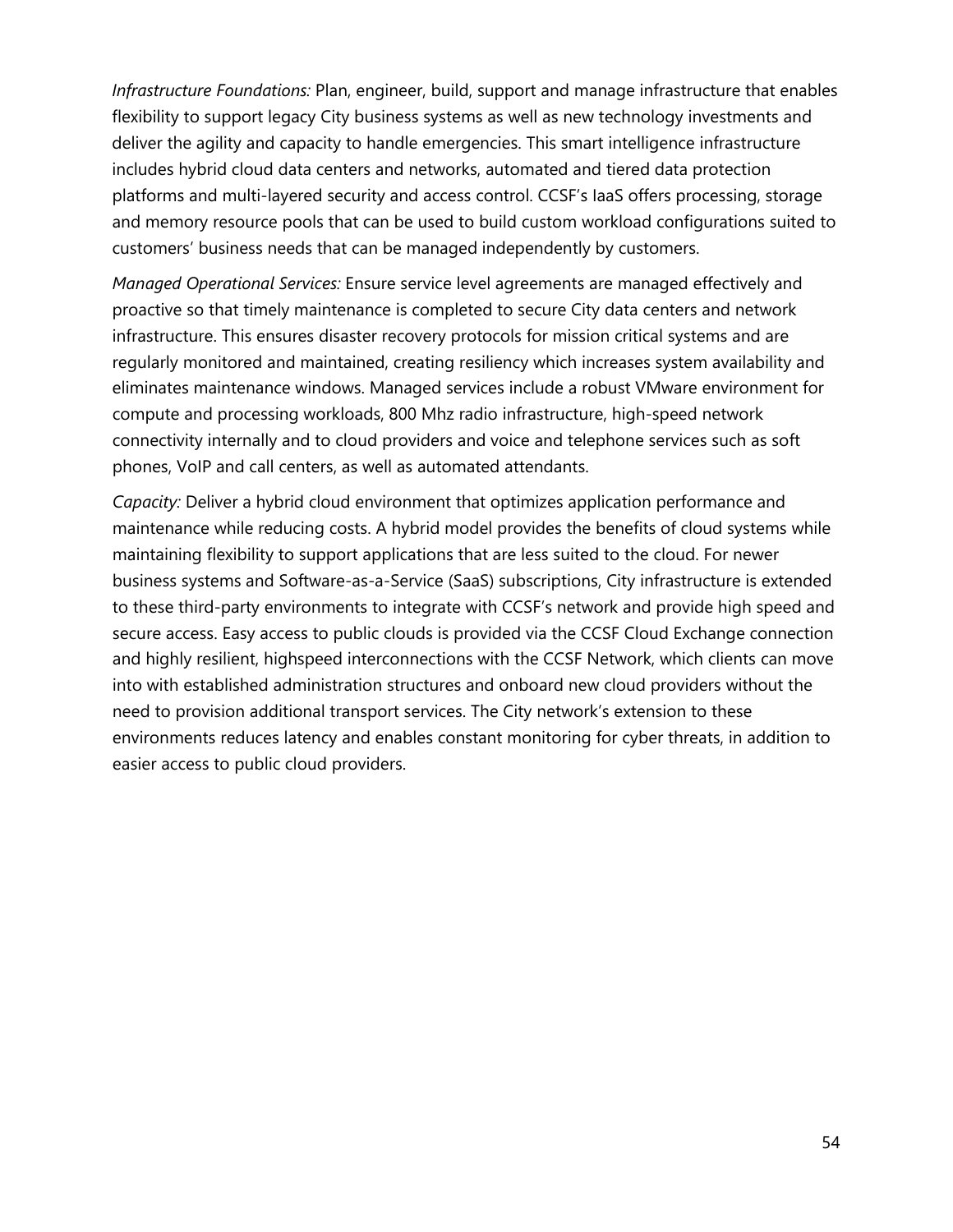*Infrastructure Foundations:* Plan, engineer, build, support and manage infrastructure that enables flexibility to support legacy City business systems as well as new technology investments and deliver the agility and capacity to handle emergencies. This smart intelligence infrastructure includes hybrid cloud data centers and networks, automated and tiered data protection platforms and multi-layered security and access control. CCSF's IaaS offers processing, storage and memory resource pools that can be used to build custom workload configurations suited to customers' business needs that can be managed independently by customers.

*Managed Operational Services:* Ensure service level agreements are managed effectively and proactive so that timely maintenance is completed to secure City data centers and network infrastructure. This ensures disaster recovery protocols for mission critical systems and are regularly monitored and maintained, creating resiliency which increases system availability and eliminates maintenance windows. Managed services include a robust VMware environment for compute and processing workloads, 800 Mhz radio infrastructure, high-speed network connectivity internally and to cloud providers and voice and telephone services such as soft phones, VoIP and call centers, as well as automated attendants.

*Capacity:* Deliver a hybrid cloud environment that optimizes application performance and maintenance while reducing costs. A hybrid model provides the benefits of cloud systems while maintaining flexibility to support applications that are less suited to the cloud. For newer business systems and Software-as-a-Service (SaaS) subscriptions, City infrastructure is extended to these third-party environments to integrate with CCSF's network and provide high speed and secure access. Easy access to public clouds is provided via the CCSF Cloud Exchange connection and highly resilient, highspeed interconnections with the CCSF Network, which clients can move into with established administration structures and onboard new cloud providers without the need to provision additional transport services. The City network's extension to these environments reduces latency and enables constant monitoring for cyber threats, in addition to easier access to public cloud providers.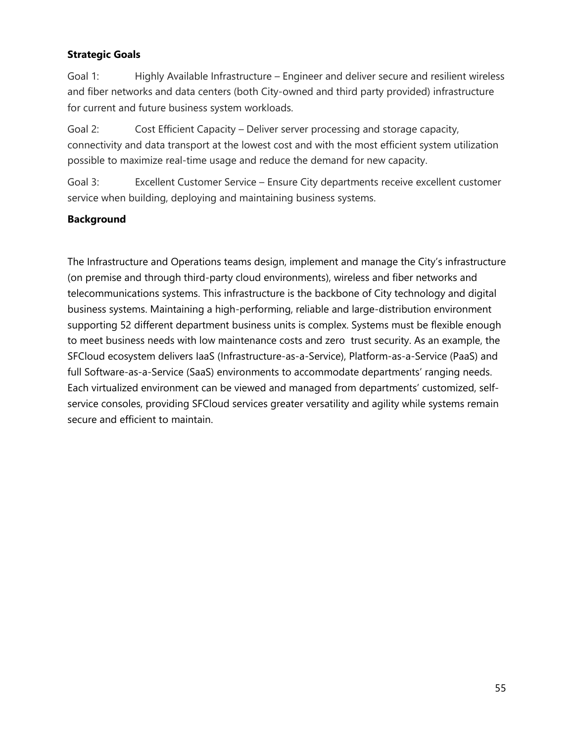**Strategic Goals**

Goal 1: Highly Available Infrastructure – Engineer and deliver secure and resilient wireless and fiber networks and data centers (both City-owned and third party provided) infrastructure for current and future business system workloads.

Goal 2: Cost Efficient Capacity – Deliver server processing and storage capacity, connectivity and data transport at the lowest cost and with the most efficient system utilization possible to maximize real-time usage and reduce the demand for new capacity.

Goal 3: Excellent Customer Service – Ensure City departments receive excellent customer service when building, deploying and maintaining business systems.

**Background**

The Infrastructure and Operations teams design, implement and manage the City's infrastructure (on premise and through third-party cloud environments), wireless and fiber networks and telecommunications systems. This infrastructure is the backbone of City technology and digital business systems. Maintaining a high-performing, reliable and large-distribution environment supporting 52 different department business units is complex. Systems must be flexible enough to meet business needs with low maintenance costs and zero trust security. As an example, the SFCloud ecosystem delivers IaaS (Infrastructure-as-a-Service), Platform-as-a-Service (PaaS) and full Software-as-a-Service (SaaS) environments to accommodate departments' ranging needs. Each virtualized environment can be viewed and managed from departments' customized, self-service consoles, providing SFCloud services greater versatility and agility while systems remain secure and efficient to maintain.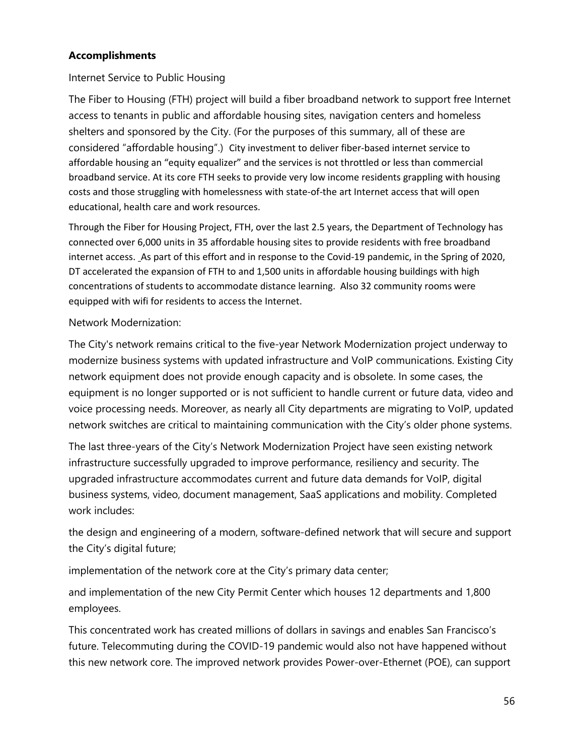**Accomplishments**

Internet Service to Public Housing

The Fiber to Housing (FTH) project will build a fiber broadband network to support free Internet access to tenants in public and affordable housing sites, navigation centers and homeless shelters and sponsored by the City. (For the purposes of this summary, all of these are considered "affordable housing".) City investment to deliver fiber-based internet service to affordable housing an "equity equalizer" and the services is not throttled or less than commercial broadband service. At its core FTH seeks to provide very low income residents grappling with housing costs and those struggling with homelessness with state-of-the art Internet access that will open educational, health care and work resources.

Through the Fiber for Housing Project, FTH, over the last 2.5 years, the Department of Technology has connected over 6,000 units in 35 affordable housing sites to provide residents with free broadband internet access. As part of this effort and in response to the Covid-19 pandemic, in the Spring of 2020, DT accelerated the expansion of FTH to and 1,500 units in affordable housing buildings with high concentrations of students to accommodate distance learning. Also 32 community rooms were equipped with wifi for residents to access the Internet.

Network Modernization:

The City's network remains critical to the five-year Network Modernization project underway to modernize business systems with updated infrastructure and VoIP communications. Existing City network equipment does not provide enough capacity and is obsolete. In some cases, the equipment is no longer supported or is not sufficient to handle current or future data, video and voice processing needs. Moreover, as nearly all City departments are migrating to VoIP, updated network switches are critical to maintaining communication with the City's older phone systems.

The last three-years of the City's Network Modernization Project have seen existing network infrastructure successfully upgraded to improve performance, resiliency and security. The upgraded infrastructure accommodates current and future data demands for VoIP, digital business systems, video, document management, SaaS applications and mobility. Completed work includes:

the design and engineering of a modern, software-defined network that will secure and support the City's digital future;

implementation of the network core at the City's primary data center;

and implementation of the new City Permit Center which houses 12 departments and 1,800 employees.

This concentrated work has created millions of dollars in savings and enables San Francisco's future. Telecommuting during the COVID-19 pandemic would also not have happened without this new network core. The improved network provides Power-over-Ethernet (POE), can support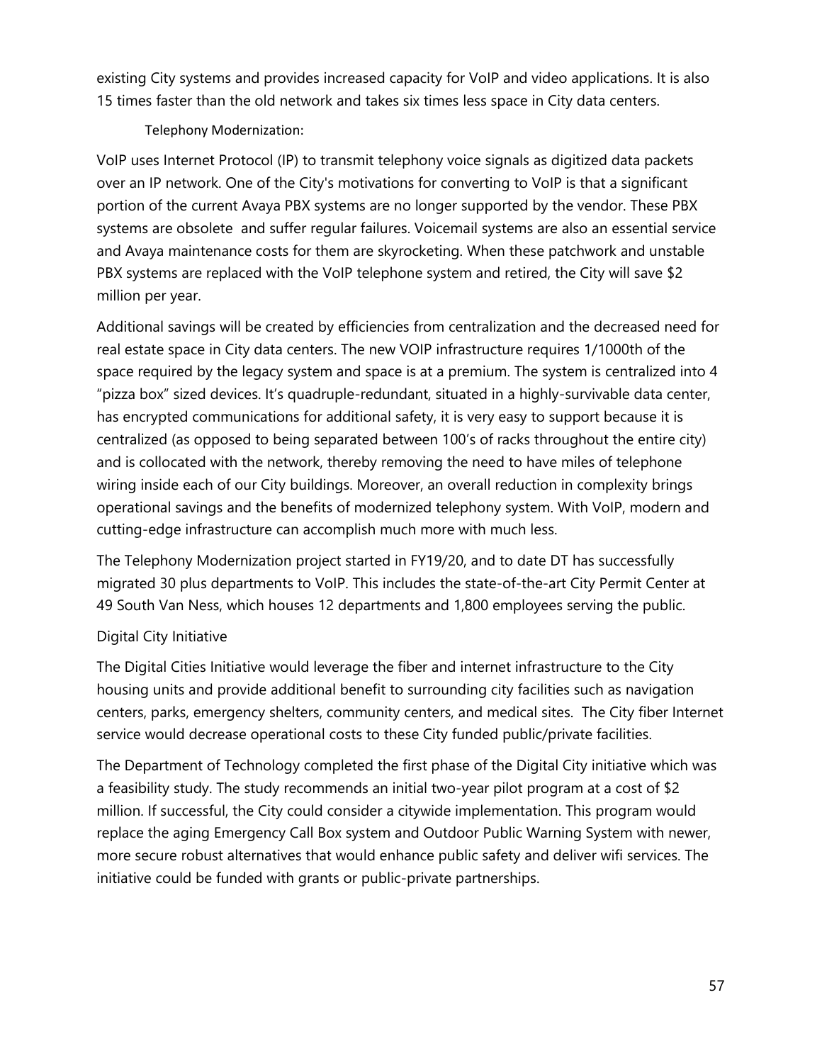existing City systems and provides increased capacity for VoIP and video applications. It is also 15 times faster than the old network and takes six times less space in City data centers.

### Telephony Modernization:

VoIP uses Internet Protocol (IP) to transmit telephony voice signals as digitized data packets over an IP network. One of the City's motivations for converting to VoIP is that a significant portion of the current Avaya PBX systems are no longer supported by the vendor. These PBX systems are obsolete and suffer regular failures. Voicemail systems are also an essential service and Avaya maintenance costs for them are skyrocketing. When these patchwork and unstable PBX systems are replaced with the VoIP telephone system and retired, the City will save $2 million per year.

Additional savings will be created by efficiencies from centralization and the decreased need for real estate space in City data centers. The new VOIP infrastructure requires 1/1000th of the space required by the legacy system and space is at a premium. The system is centralized into 4 "pizza box" sized devices. It's quadruple-redundant, situated in a highly-survivable data center, has encrypted communications for additional safety, it is very easy to support because it is centralized (as opposed to being separated between 100's of racks throughout the entire city) and is collocated with the network, thereby removing the need to have miles of telephone wiring inside each of our City buildings. Moreover, an overall reduction in complexity brings operational savings and the benefits of modernized telephony system. With VoIP, modern and cutting-edge infrastructure can accomplish much more with much less.

The Telephony Modernization project started in FY19/20, and to date DT has successfully migrated 30 plus departments to VoIP. This includes the state-of-the-art City Permit Center at 49 South Van Ness, which houses 12 departments and 1,800 employees serving the public.

### Digital City Initiative

The Digital Cities Initiative would leverage the fiber and internet infrastructure to the City housing units and provide additional benefit to surrounding city facilities such as navigation centers, parks, emergency shelters, community centers, and medical sites. The City fiber Internet service would decrease operational costs to these City funded public/private facilities.

The Department of Technology completed the first phase of the Digital City initiative which was a feasibility study. The study recommends an initial two-year pilot program at a cost of $2 million. If successful, the City could consider a citywide implementation. This program would replace the aging Emergency Call Box system and Outdoor Public Warning System with newer, more secure robust alternatives that would enhance public safety and deliver wifi services. The initiative could be funded with grants or public-private partnerships.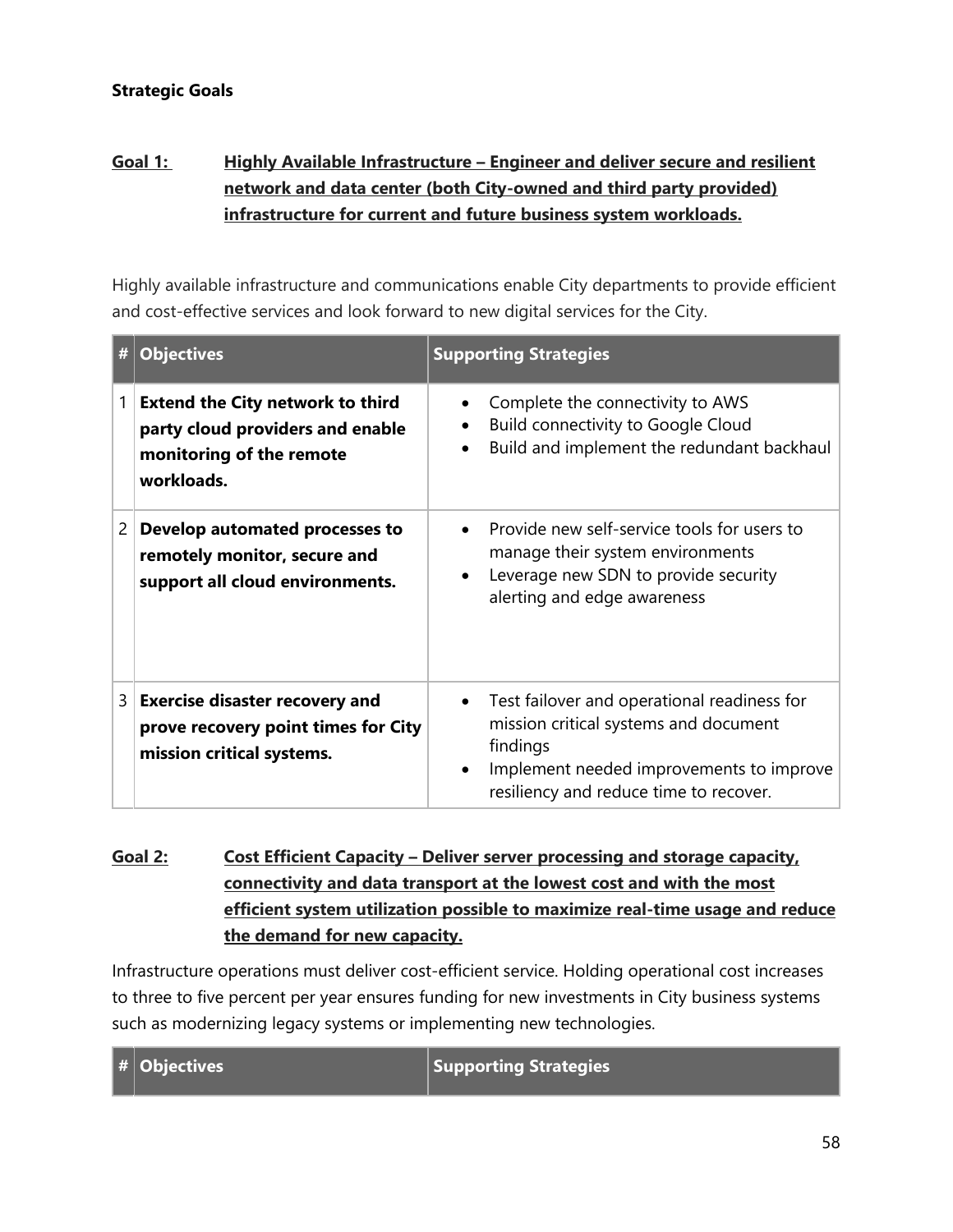**Strategic Goals**

**Goal 1: Highly Available Infrastructure – Engineer and deliver secure and resilient network and data center (both City-owned and third party provided) infrastructure for current and future business system workloads.**

Highly available infrastructure and communications enable City departments to provide efficient and cost-effective services and look forward to new digital services for the City.

| # | Objectives | Supporting Strategies |
|---|---|---|
| 1 | **Extend the City network to third party cloud providers and enable monitoring of the remote workloads.** | • Complete the connectivity to AWS<br>• Build connectivity to Google Cloud<br>• Build and implement the redundant backhaul |
| 2 | **Develop automated processes to remotely monitor, secure and support all cloud environments.** | • Provide new self-service tools for users to manage their system environments<br>• Leverage new SDN to provide security alerting and edge awareness |
| 3 | **Exercise disaster recovery and prove recovery point times for City mission critical systems.** | • Test failover and operational readiness for mission critical systems and document findings<br>• Implement needed improvements to improve resiliency and reduce time to recover. |

**Goal 2: Cost Efficient Capacity – Deliver server processing and storage capacity, connectivity and data transport at the lowest cost and with the most efficient system utilization possible to maximize real-time usage and reduce the demand for new capacity.**

Infrastructure operations must deliver cost-efficient service. Holding operational cost increases to three to five percent per year ensures funding for new investments in City business systems such as modernizing legacy systems or implementing new technologies.

| # | Objectives | Supporting Strategies |
|---|---|---|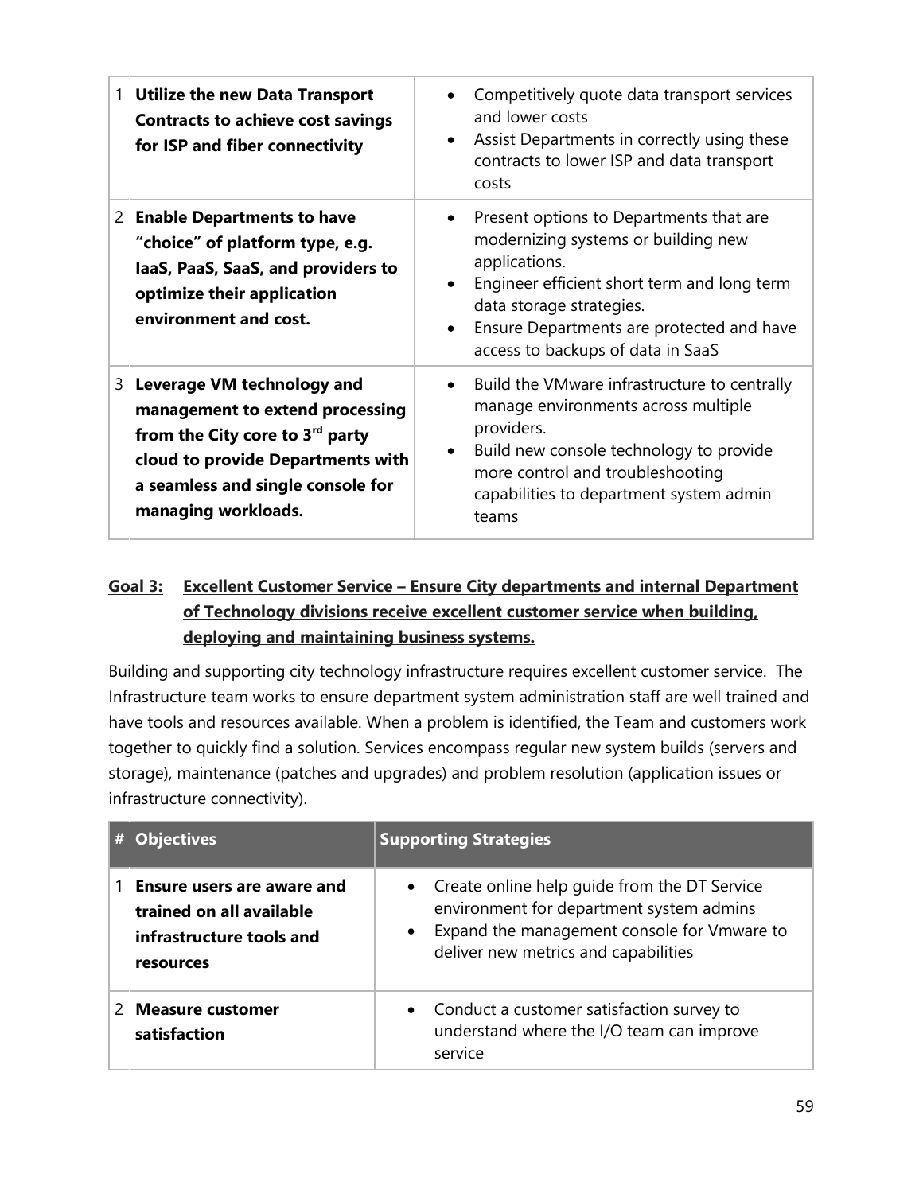| | | |
|---|---|---|
| 1 | **Utilize the new Data Transport Contracts to achieve cost savings for ISP and fiber connectivity** | • Competitively quote data transport services and lower costs<br>• Assist Departments in correctly using these contracts to lower ISP and data transport costs |
| 2 | **Enable Departments to have "choice" of platform type, e.g. IaaS, PaaS, SaaS, and providers to optimize their application environment and cost.** | • Present options to Departments that are modernizing systems or building new applications.<br>• Engineer efficient short term and long term data storage strategies.<br>• Ensure Departments are protected and have access to backups of data in SaaS |
| 3 | **Leverage VM technology and management to extend processing from the City core to 3rd party cloud to provide Departments with a seamless and single console for managing workloads.** | • Build the VMware infrastructure to centrally manage environments across multiple providers.<br>• Build new console technology to provide more control and troubleshooting capabilities to department system admin teams |

**Goal 3: Excellent Customer Service – Ensure City departments and internal Department of Technology divisions receive excellent customer service when building, deploying and maintaining business systems.**

Building and supporting city technology infrastructure requires excellent customer service. The Infrastructure team works to ensure department system administration staff are well trained and have tools and resources available. When a problem is identified, the Team and customers work together to quickly find a solution. Services encompass regular new system builds (servers and storage), maintenance (patches and upgrades) and problem resolution (application issues or infrastructure connectivity).

| # | Objectives | Supporting Strategies |
|---|---|---|
| 1 | **Ensure users are aware and trained on all available infrastructure tools and resources** | • Create online help guide from the DT Service environment for department system admins<br>• Expand the management console for Vmware to deliver new metrics and capabilities |
| 2 | **Measure customer satisfaction** | • Conduct a customer satisfaction survey to understand where the I/O team can improve service |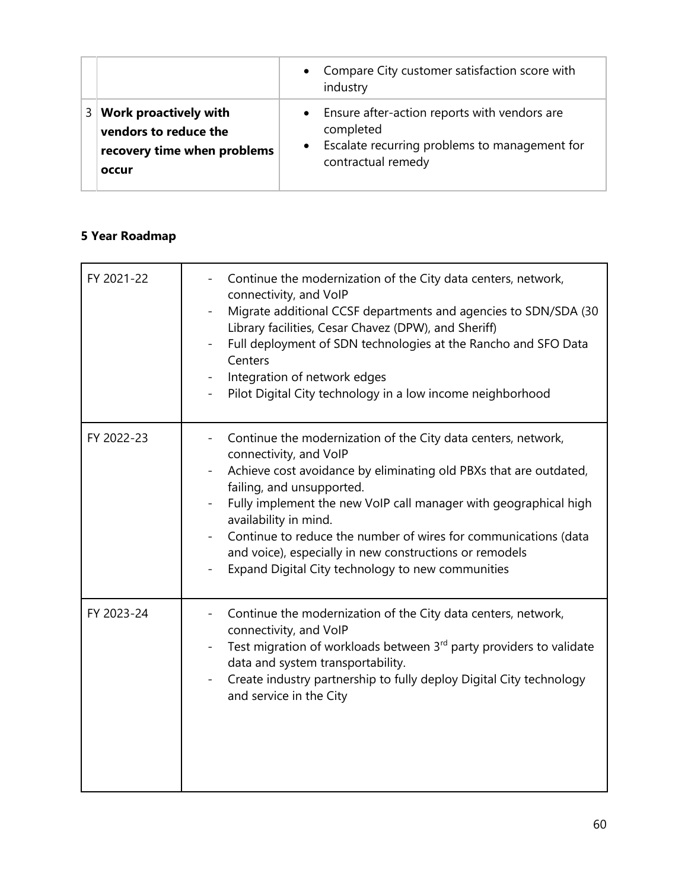| | | |
|---|---|---|
| | | • Compare City customer satisfaction score with industry |
| 3 | **Work proactively with vendors to reduce the recovery time when problems occur** | • Ensure after-action reports with vendors are completed<br>• Escalate recurring problems to management for contractual remedy |

**5 Year Roadmap**

| | |
|---|---|
| FY 2021-22 | - Continue the modernization of the City data centers, network, connectivity, and VoIP<br>- Migrate additional CCSF departments and agencies to SDN/SDA (30 Library facilities, Cesar Chavez (DPW), and Sheriff)<br>- Full deployment of SDN technologies at the Rancho and SFO Data Centers<br>- Integration of network edges<br>- Pilot Digital City technology in a low income neighborhood |
| FY 2022-23 | - Continue the modernization of the City data centers, network, connectivity, and VoIP<br>- Achieve cost avoidance by eliminating old PBXs that are outdated, failing, and unsupported.<br>- Fully implement the new VoIP call manager with geographical high availability in mind.<br>- Continue to reduce the number of wires for communications (data and voice), especially in new constructions or remodels<br>- Expand Digital City technology to new communities |
| FY 2023-24 | - Continue the modernization of the City data centers, network, connectivity, and VoIP<br>- Test migration of workloads between 3rd party providers to validate data and system transportability.<br>- Create industry partnership to fully deploy Digital City technology and service in the City |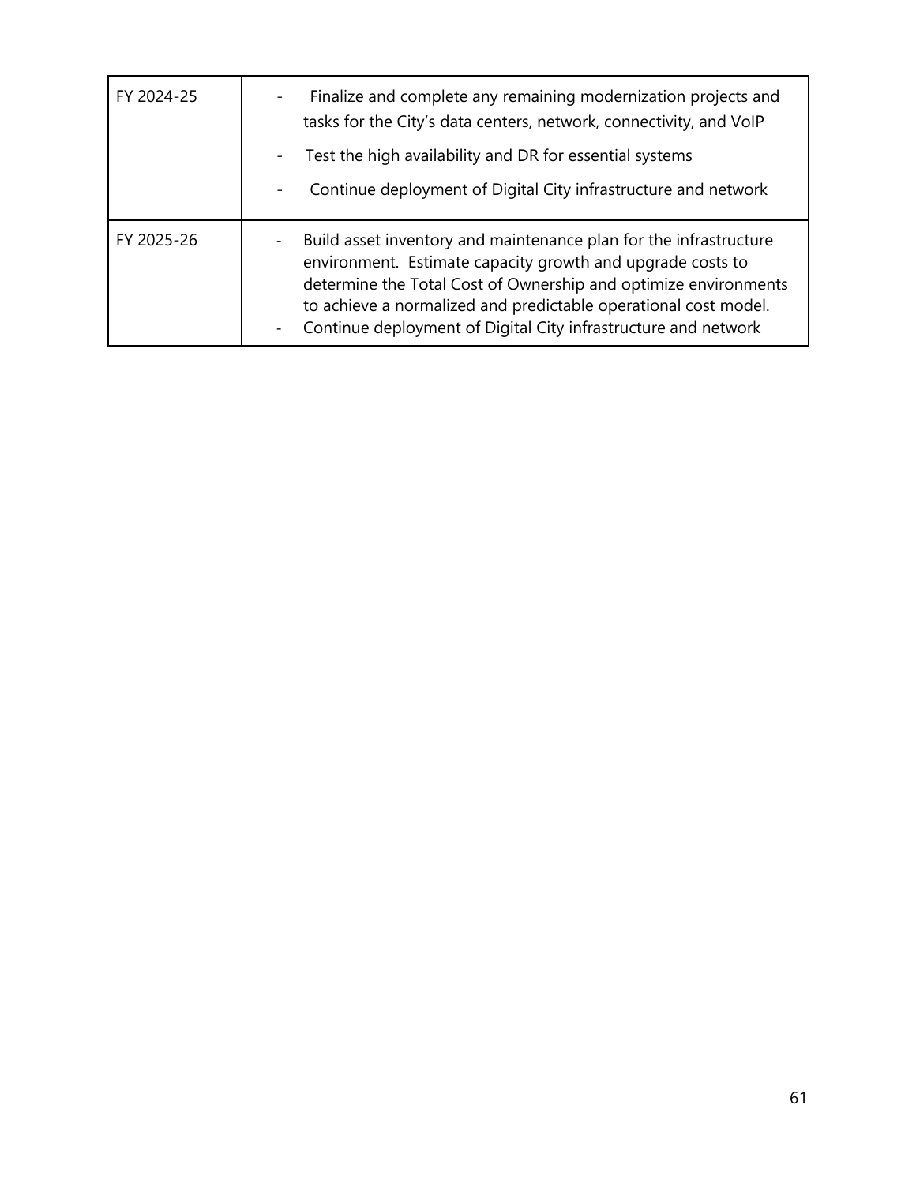| | |
|---|---|
| FY 2024-25 | - Finalize and complete any remaining modernization projects and tasks for the City's data centers, network, connectivity, and VoIP<br>- Test the high availability and DR for essential systems<br>- Continue deployment of Digital City infrastructure and network |
| FY 2025-26 | - Build asset inventory and maintenance plan for the infrastructure environment. Estimate capacity growth and upgrade costs to determine the Total Cost of Ownership and optimize environments to achieve a normalized and predictable operational cost model.<br>- Continue deployment of Digital City infrastructure and network |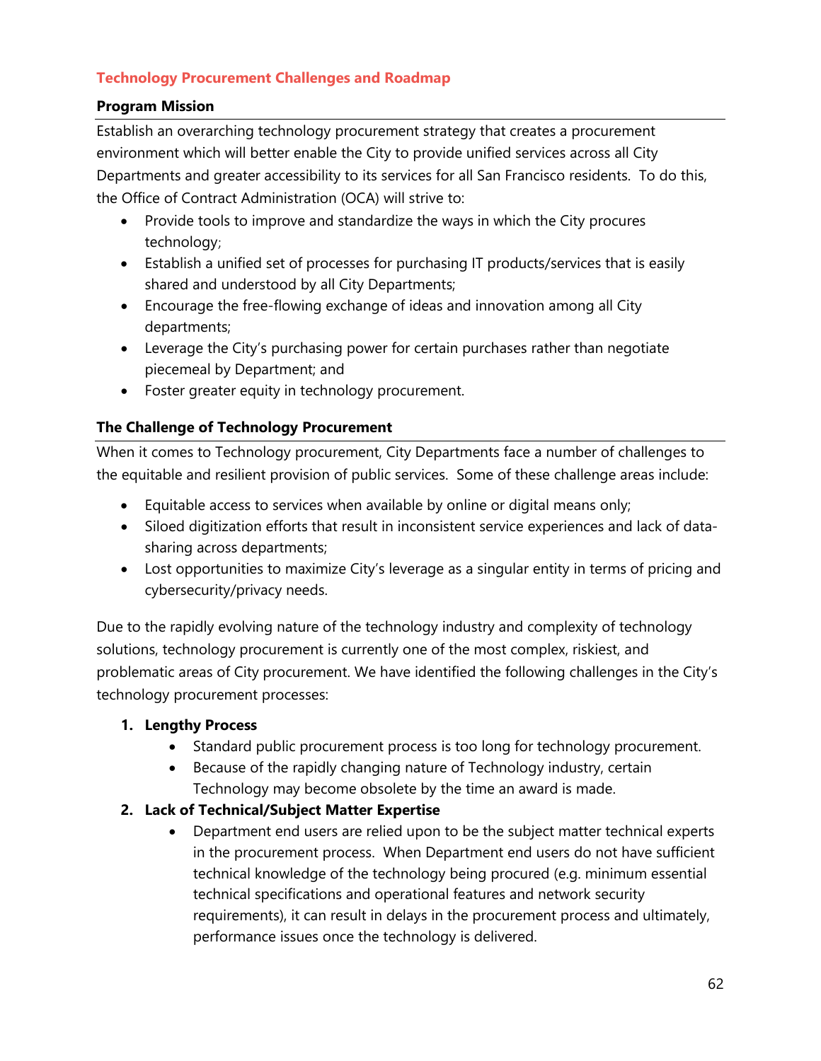## Technology Procurement Challenges and Roadmap

### Program Mission

Establish an overarching technology procurement strategy that creates a procurement environment which will better enable the City to provide unified services across all City Departments and greater accessibility to its services for all San Francisco residents. To do this, the Office of Contract Administration (OCA) will strive to:

- Provide tools to improve and standardize the ways in which the City procures technology;
- Establish a unified set of processes for purchasing IT products/services that is easily shared and understood by all City Departments;
- Encourage the free-flowing exchange of ideas and innovation among all City departments;
- Leverage the City's purchasing power for certain purchases rather than negotiate piecemeal by Department; and
- Foster greater equity in technology procurement.

### The Challenge of Technology Procurement

When it comes to Technology procurement, City Departments face a number of challenges to the equitable and resilient provision of public services. Some of these challenge areas include:

- Equitable access to services when available by online or digital means only;
- Siloed digitization efforts that result in inconsistent service experiences and lack of data-sharing across departments;
- Lost opportunities to maximize City's leverage as a singular entity in terms of pricing and cybersecurity/privacy needs.

Due to the rapidly evolving nature of the technology industry and complexity of technology solutions, technology procurement is currently one of the most complex, riskiest, and problematic areas of City procurement. We have identified the following challenges in the City's technology procurement processes:

1. **Lengthy Process**
   - Standard public procurement process is too long for technology procurement.
   - Because of the rapidly changing nature of Technology industry, certain Technology may become obsolete by the time an award is made.
2. **Lack of Technical/Subject Matter Expertise**
   - Department end users are relied upon to be the subject matter technical experts in the procurement process. When Department end users do not have sufficient technical knowledge of the technology being procured (e.g. minimum essential technical specifications and operational features and network security requirements), it can result in delays in the procurement process and ultimately, performance issues once the technology is delivered.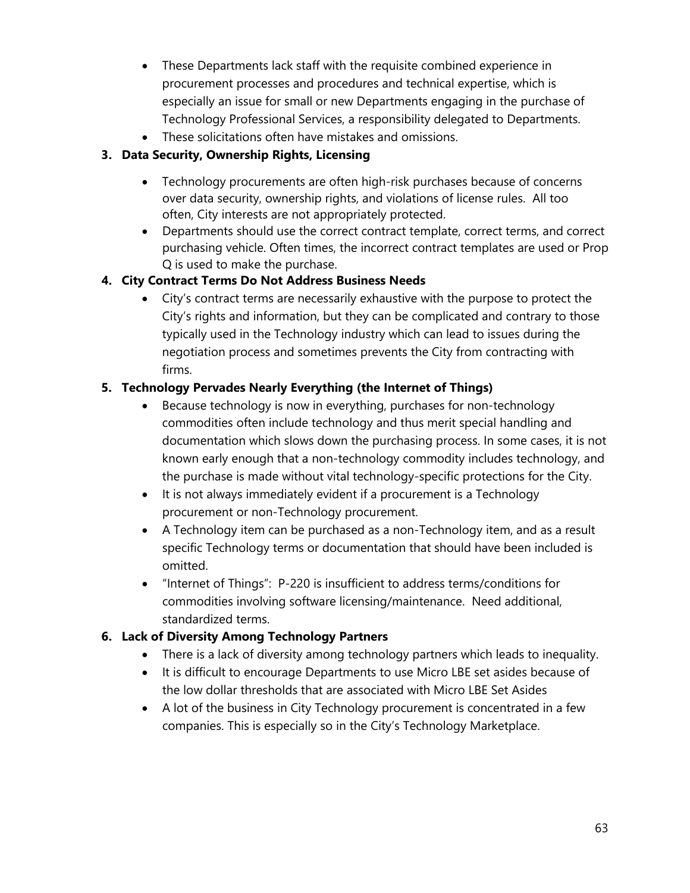- These Departments lack staff with the requisite combined experience in procurement processes and procedures and technical expertise, which is especially an issue for small or new Departments engaging in the purchase of Technology Professional Services, a responsibility delegated to Departments.
- These solicitations often have mistakes and omissions.

**3. Data Security, Ownership Rights, Licensing**

- Technology procurements are often high-risk purchases because of concerns over data security, ownership rights, and violations of license rules. All too often, City interests are not appropriately protected.
- Departments should use the correct contract template, correct terms, and correct purchasing vehicle. Often times, the incorrect contract templates are used or Prop Q is used to make the purchase.

**4. City Contract Terms Do Not Address Business Needs**

- City's contract terms are necessarily exhaustive with the purpose to protect the City's rights and information, but they can be complicated and contrary to those typically used in the Technology industry which can lead to issues during the negotiation process and sometimes prevents the City from contracting with firms.

**5. Technology Pervades Nearly Everything (the Internet of Things)**

- Because technology is now in everything, purchases for non-technology commodities often include technology and thus merit special handling and documentation which slows down the purchasing process. In some cases, it is not known early enough that a non-technology commodity includes technology, and the purchase is made without vital technology-specific protections for the City.
- It is not always immediately evident if a procurement is a Technology procurement or non-Technology procurement.
- A Technology item can be purchased as a non-Technology item, and as a result specific Technology terms or documentation that should have been included is omitted.
- "Internet of Things": P-220 is insufficient to address terms/conditions for commodities involving software licensing/maintenance. Need additional, standardized terms.

**6. Lack of Diversity Among Technology Partners**

- There is a lack of diversity among technology partners which leads to inequality.
- It is difficult to encourage Departments to use Micro LBE set asides because of the low dollar thresholds that are associated with Micro LBE Set Asides
- A lot of the business in City Technology procurement is concentrated in a few companies. This is especially so in the City's Technology Marketplace.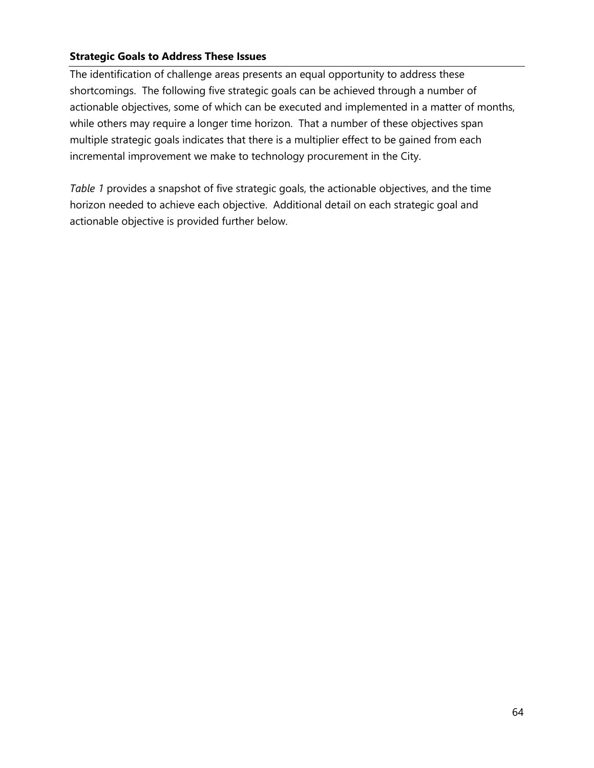**Strategic Goals to Address These Issues**

The identification of challenge areas presents an equal opportunity to address these shortcomings. The following five strategic goals can be achieved through a number of actionable objectives, some of which can be executed and implemented in a matter of months, while others may require a longer time horizon. That a number of these objectives span multiple strategic goals indicates that there is a multiplier effect to be gained from each incremental improvement we make to technology procurement in the City.

*Table 1* provides a snapshot of five strategic goals, the actionable objectives, and the time horizon needed to achieve each objective. Additional detail on each strategic goal and actionable objective is provided further below.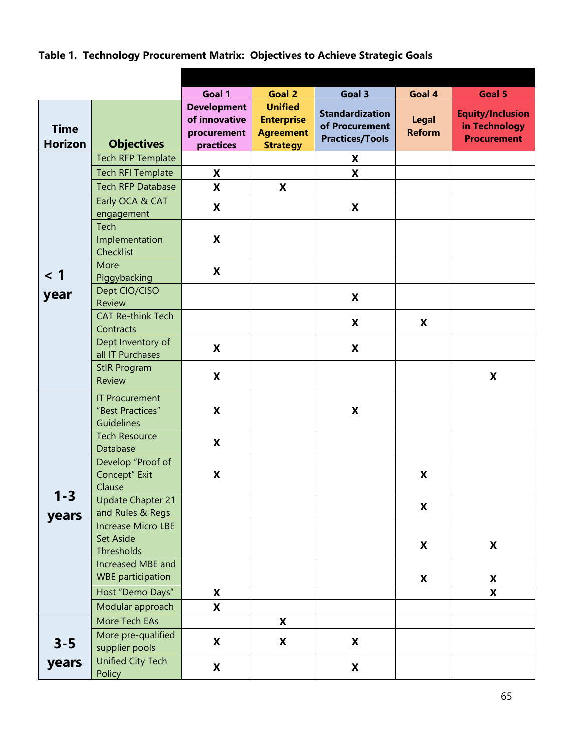**Table 1. Technology Procurement Matrix: Objectives to Achieve Strategic Goals**

| Time Horizon | Objectives | Goal 1 Development of innovative procurement practices | Goal 2 Unified Enterprise Agreement Strategy | Goal 3 Standardization of Procurement Practices/Tools | Goal 4 Legal Reform | Goal 5 Equity/Inclusion in Technology Procurement |
|---|---|---|---|---|---|---|
| < 1 year | Tech RFP Template | | | X | | |
| | Tech RFI Template | X | | X | | |
| | Tech RFP Database | X | X | | | |
| | Early OCA & CAT engagement | X | | X | | |
| | Tech Implementation Checklist | X | | | | |
| | More Piggybacking | X | | | | |
| | Dept CIO/CISO Review | | | X | | |
| | CAT Re-think Tech Contracts | | | X | X | |
| | Dept Inventory of all IT Purchases | X | | X | | |
| | StIR Program Review | X | | | | X |
| 1-3 years | IT Procurement "Best Practices" Guidelines | X | | X | | |
| | Tech Resource Database | X | | | | |
| | Develop "Proof of Concept" Exit Clause | X | | | X | |
| | Update Chapter 21 and Rules & Regs | | | | X | |
| | Increase Micro LBE Set Aside Thresholds | | | | X | X |
| | Increased MBE and WBE participation | | | | X | X |
| | Host "Demo Days" | X | | | | X |
| | Modular approach | X | | | | |
| 3-5 years | More Tech EAs | | X | | | |
| | More pre-qualified supplier pools | X | X | X | | |
| | Unified City Tech Policy | X | | X | | |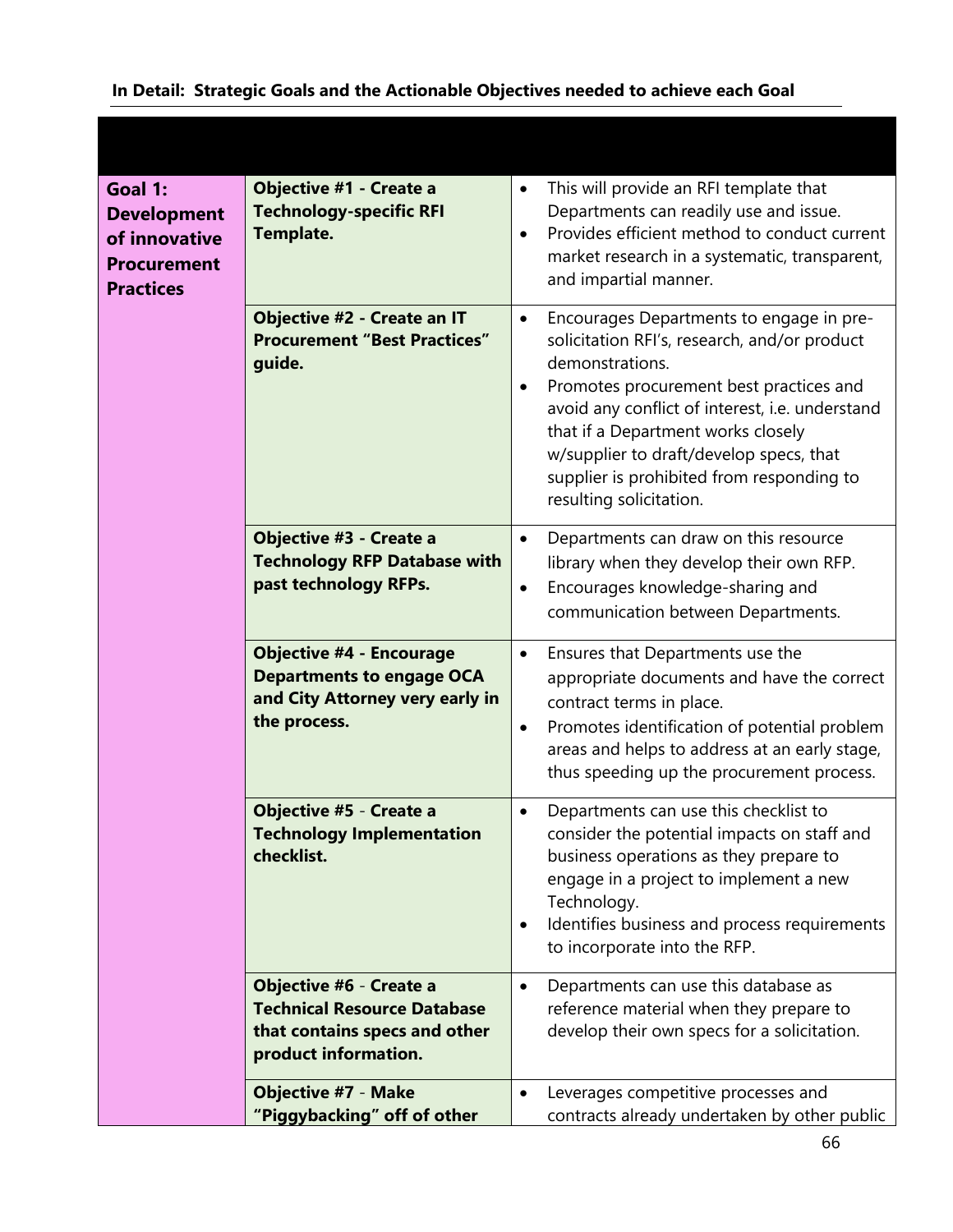**In Detail: Strategic Goals and the Actionable Objectives needed to achieve each Goal**

| | | |
|---|---|---|
| **Goal 1: Development of innovative Procurement Practices** | **Objective #1 - Create a Technology-specific RFI Template.** | • This will provide an RFI template that Departments can readily use and issue.<br>• Provides efficient method to conduct current market research in a systematic, transparent, and impartial manner. |
| | **Objective #2 - Create an IT Procurement "Best Practices" guide.** | • Encourages Departments to engage in pre-solicitation RFI's, research, and/or product demonstrations.<br>• Promotes procurement best practices and avoid any conflict of interest, i.e. understand that if a Department works closely w/supplier to draft/develop specs, that supplier is prohibited from responding to resulting solicitation. |
| | **Objective #3 - Create a Technology RFP Database with past technology RFPs.** | • Departments can draw on this resource library when they develop their own RFP.<br>• Encourages knowledge-sharing and communication between Departments. |
| | **Objective #4 - Encourage Departments to engage OCA and City Attorney very early in the process.** | • Ensures that Departments use the appropriate documents and have the correct contract terms in place.<br>• Promotes identification of potential problem areas and helps to address at an early stage, thus speeding up the procurement process. |
| | **Objective #5 - Create a Technology Implementation checklist.** | • Departments can use this checklist to consider the potential impacts on staff and business operations as they prepare to engage in a project to implement a new Technology.<br>• Identifies business and process requirements to incorporate into the RFP. |
| | **Objective #6 - Create a Technical Resource Database that contains specs and other product information.** | • Departments can use this database as reference material when they prepare to develop their own specs for a solicitation. |
| | **Objective #7 - Make "Piggybacking" off of other** | • Leverages competitive processes and contracts already undertaken by other public |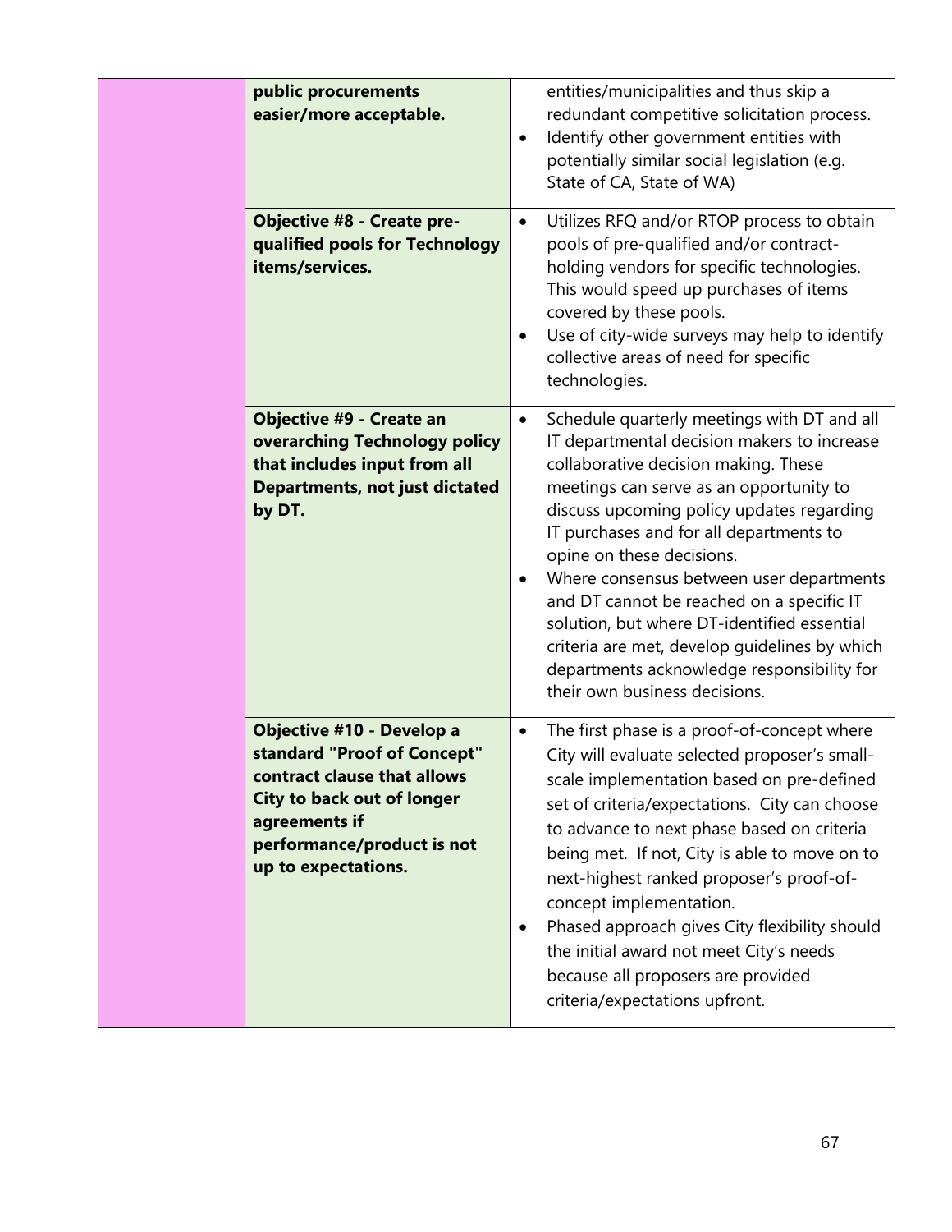| | | |
|---|---|---|
| | **public procurements easier/more acceptable.** | entities/municipalities and thus skip a redundant competitive solicitation process.<br>• Identify other government entities with potentially similar social legislation (e.g. State of CA, State of WA) |
| | **Objective #8 - Create pre-qualified pools for Technology items/services.** | • Utilizes RFQ and/or RTOP process to obtain pools of pre-qualified and/or contract-holding vendors for specific technologies. This would speed up purchases of items covered by these pools.<br>• Use of city-wide surveys may help to identify collective areas of need for specific technologies. |
| | **Objective #9 - Create an overarching Technology policy that includes input from all Departments, not just dictated by DT.** | • Schedule quarterly meetings with DT and all IT departmental decision makers to increase collaborative decision making. These meetings can serve as an opportunity to discuss upcoming policy updates regarding IT purchases and for all departments to opine on these decisions.<br>• Where consensus between user departments and DT cannot be reached on a specific IT solution, but where DT-identified essential criteria are met, develop guidelines by which departments acknowledge responsibility for their own business decisions. |
| | **Objective #10 - Develop a standard "Proof of Concept" contract clause that allows City to back out of longer agreements if performance/product is not up to expectations.** | • The first phase is a proof-of-concept where City will evaluate selected proposer's small-scale implementation based on pre-defined set of criteria/expectations. City can choose to advance to next phase based on criteria being met. If not, City is able to move on to next-highest ranked proposer's proof-of-concept implementation.<br>• Phased approach gives City flexibility should the initial award not meet City's needs because all proposers are provided criteria/expectations upfront. |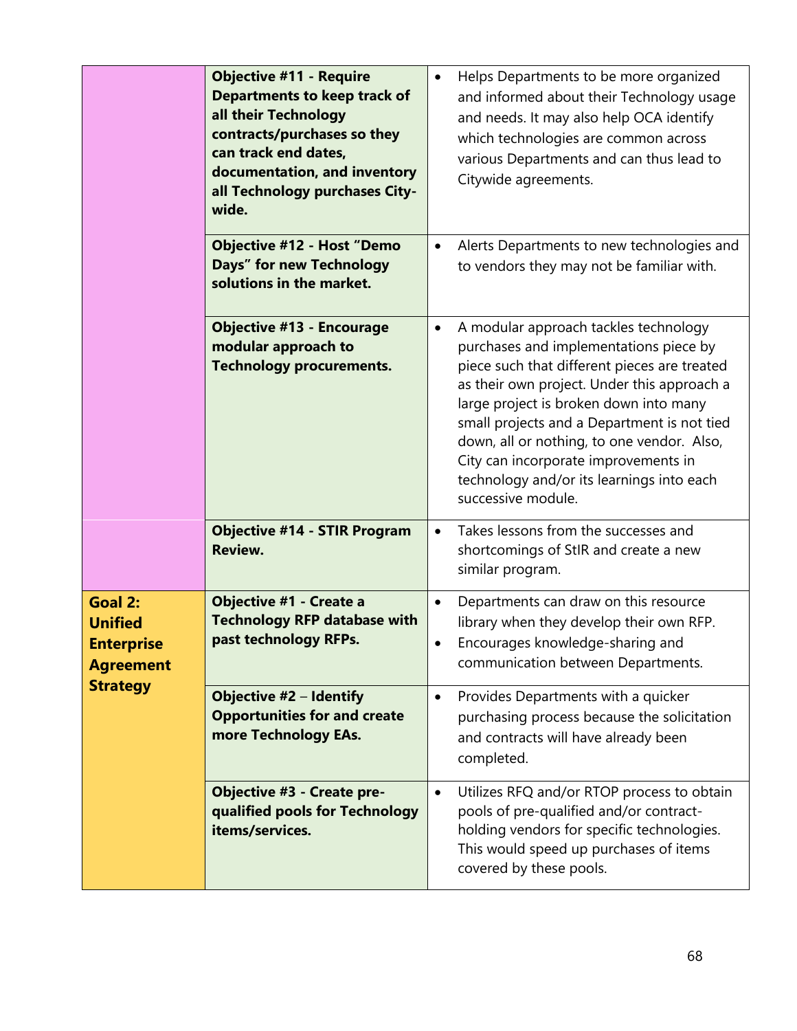| | | |
|---|---|---|
| | **Objective #11 - Require Departments to keep track of all their Technology contracts/purchases so they can track end dates, documentation, and inventory all Technology purchases City-wide.** | • Helps Departments to be more organized and informed about their Technology usage and needs. It may also help OCA identify which technologies are common across various Departments and can thus lead to Citywide agreements. |
| | **Objective #12 - Host "Demo Days" for new Technology solutions in the market.** | • Alerts Departments to new technologies and to vendors they may not be familiar with. |
| | **Objective #13 - Encourage modular approach to Technology procurements.** | • A modular approach tackles technology purchases and implementations piece by piece such that different pieces are treated as their own project. Under this approach a large project is broken down into many small projects and a Department is not tied down, all or nothing, to one vendor. Also, City can incorporate improvements in technology and/or its learnings into each successive module. |
| | **Objective #14 - STIR Program Review.** | • Takes lessons from the successes and shortcomings of StIR and create a new similar program. |
| **Goal 2: Unified Enterprise Agreement Strategy** | **Objective #1 - Create a Technology RFP database with past technology RFPs.** | • Departments can draw on this resource library when they develop their own RFP.<br>• Encourages knowledge-sharing and communication between Departments. |
| | **Objective #2 – Identify Opportunities for and create more Technology EAs.** | • Provides Departments with a quicker purchasing process because the solicitation and contracts will have already been completed. |
| | **Objective #3 - Create pre-qualified pools for Technology items/services.** | • Utilizes RFQ and/or RTOP process to obtain pools of pre-qualified and/or contract-holding vendors for specific technologies. This would speed up purchases of items covered by these pools. |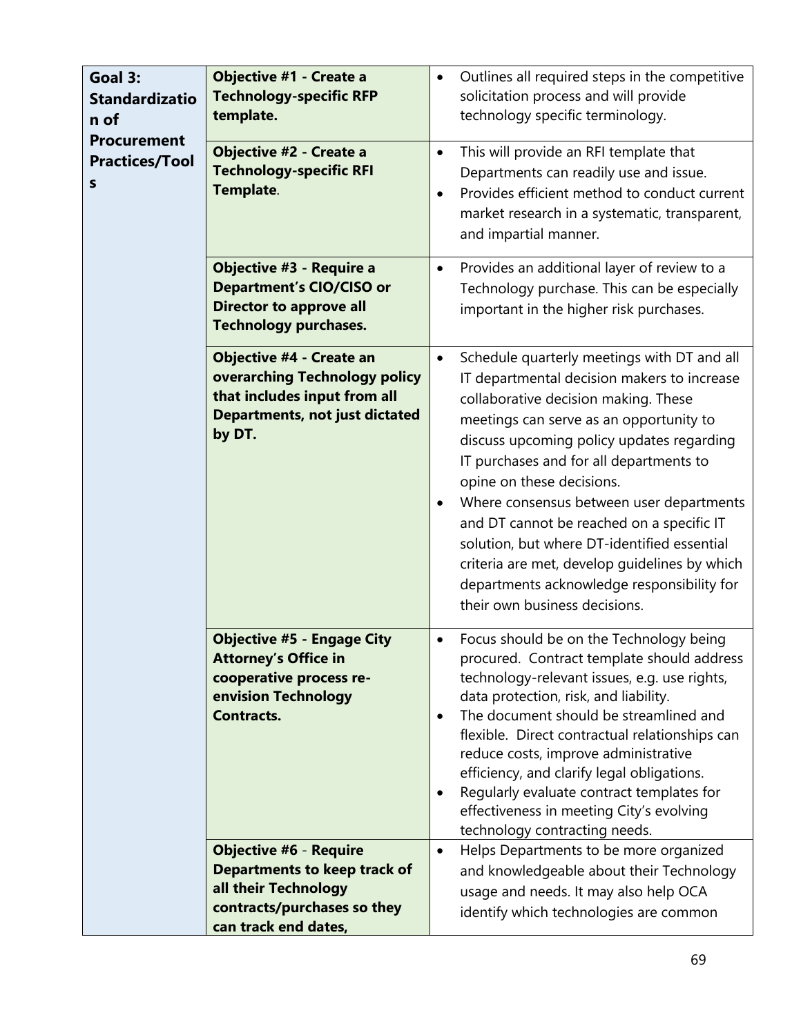| | | |
|---|---|---|
| **Goal 3: Standardization of Procurement Practices/Tools** | **Objective #1 - Create a Technology-specific RFP template.** | • Outlines all required steps in the competitive solicitation process and will provide technology specific terminology. |
| | **Objective #2 - Create a Technology-specific RFI Template**. | • This will provide an RFI template that Departments can readily use and issue.<br>• Provides efficient method to conduct current market research in a systematic, transparent, and impartial manner. |
| | **Objective #3 - Require a Department's CIO/CISO or Director to approve all Technology purchases.** | • Provides an additional layer of review to a Technology purchase. This can be especially important in the higher risk purchases. |
| | **Objective #4 - Create an overarching Technology policy that includes input from all Departments, not just dictated by DT.** | • Schedule quarterly meetings with DT and all IT departmental decision makers to increase collaborative decision making. These meetings can serve as an opportunity to discuss upcoming policy updates regarding IT purchases and for all departments to opine on these decisions.<br>• Where consensus between user departments and DT cannot be reached on a specific IT solution, but where DT-identified essential criteria are met, develop guidelines by which departments acknowledge responsibility for their own business decisions. |
| | **Objective #5 - Engage City Attorney's Office in cooperative process re-envision Technology Contracts.** | • Focus should be on the Technology being procured. Contract template should address technology-relevant issues, e.g. use rights, data protection, risk, and liability.<br>• The document should be streamlined and flexible. Direct contractual relationships can reduce costs, improve administrative efficiency, and clarify legal obligations.<br>• Regularly evaluate contract templates for effectiveness in meeting City's evolving technology contracting needs. |
| | **Objective #6** - **Require Departments to keep track of all their Technology contracts/purchases so they can track end dates,** | • Helps Departments to be more organized and knowledgeable about their Technology usage and needs. It may also help OCA identify which technologies are common |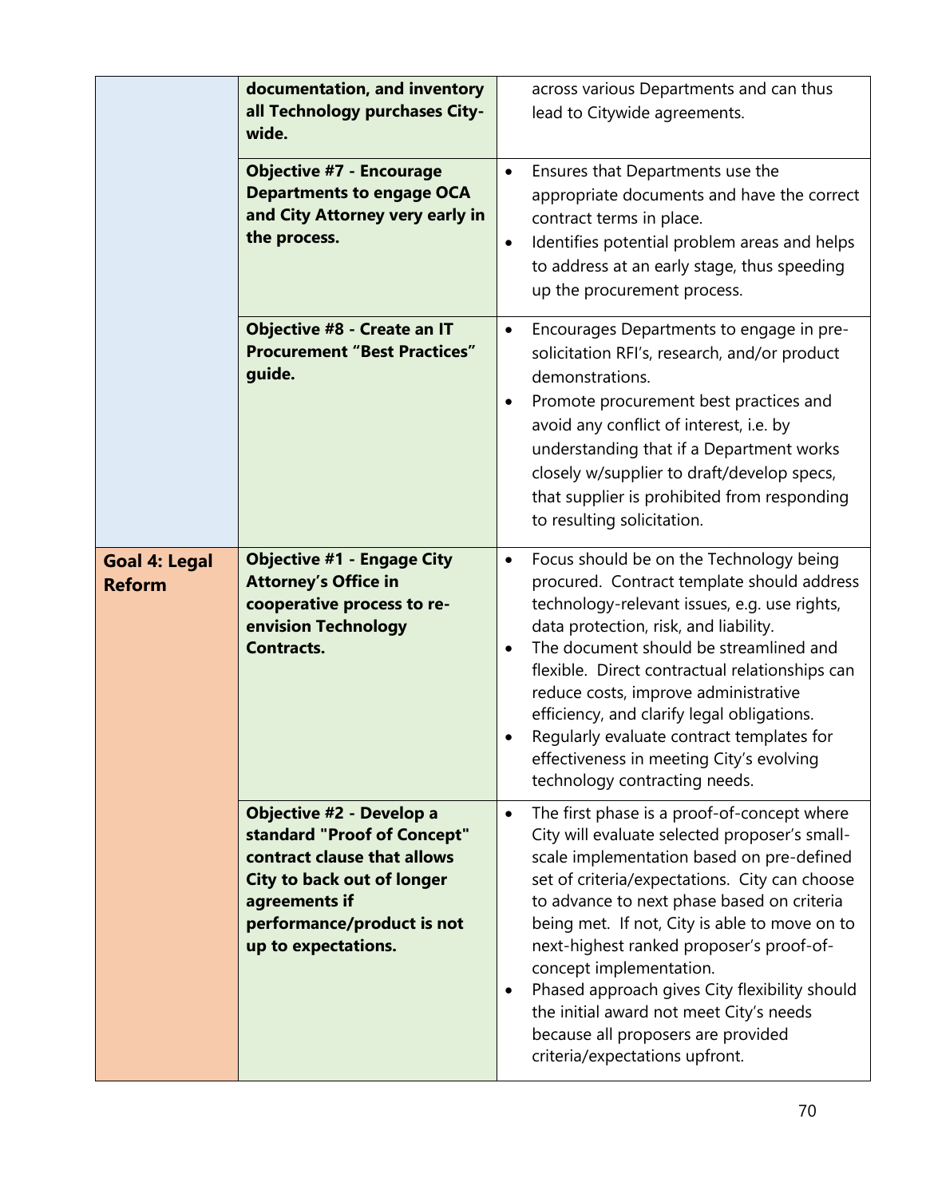| | | |
|---|---|---|
| | **documentation, and inventory all Technology purchases City-wide.** | across various Departments and can thus lead to Citywide agreements. |
| | **Objective #7 - Encourage Departments to engage OCA and City Attorney very early in the process.** | • Ensures that Departments use the appropriate documents and have the correct contract terms in place.<br>• Identifies potential problem areas and helps to address at an early stage, thus speeding up the procurement process. |
| | **Objective #8 - Create an IT Procurement "Best Practices" guide.** | • Encourages Departments to engage in pre-solicitation RFI's, research, and/or product demonstrations.<br>• Promote procurement best practices and avoid any conflict of interest, i.e. by understanding that if a Department works closely w/supplier to draft/develop specs, that supplier is prohibited from responding to resulting solicitation. |
| **Goal 4: Legal Reform** | **Objective #1 - Engage City Attorney's Office in cooperative process to re-envision Technology Contracts.** | • Focus should be on the Technology being procured. Contract template should address technology-relevant issues, e.g. use rights, data protection, risk, and liability.<br>• The document should be streamlined and flexible. Direct contractual relationships can reduce costs, improve administrative efficiency, and clarify legal obligations.<br>• Regularly evaluate contract templates for effectiveness in meeting City's evolving technology contracting needs. |
| | **Objective #2 - Develop a standard "Proof of Concept" contract clause that allows City to back out of longer agreements if performance/product is not up to expectations.** | • The first phase is a proof-of-concept where City will evaluate selected proposer's small-scale implementation based on pre-defined set of criteria/expectations. City can choose to advance to next phase based on criteria being met. If not, City is able to move on to next-highest ranked proposer's proof-of-concept implementation.<br>• Phased approach gives City flexibility should the initial award not meet City's needs because all proposers are provided criteria/expectations upfront. |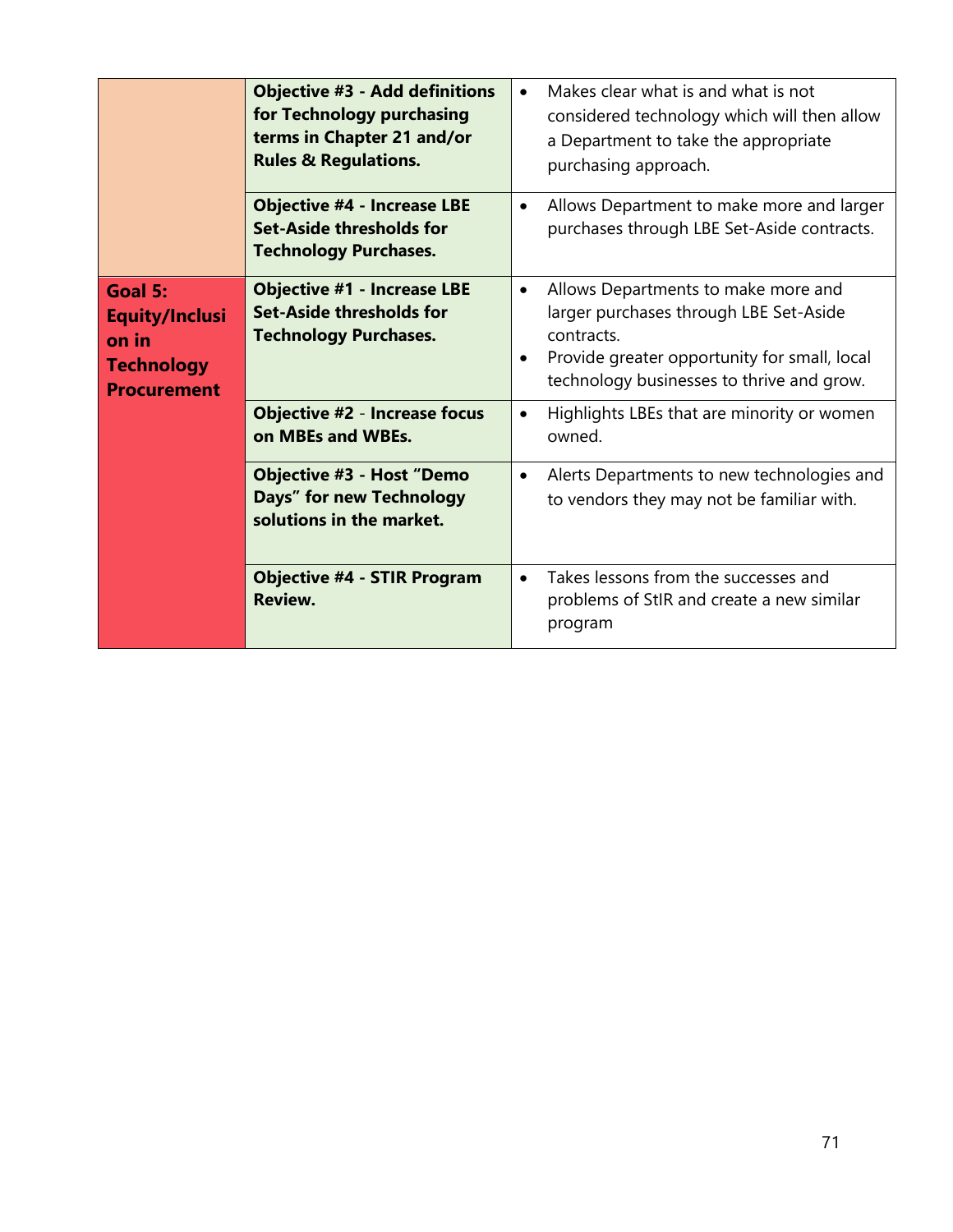| | | |
|---|---|---|
| | **Objective #3 - Add definitions for Technology purchasing terms in Chapter 21 and/or Rules & Regulations.** | • Makes clear what is and what is not considered technology which will then allow a Department to take the appropriate purchasing approach. |
| | **Objective #4 - Increase LBE Set-Aside thresholds for Technology Purchases.** | • Allows Department to make more and larger purchases through LBE Set-Aside contracts. |
| **Goal 5: Equity/Inclusion in Technology Procurement** | **Objective #1 - Increase LBE Set-Aside thresholds for Technology Purchases.** | • Allows Departments to make more and larger purchases through LBE Set-Aside contracts. • Provide greater opportunity for small, local technology businesses to thrive and grow. |
| | **Objective #2** - **Increase focus on MBEs and WBEs.** | • Highlights LBEs that are minority or women owned. |
| | **Objective #3 - Host "Demo Days" for new Technology solutions in the market.** | • Alerts Departments to new technologies and to vendors they may not be familiar with. |
| | **Objective #4 - STIR Program Review.** | • Takes lessons from the successes and problems of StIR and create a new similar program |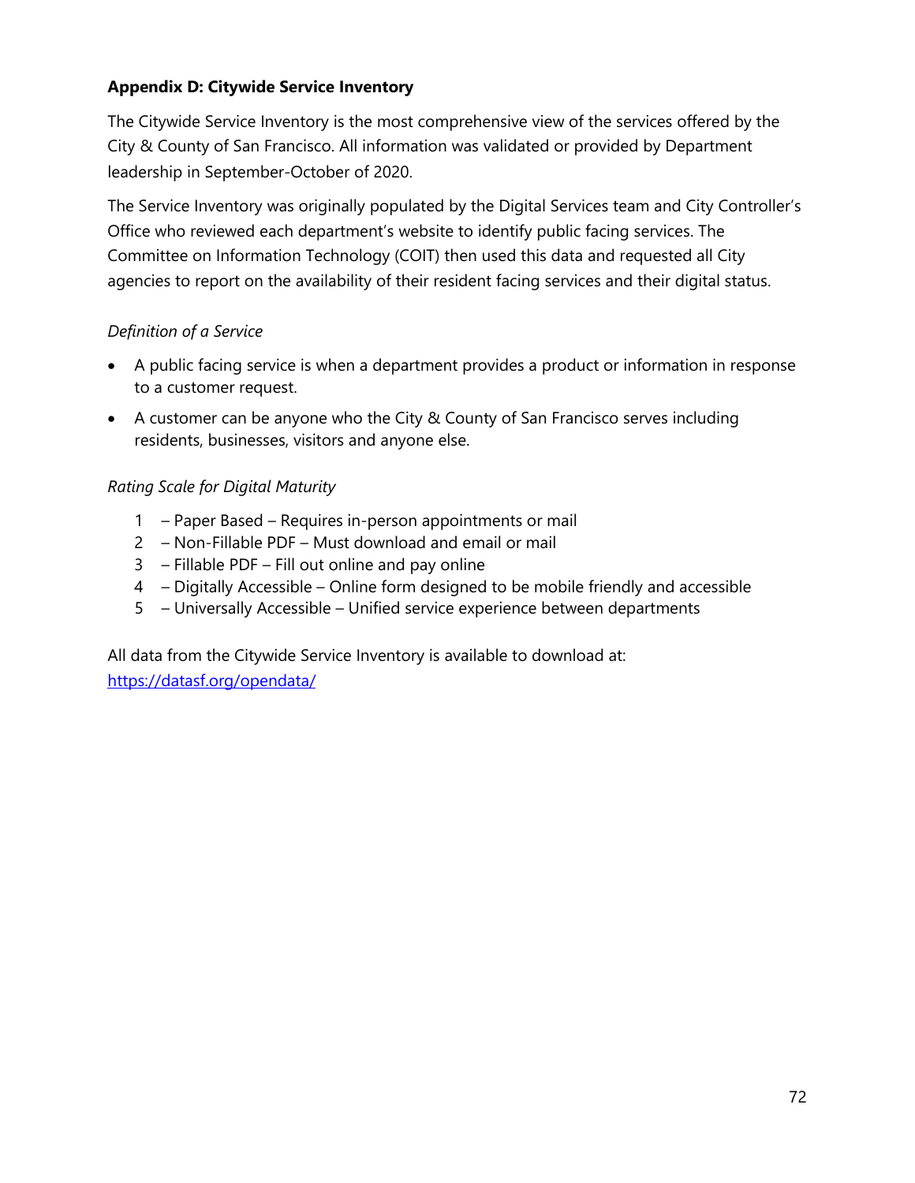## Appendix D: Citywide Service Inventory

The Citywide Service Inventory is the most comprehensive view of the services offered by the City & County of San Francisco. All information was validated or provided by Department leadership in September-October of 2020.

The Service Inventory was originally populated by the Digital Services team and City Controller's Office who reviewed each department's website to identify public facing services. The Committee on Information Technology (COIT) then used this data and requested all City agencies to report on the availability of their resident facing services and their digital status.

*Definition of a Service*

- A public facing service is when a department provides a product or information in response to a customer request.
- A customer can be anyone who the City & County of San Francisco serves including residents, businesses, visitors and anyone else.

*Rating Scale for Digital Maturity*

1. – Paper Based – Requires in-person appointments or mail
2. – Non-Fillable PDF – Must download and email or mail
3. – Fillable PDF – Fill out online and pay online
4. – Digitally Accessible – Online form designed to be mobile friendly and accessible
5. – Universally Accessible – Unified service experience between departments

All data from the Citywide Service Inventory is available to download at: https://datasf.org/opendata/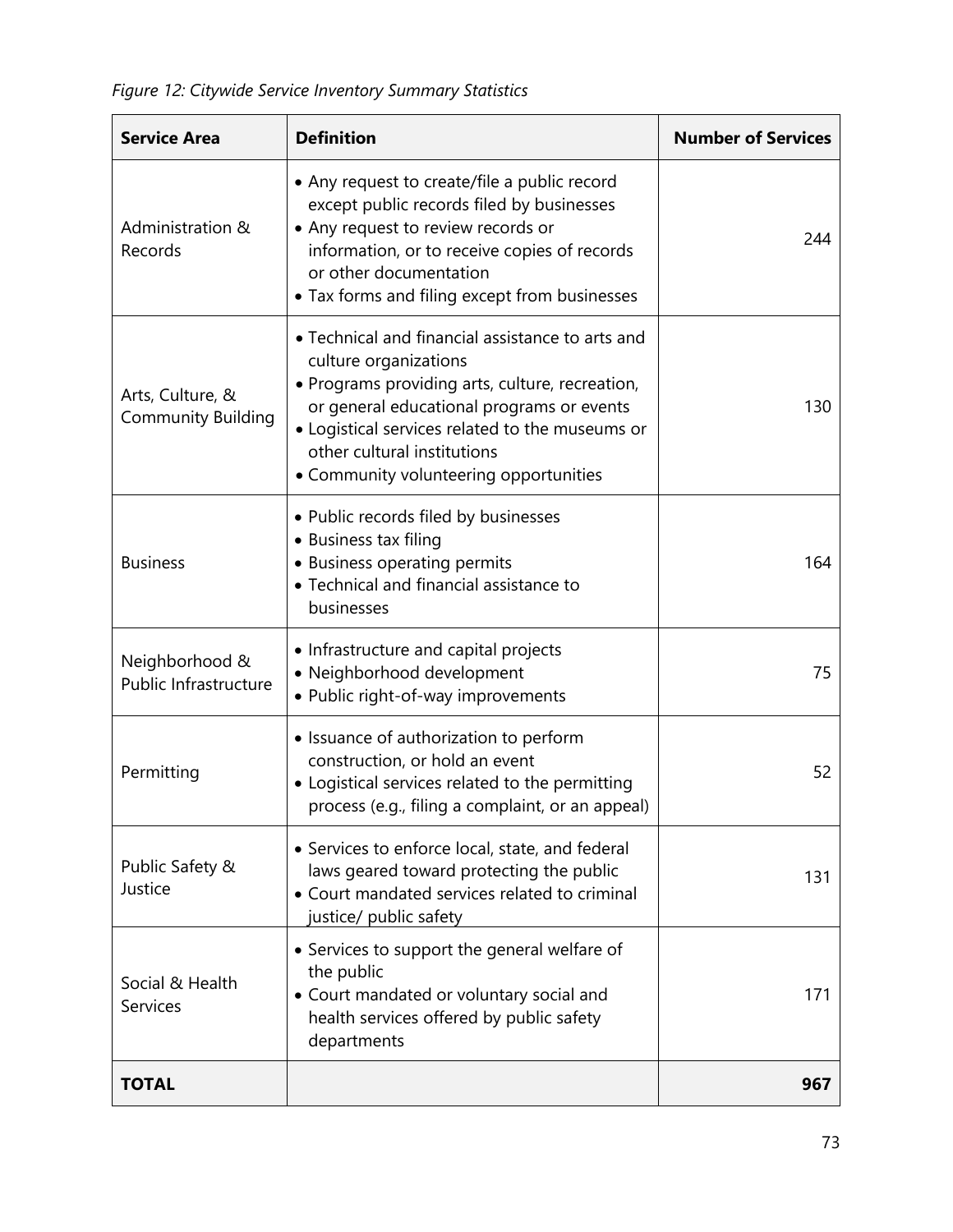*Figure 12: Citywide Service Inventory Summary Statistics*

| **Service Area** | **Definition** | **Number of Services** |
|---|---|---|
| Administration & Records | • Any request to create/file a public record except public records filed by businesses<br>• Any request to review records or information, or to receive copies of records or other documentation<br>• Tax forms and filing except from businesses | 244 |
| Arts, Culture, & Community Building | • Technical and financial assistance to arts and culture organizations<br>• Programs providing arts, culture, recreation, or general educational programs or events<br>• Logistical services related to the museums or other cultural institutions<br>• Community volunteering opportunities | 130 |
| Business | • Public records filed by businesses<br>• Business tax filing<br>• Business operating permits<br>• Technical and financial assistance to businesses | 164 |
| Neighborhood & Public Infrastructure | • Infrastructure and capital projects<br>• Neighborhood development<br>• Public right-of-way improvements | 75 |
| Permitting | • Issuance of authorization to perform construction, or hold an event<br>• Logistical services related to the permitting process (e.g., filing a complaint, or an appeal) | 52 |
| Public Safety & Justice | • Services to enforce local, state, and federal laws geared toward protecting the public<br>• Court mandated services related to criminal justice/ public safety | 131 |
| Social & Health Services | • Services to support the general welfare of the public<br>• Court mandated or voluntary social and health services offered by public safety departments | 171 |
| **TOTAL** | | **967** |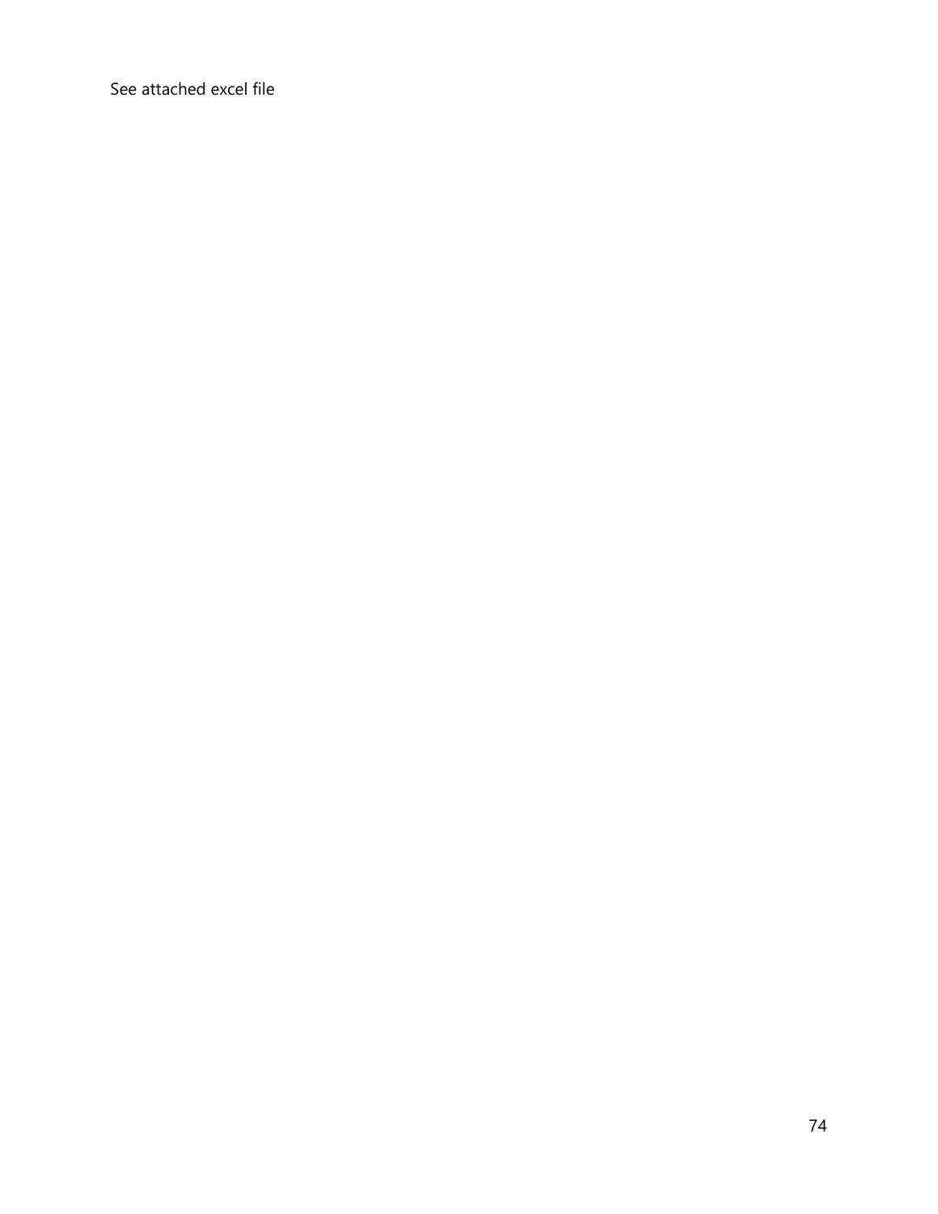See attached excel file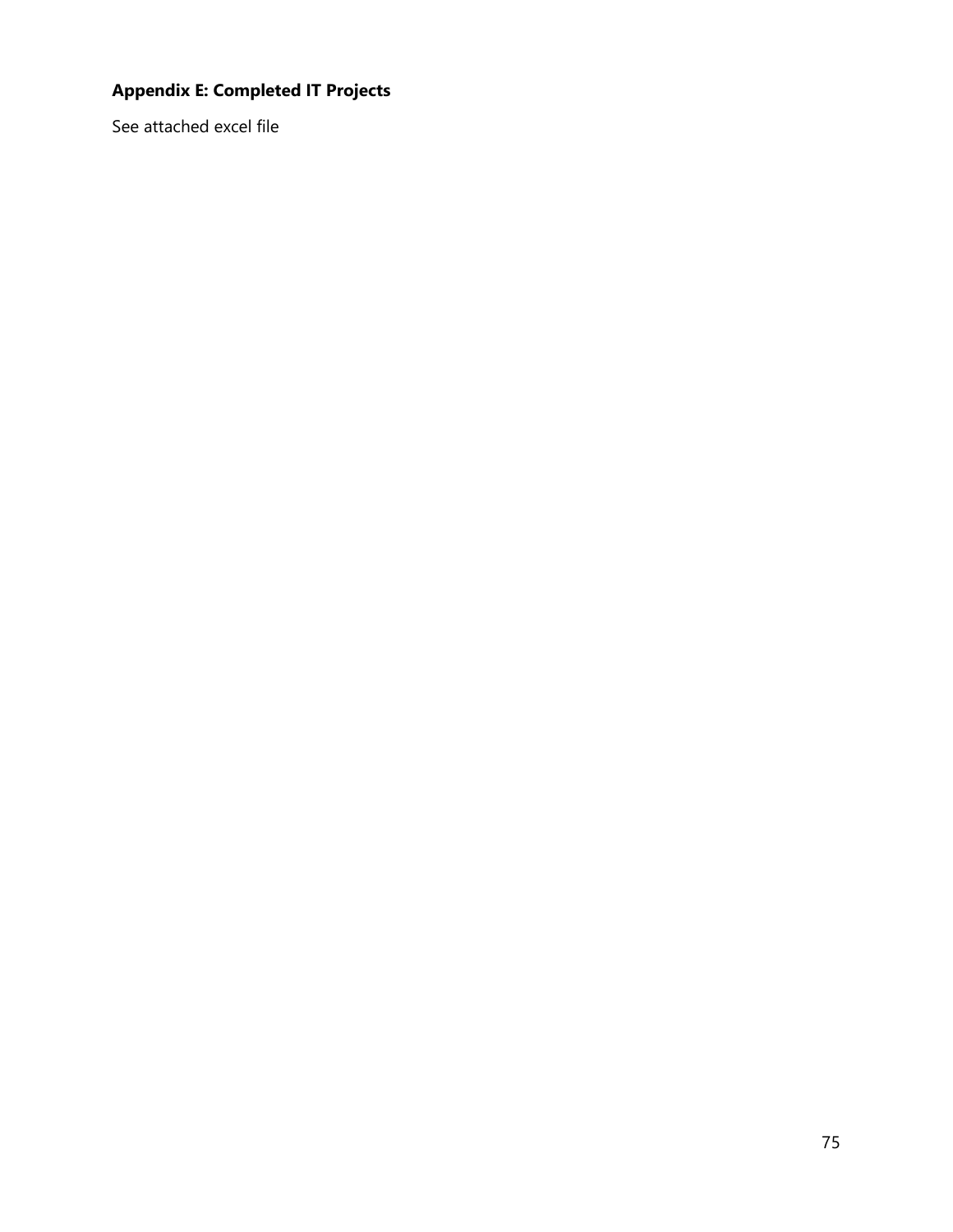### Appendix E: Completed IT Projects

See attached excel file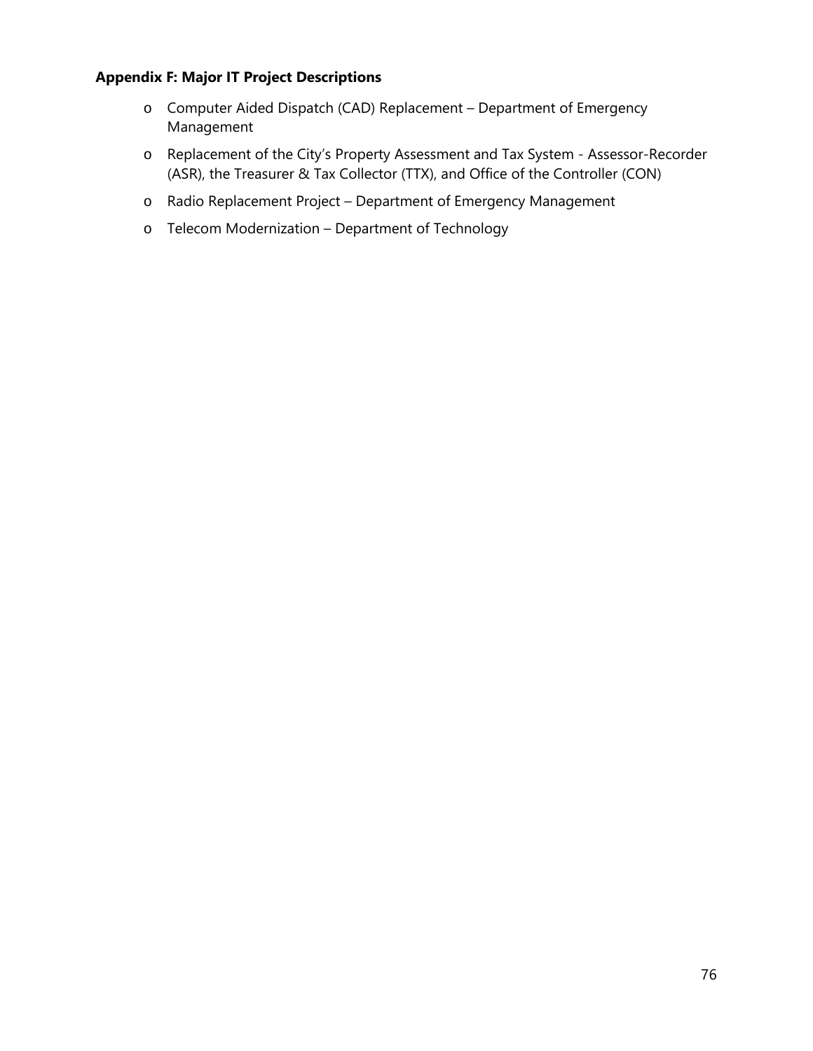**Appendix F: Major IT Project Descriptions**

- Computer Aided Dispatch (CAD) Replacement – Department of Emergency Management
- Replacement of the City's Property Assessment and Tax System - Assessor-Recorder (ASR), the Treasurer & Tax Collector (TTX), and Office of the Controller (CON)
- Radio Replacement Project – Department of Emergency Management
- Telecom Modernization – Department of Technology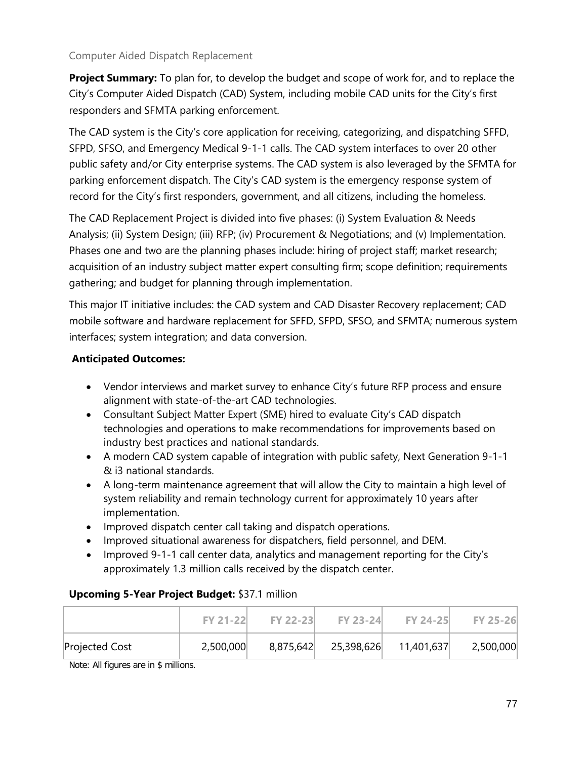## Computer Aided Dispatch Replacement

**Project Summary:** To plan for, to develop the budget and scope of work for, and to replace the City's Computer Aided Dispatch (CAD) System, including mobile CAD units for the City's first responders and SFMTA parking enforcement.

The CAD system is the City's core application for receiving, categorizing, and dispatching SFFD, SFPD, SFSO, and Emergency Medical 9-1-1 calls. The CAD system interfaces to over 20 other public safety and/or City enterprise systems. The CAD system is also leveraged by the SFMTA for parking enforcement dispatch. The City's CAD system is the emergency response system of record for the City's first responders, government, and all citizens, including the homeless.

The CAD Replacement Project is divided into five phases: (i) System Evaluation & Needs Analysis; (ii) System Design; (iii) RFP; (iv) Procurement & Negotiations; and (v) Implementation. Phases one and two are the planning phases include: hiring of project staff; market research; acquisition of an industry subject matter expert consulting firm; scope definition; requirements gathering; and budget for planning through implementation.

This major IT initiative includes: the CAD system and CAD Disaster Recovery replacement; CAD mobile software and hardware replacement for SFFD, SFPD, SFSO, and SFMTA; numerous system interfaces; system integration; and data conversion.

**Anticipated Outcomes:**

- Vendor interviews and market survey to enhance City's future RFP process and ensure alignment with state-of-the-art CAD technologies.
- Consultant Subject Matter Expert (SME) hired to evaluate City's CAD dispatch technologies and operations to make recommendations for improvements based on industry best practices and national standards.
- A modern CAD system capable of integration with public safety, Next Generation 9-1-1 & i3 national standards.
- A long-term maintenance agreement that will allow the City to maintain a high level of system reliability and remain technology current for approximately 10 years after implementation.
- Improved dispatch center call taking and dispatch operations.
- Improved situational awareness for dispatchers, field personnel, and DEM.
- Improved 9-1-1 call center data, analytics and management reporting for the City's approximately 1.3 million calls received by the dispatch center.

**Upcoming 5-Year Project Budget:** $37.1 million

| | FY 21-22 | FY 22-23 | FY 23-24 | FY 24-25 | FY 25-26 |
|---|---|---|---|---|---|
| Projected Cost | 2,500,000 | 8,875,642 | 25,398,626 | 11,401,637 | 2,500,000 |

Note: All figures are in $ millions.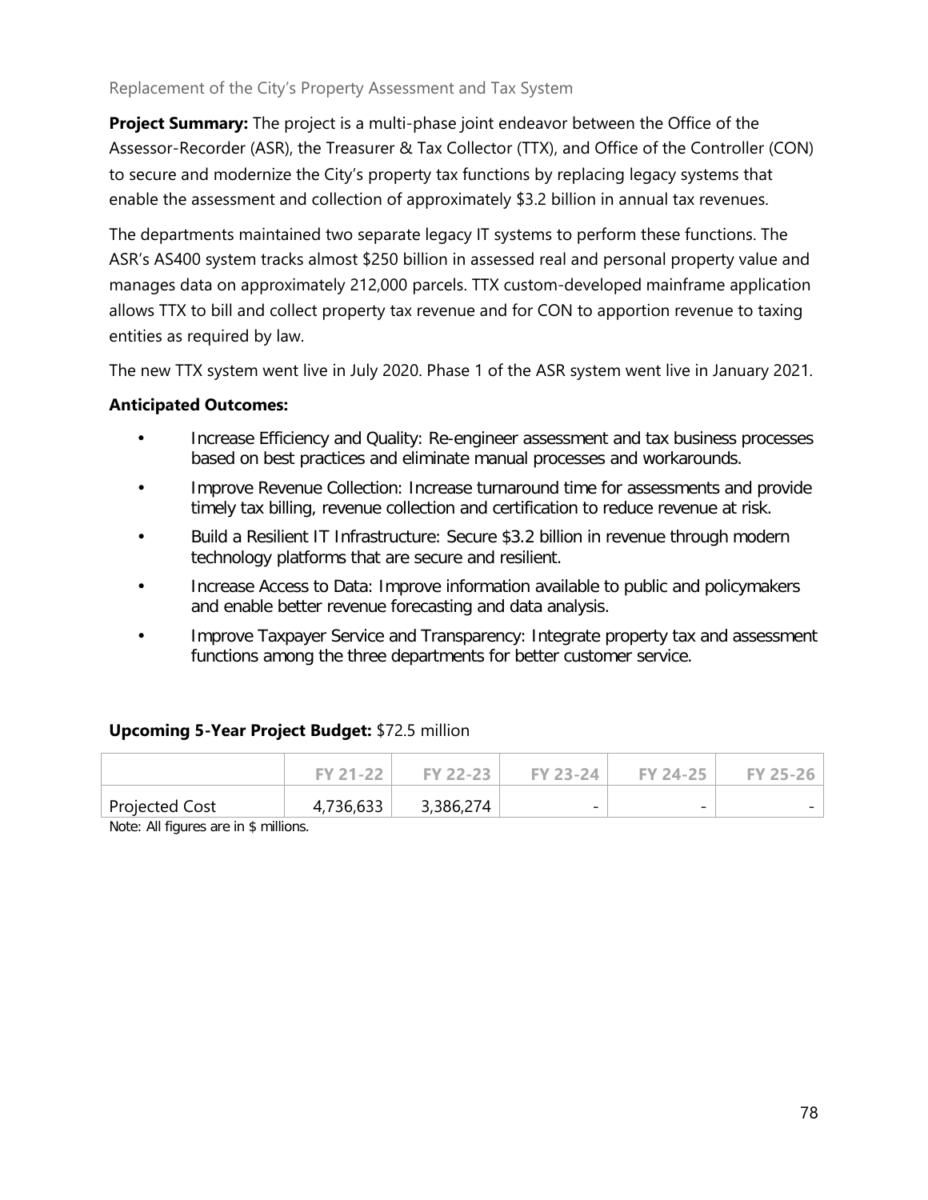### Replacement of the City's Property Assessment and Tax System

**Project Summary:** The project is a multi-phase joint endeavor between the Office of the Assessor-Recorder (ASR), the Treasurer & Tax Collector (TTX), and Office of the Controller (CON) to secure and modernize the City's property tax functions by replacing legacy systems that enable the assessment and collection of approximately $3.2 billion in annual tax revenues.

The departments maintained two separate legacy IT systems to perform these functions. The ASR's AS400 system tracks almost $250 billion in assessed real and personal property value and manages data on approximately 212,000 parcels. TTX custom-developed mainframe application allows TTX to bill and collect property tax revenue and for CON to apportion revenue to taxing entities as required by law.

The new TTX system went live in July 2020. Phase 1 of the ASR system went live in January 2021.

**Anticipated Outcomes:**

- Increase Efficiency and Quality: Re-engineer assessment and tax business processes based on best practices and eliminate manual processes and workarounds.
- Improve Revenue Collection: Increase turnaround time for assessments and provide timely tax billing, revenue collection and certification to reduce revenue at risk.
- Build a Resilient IT Infrastructure: Secure $3.2 billion in revenue through modern technology platforms that are secure and resilient.
- Increase Access to Data: Improve information available to public and policymakers and enable better revenue forecasting and data analysis.
- Improve Taxpayer Service and Transparency: Integrate property tax and assessment functions among the three departments for better customer service.

**Upcoming 5-Year Project Budget:** $72.5 million

| | FY 21-22 | FY 22-23 | FY 23-24 | FY 24-25 | FY 25-26 |
|---|---|---|---|---|---|
| Projected Cost | 4,736,633 | 3,386,274 | - | - | - |

Note: All figures are in $ millions.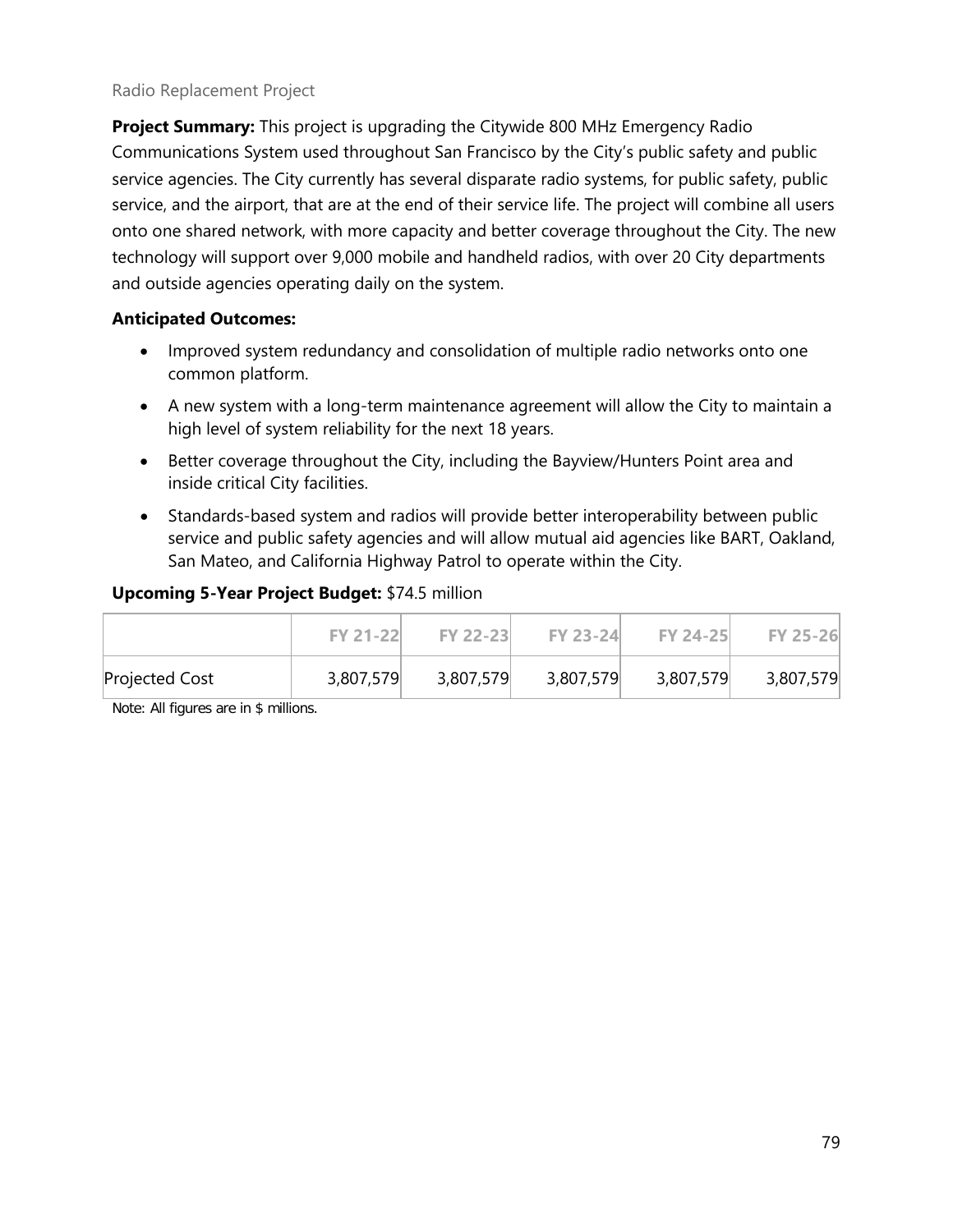### Radio Replacement Project

**Project Summary:** This project is upgrading the Citywide 800 MHz Emergency Radio Communications System used throughout San Francisco by the City's public safety and public service agencies. The City currently has several disparate radio systems, for public safety, public service, and the airport, that are at the end of their service life. The project will combine all users onto one shared network, with more capacity and better coverage throughout the City. The new technology will support over 9,000 mobile and handheld radios, with over 20 City departments and outside agencies operating daily on the system.

**Anticipated Outcomes:**

- Improved system redundancy and consolidation of multiple radio networks onto one common platform.
- A new system with a long-term maintenance agreement will allow the City to maintain a high level of system reliability for the next 18 years.
- Better coverage throughout the City, including the Bayview/Hunters Point area and inside critical City facilities.
- Standards-based system and radios will provide better interoperability between public service and public safety agencies and will allow mutual aid agencies like BART, Oakland, San Mateo, and California Highway Patrol to operate within the City.

**Upcoming 5-Year Project Budget:** $74.5 million

| | FY 21-22 | FY 22-23 | FY 23-24 | FY 24-25 | FY 25-26 |
|---|---|---|---|---|---|
| Projected Cost | 3,807,579 | 3,807,579 | 3,807,579 | 3,807,579 | 3,807,579 |

Note: All figures are in $ millions.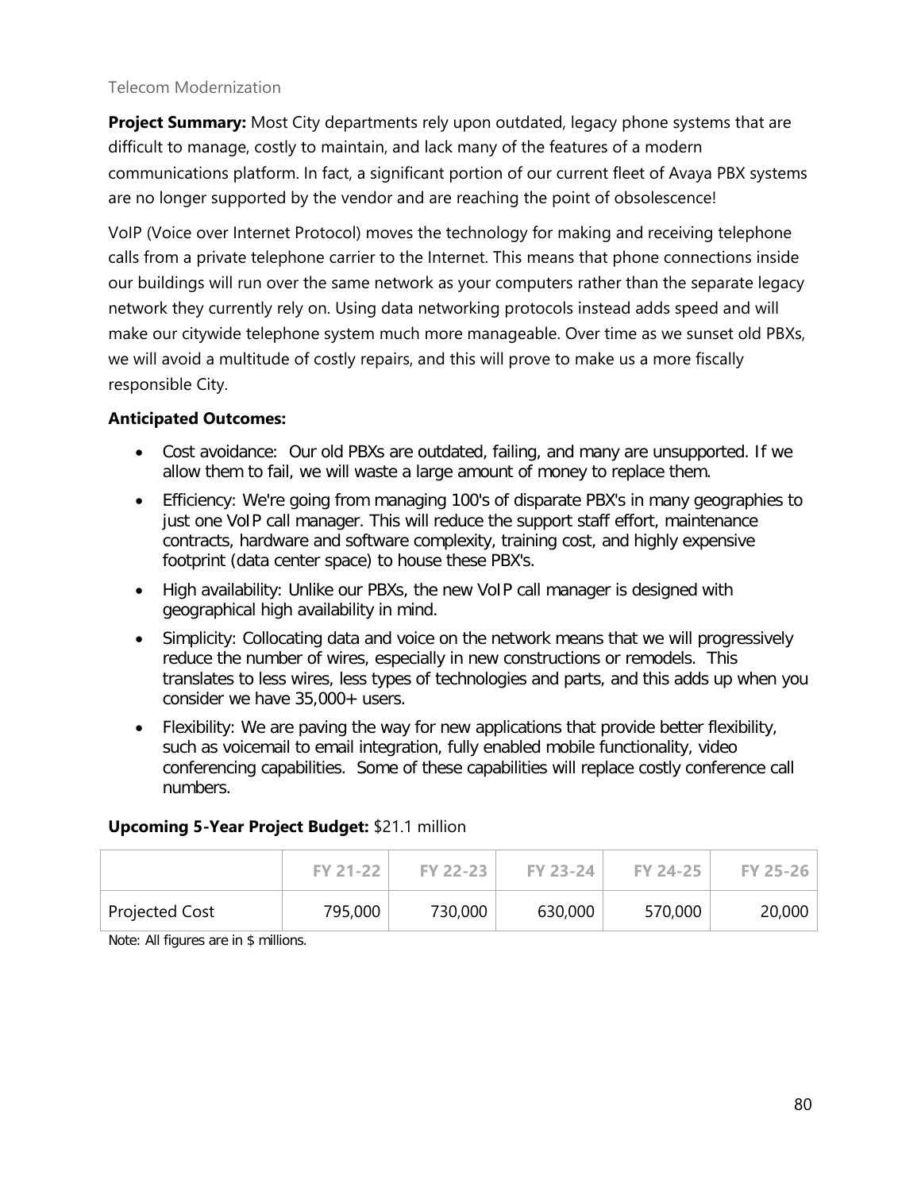## Telecom Modernization

**Project Summary:** Most City departments rely upon outdated, legacy phone systems that are difficult to manage, costly to maintain, and lack many of the features of a modern communications platform. In fact, a significant portion of our current fleet of Avaya PBX systems are no longer supported by the vendor and are reaching the point of obsolescence!

VoIP (Voice over Internet Protocol) moves the technology for making and receiving telephone calls from a private telephone carrier to the Internet. This means that phone connections inside our buildings will run over the same network as your computers rather than the separate legacy network they currently rely on. Using data networking protocols instead adds speed and will make our citywide telephone system much more manageable. Over time as we sunset old PBXs, we will avoid a multitude of costly repairs, and this will prove to make us a more fiscally responsible City.

**Anticipated Outcomes:**

- Cost avoidance: Our old PBXs are outdated, failing, and many are unsupported. If we allow them to fail, we will waste a large amount of money to replace them.
- Efficiency: We're going from managing 100's of disparate PBX's in many geographies to just one VoIP call manager. This will reduce the support staff effort, maintenance contracts, hardware and software complexity, training cost, and highly expensive footprint (data center space) to house these PBX's.
- High availability: Unlike our PBXs, the new VoIP call manager is designed with geographical high availability in mind.
- Simplicity: Collocating data and voice on the network means that we will progressively reduce the number of wires, especially in new constructions or remodels. This translates to less wires, less types of technologies and parts, and this adds up when you consider we have 35,000+ users.
- Flexibility: We are paving the way for new applications that provide better flexibility, such as voicemail to email integration, fully enabled mobile functionality, video conferencing capabilities. Some of these capabilities will replace costly conference call numbers.

**Upcoming 5-Year Project Budget:** $21.1 million

| | FY 21-22 | FY 22-23 | FY 23-24 | FY 24-25 | FY 25-26 |
|---|---|---|---|---|---|
| Projected Cost | 795,000 | 730,000 | 630,000 | 570,000 | 20,000 |

Note: All figures are in $ millions.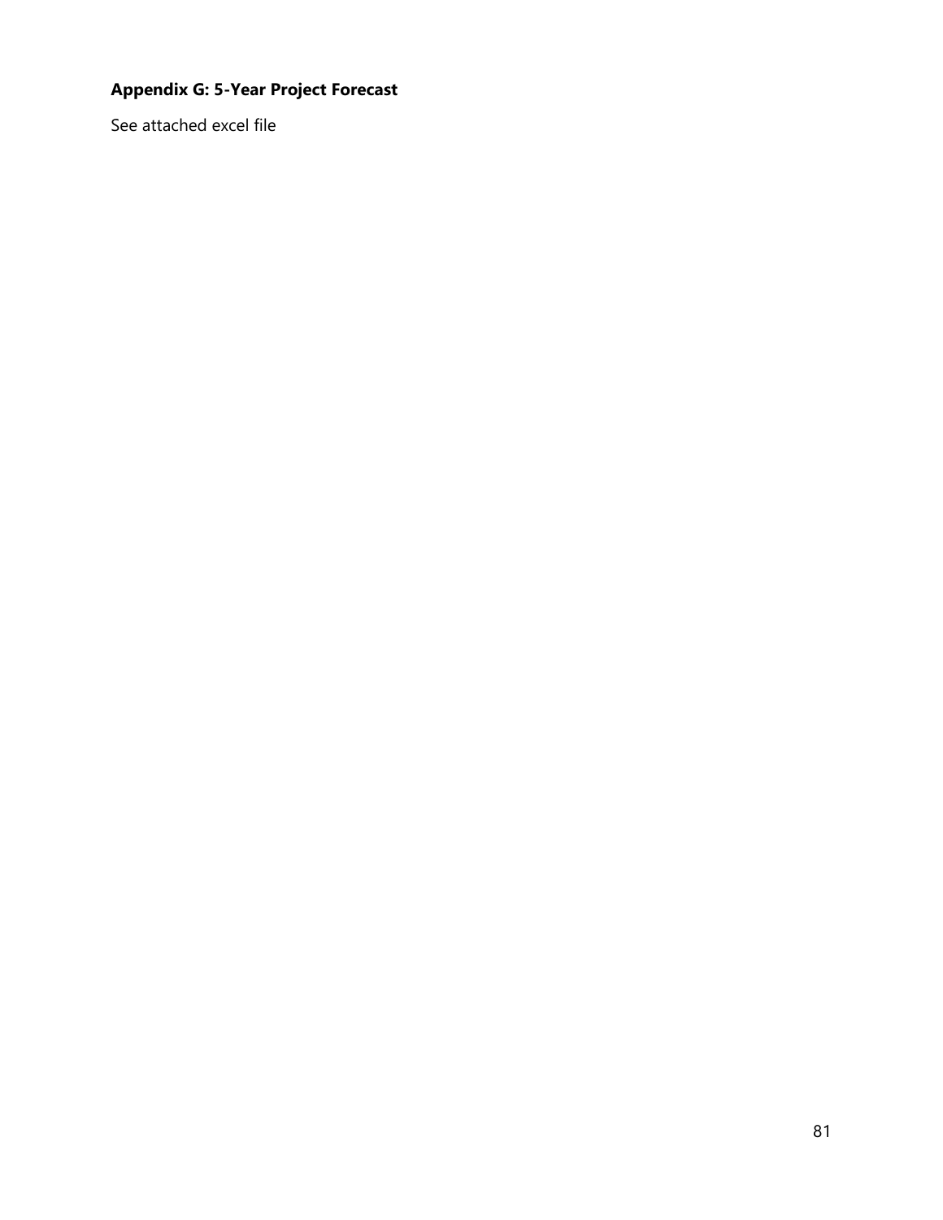**Appendix G: 5-Year Project Forecast**

See attached excel file